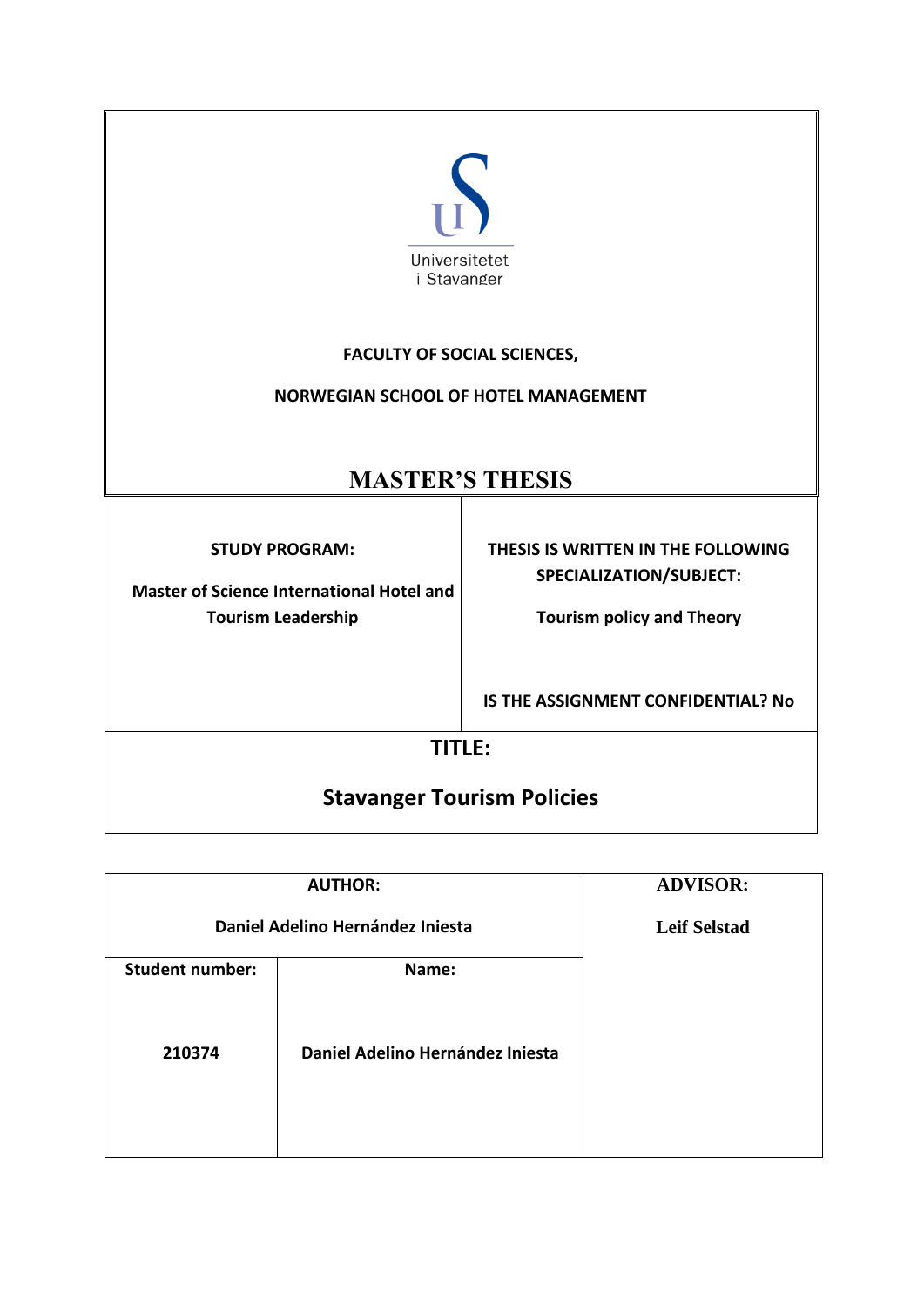Universitetet
i Stavanger

**FACULTY OF SOCIAL SCIENCES,**

**NORWEGIAN SCHOOL OF HOTEL MANAGEMENT**

# MASTER'S THESIS

| STUDY PROGRAM: | THESIS IS WRITTEN IN THE FOLLOWING SPECIALIZATION/SUBJECT: |
|---|---|
| Master of Science International Hotel and Tourism Leadership | Tourism policy and Theory |
| | IS THE ASSIGNMENT CONFIDENTIAL? No |

**TITLE:**

## Stavanger Tourism Policies

| AUTHOR: | | ADVISOR: |
|---|---|---|
| Daniel Adelino Hernández Iniesta | | Leif Selstad |
| Student number: | Name: | |
| 210374 | Daniel Adelino Hernández Iniesta | |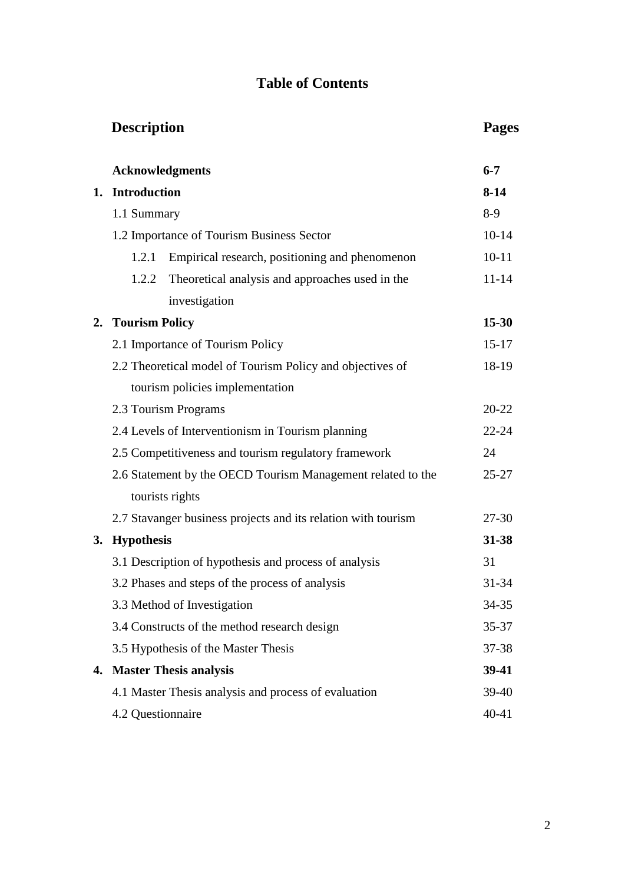# Table of Contents

| Description | Pages |
|---|---|
| **Acknowledgments** | **6-7** |
| **1. Introduction** | **8-14** |
| 1.1 Summary | 8-9 |
| 1.2 Importance of Tourism Business Sector | 10-14 |
| 1.2.1 Empirical research, positioning and phenomenon | 10-11 |
| 1.2.2 Theoretical analysis and approaches used in the investigation | 11-14 |
| **2. Tourism Policy** | **15-30** |
| 2.1 Importance of Tourism Policy | 15-17 |
| 2.2 Theoretical model of Tourism Policy and objectives of tourism policies implementation | 18-19 |
| 2.3 Tourism Programs | 20-22 |
| 2.4 Levels of Interventionism in Tourism planning | 22-24 |
| 2.5 Competitiveness and tourism regulatory framework | 24 |
| 2.6 Statement by the OECD Tourism Management related to the tourists rights | 25-27 |
| 2.7 Stavanger business projects and its relation with tourism | 27-30 |
| **3. Hypothesis** | **31-38** |
| 3.1 Description of hypothesis and process of analysis | 31 |
| 3.2 Phases and steps of the process of analysis | 31-34 |
| 3.3 Method of Investigation | 34-35 |
| 3.4 Constructs of the method research design | 35-37 |
| 3.5 Hypothesis of the Master Thesis | 37-38 |
| **4. Master Thesis analysis** | **39-41** |
| 4.1 Master Thesis analysis and process of evaluation | 39-40 |
| 4.2 Questionnaire | 40-41 |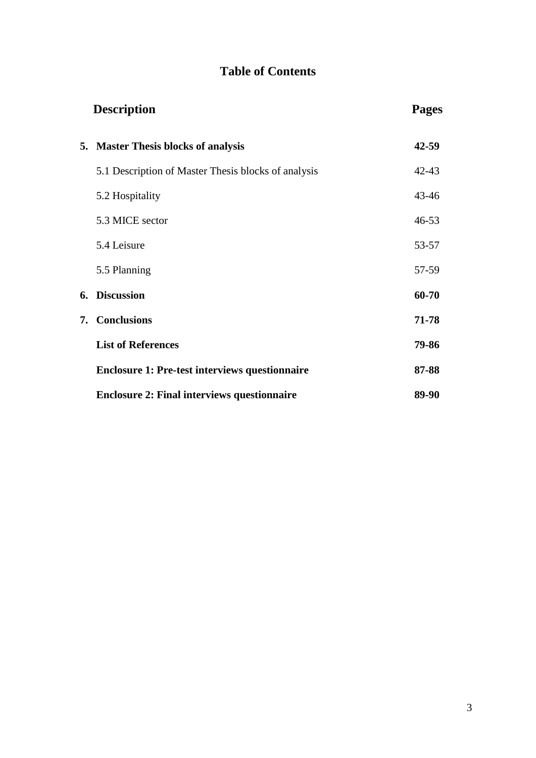## Table of Contents

| Description | Pages |
|---|---|
| **5. Master Thesis blocks of analysis** | **42-59** |
| 5.1 Description of Master Thesis blocks of analysis | 42-43 |
| 5.2 Hospitality | 43-46 |
| 5.3 MICE sector | 46-53 |
| 5.4 Leisure | 53-57 |
| 5.5 Planning | 57-59 |
| **6. Discussion** | **60-70** |
| **7. Conclusions** | **71-78** |
| **List of References** | **79-86** |
| **Enclosure 1: Pre-test interviews questionnaire** | **87-88** |
| **Enclosure 2: Final interviews questionnaire** | **89-90** |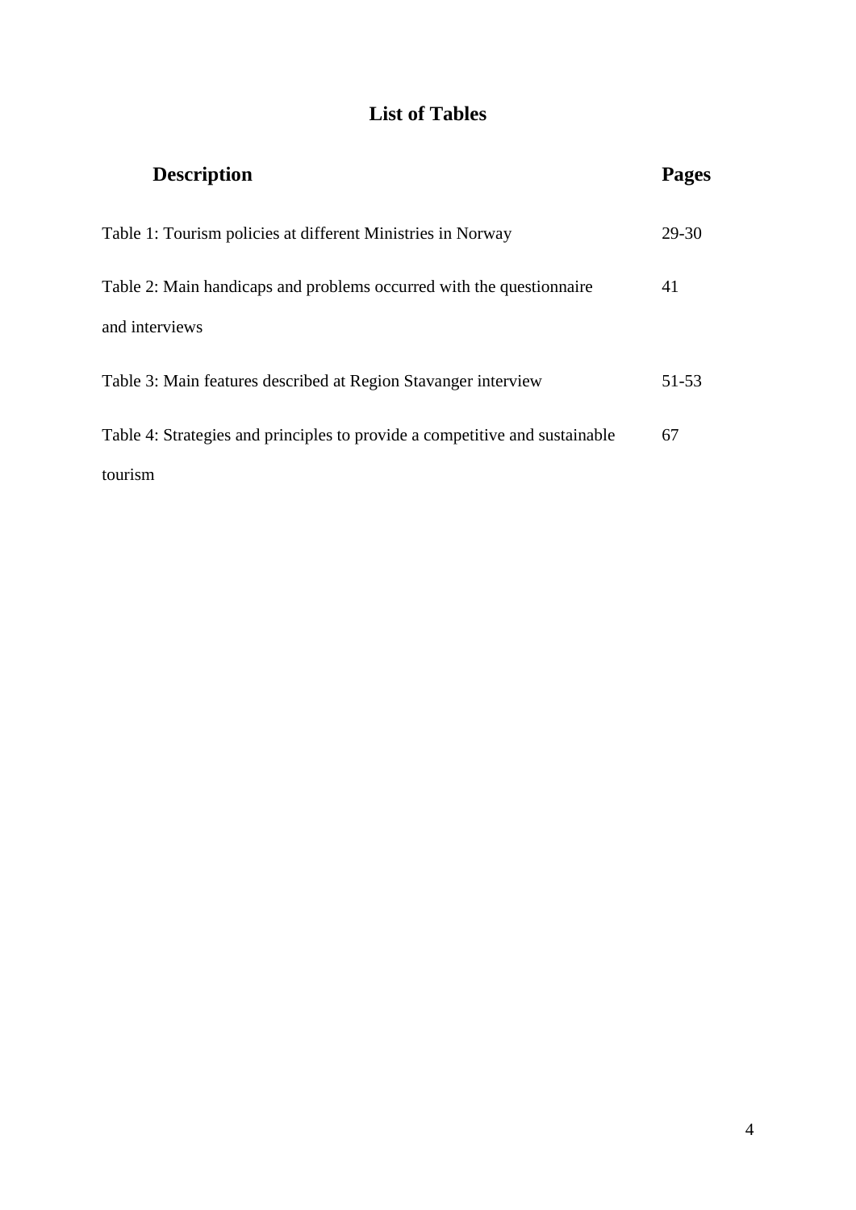# List of Tables

| Description | Pages |
|---|---|
| Table 1: Tourism policies at different Ministries in Norway | 29-30 |
| Table 2: Main handicaps and problems occurred with the questionnaire and interviews | 41 |
| Table 3: Main features described at Region Stavanger interview | 51-53 |
| Table 4: Strategies and principles to provide a competitive and sustainable tourism | 67 |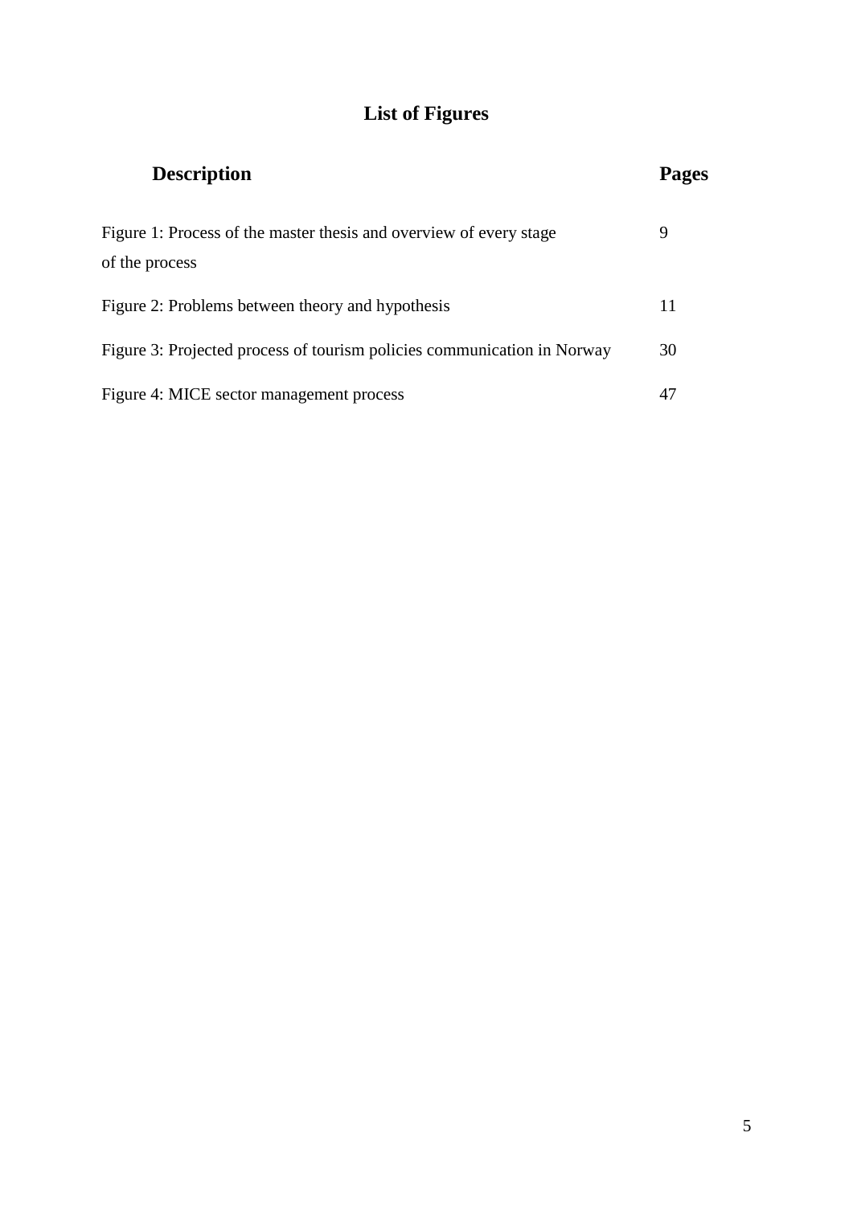# List of Figures

| **Description** | **Pages** |
| --- | --- |
| Figure 1: Process of the master thesis and overview of every stage of the process | 9 |
| Figure 2: Problems between theory and hypothesis | 11 |
| Figure 3: Projected process of tourism policies communication in Norway | 30 |
| Figure 4: MICE sector management process | 47 |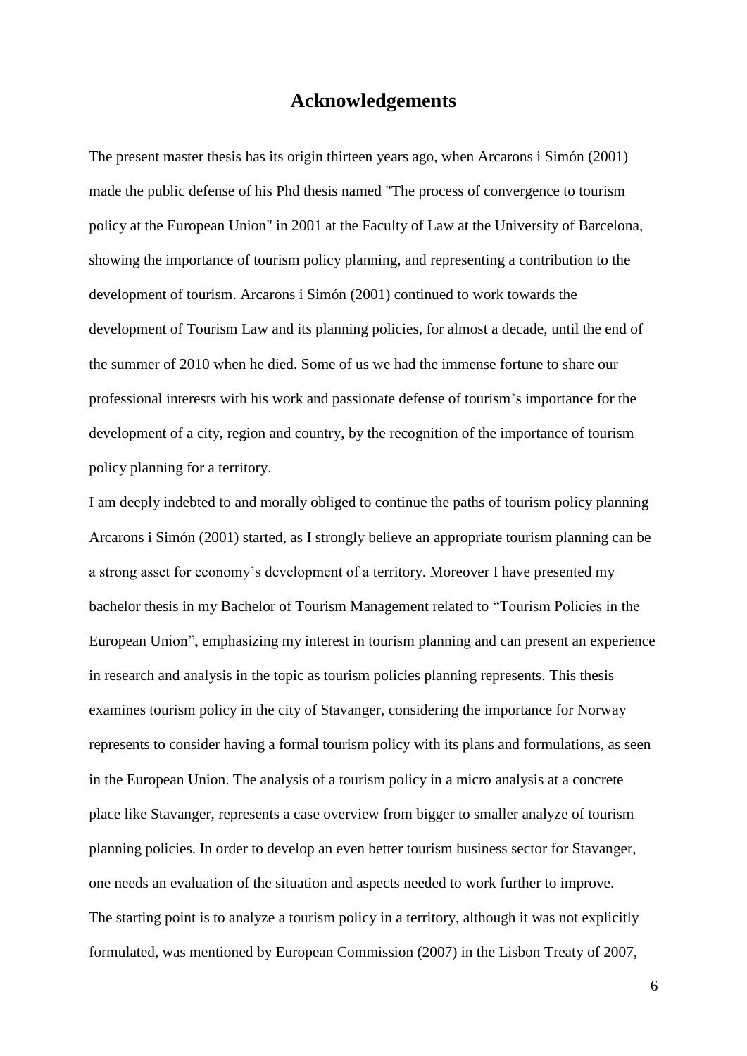# Acknowledgements

The present master thesis has its origin thirteen years ago, when Arcarons i Simón (2001) made the public defense of his Phd thesis named "The process of convergence to tourism policy at the European Union" in 2001 at the Faculty of Law at the University of Barcelona, showing the importance of tourism policy planning, and representing a contribution to the development of tourism. Arcarons i Simón (2001) continued to work towards the development of Tourism Law and its planning policies, for almost a decade, until the end of the summer of 2010 when he died. Some of us we had the immense fortune to share our professional interests with his work and passionate defense of tourism's importance for the development of a city, region and country, by the recognition of the importance of tourism policy planning for a territory.

I am deeply indebted to and morally obliged to continue the paths of tourism policy planning Arcarons i Simón (2001) started, as I strongly believe an appropriate tourism planning can be a strong asset for economy's development of a territory. Moreover I have presented my bachelor thesis in my Bachelor of Tourism Management related to "Tourism Policies in the European Union", emphasizing my interest in tourism planning and can present an experience in research and analysis in the topic as tourism policies planning represents. This thesis examines tourism policy in the city of Stavanger, considering the importance for Norway represents to consider having a formal tourism policy with its plans and formulations, as seen in the European Union. The analysis of a tourism policy in a micro analysis at a concrete place like Stavanger, represents a case overview from bigger to smaller analyze of tourism planning policies. In order to develop an even better tourism business sector for Stavanger, one needs an evaluation of the situation and aspects needed to work further to improve.

The starting point is to analyze a tourism policy in a territory, although it was not explicitly formulated, was mentioned by European Commission (2007) in the Lisbon Treaty of 2007,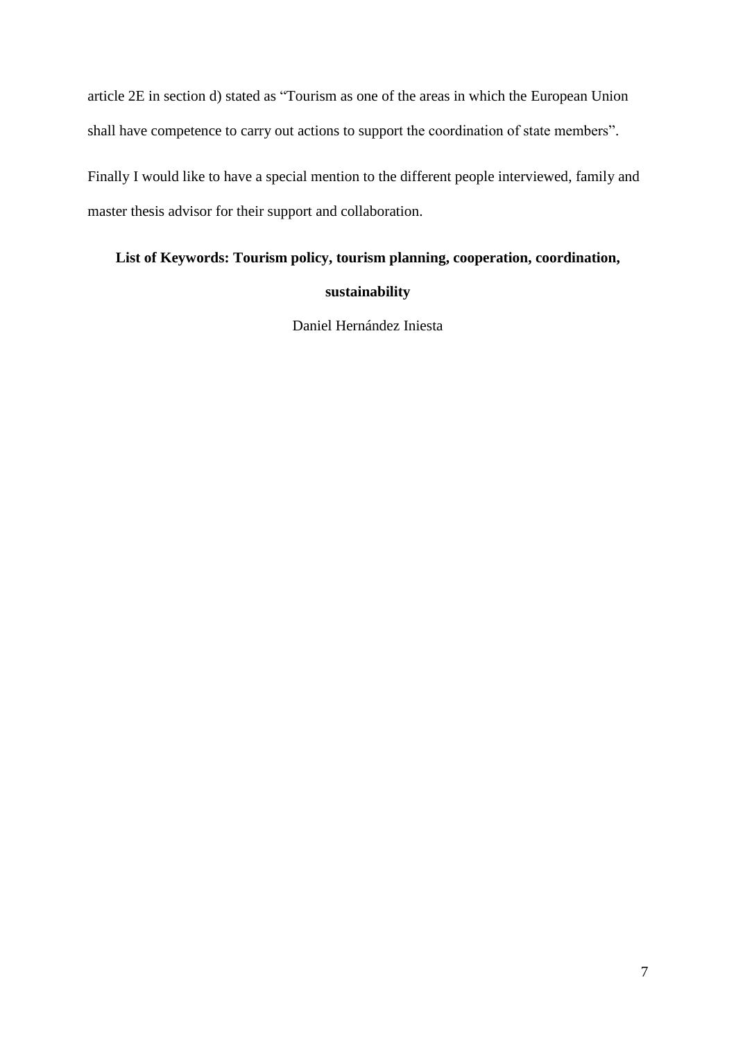article 2E in section d) stated as “Tourism as one of the areas in which the European Union shall have competence to carry out actions to support the coordination of state members”.

Finally I would like to have a special mention to the different people interviewed, family and master thesis advisor for their support and collaboration.

**List of Keywords: Tourism policy, tourism planning, cooperation, coordination, sustainability**

Daniel Hernández Iniesta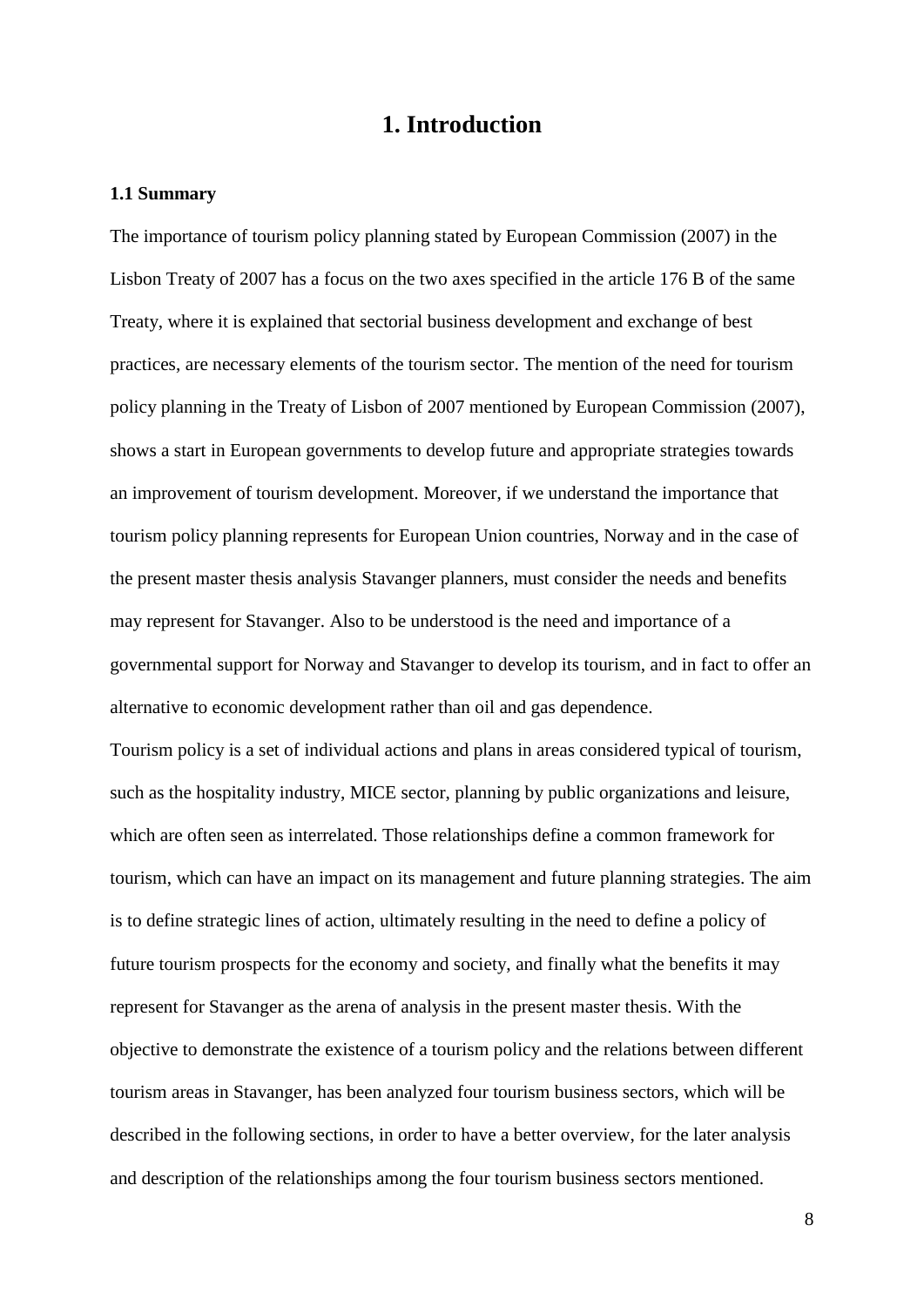# 1. Introduction

### 1.1 Summary

The importance of tourism policy planning stated by European Commission (2007) in the Lisbon Treaty of 2007 has a focus on the two axes specified in the article 176 B of the same Treaty, where it is explained that sectorial business development and exchange of best practices, are necessary elements of the tourism sector. The mention of the need for tourism policy planning in the Treaty of Lisbon of 2007 mentioned by European Commission (2007), shows a start in European governments to develop future and appropriate strategies towards an improvement of tourism development. Moreover, if we understand the importance that tourism policy planning represents for European Union countries, Norway and in the case of the present master thesis analysis Stavanger planners, must consider the needs and benefits may represent for Stavanger. Also to be understood is the need and importance of a governmental support for Norway and Stavanger to develop its tourism, and in fact to offer an alternative to economic development rather than oil and gas dependence.

Tourism policy is a set of individual actions and plans in areas considered typical of tourism, such as the hospitality industry, MICE sector, planning by public organizations and leisure, which are often seen as interrelated. Those relationships define a common framework for tourism, which can have an impact on its management and future planning strategies. The aim is to define strategic lines of action, ultimately resulting in the need to define a policy of future tourism prospects for the economy and society, and finally what the benefits it may represent for Stavanger as the arena of analysis in the present master thesis. With the objective to demonstrate the existence of a tourism policy and the relations between different tourism areas in Stavanger, has been analyzed four tourism business sectors, which will be described in the following sections, in order to have a better overview, for the later analysis and description of the relationships among the four tourism business sectors mentioned.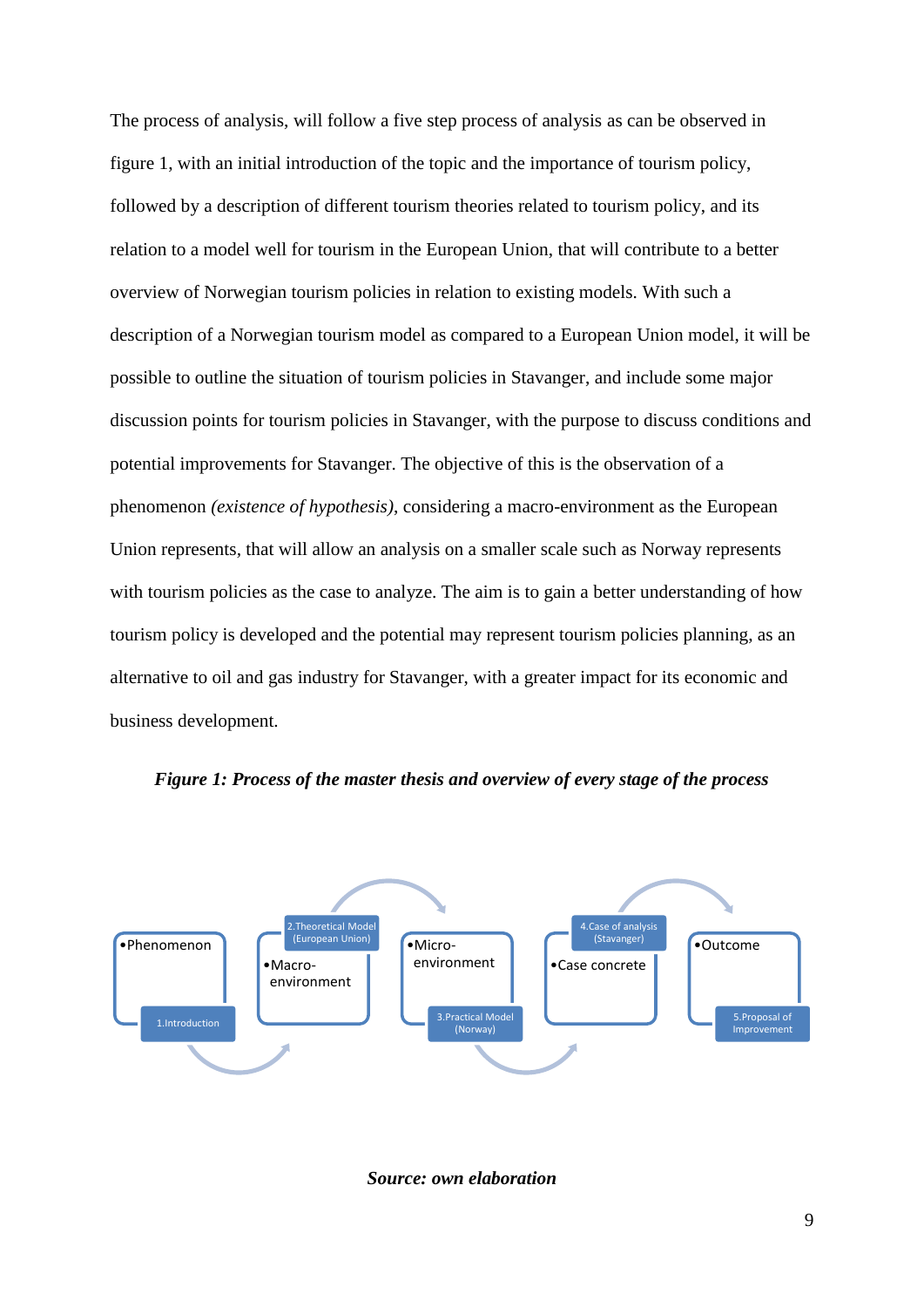The process of analysis, will follow a five step process of analysis as can be observed in figure 1, with an initial introduction of the topic and the importance of tourism policy, followed by a description of different tourism theories related to tourism policy, and its relation to a model well for tourism in the European Union, that will contribute to a better overview of Norwegian tourism policies in relation to existing models. With such a description of a Norwegian tourism model as compared to a European Union model, it will be possible to outline the situation of tourism policies in Stavanger, and include some major discussion points for tourism policies in Stavanger, with the purpose to discuss conditions and potential improvements for Stavanger. The objective of this is the observation of a phenomenon *(existence of hypothesis)*, considering a macro-environment as the European Union represents, that will allow an analysis on a smaller scale such as Norway represents with tourism policies as the case to analyze. The aim is to gain a better understanding of how tourism policy is developed and the potential may represent tourism policies planning, as an alternative to oil and gas industry for Stavanger, with a greater impact for its economic and business development.

***Figure 1: Process of the master thesis and overview of every stage of the process***

- Phenomenon — 1.Introduction
- Macro-environment — 2.Theoretical Model (European Union)
- Micro-environment — 3.Practical Model (Norway)
- Case concrete — 4.Case of analysis (Stavanger)
- Outcome — 5.Proposal of Improvement

***Source: own elaboration***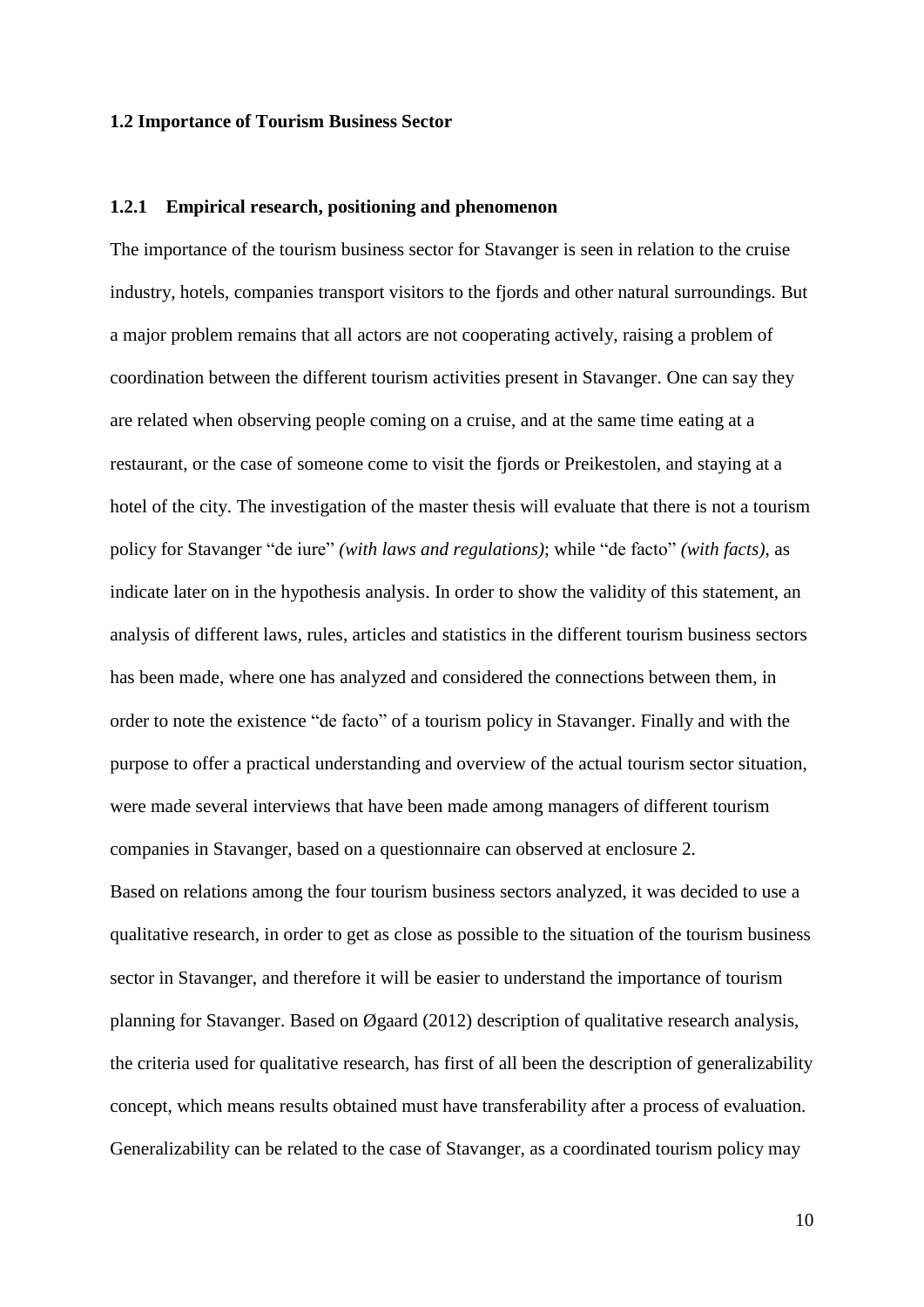## 1.2 Importance of Tourism Business Sector

### 1.2.1 Empirical research, positioning and phenomenon

The importance of the tourism business sector for Stavanger is seen in relation to the cruise industry, hotels, companies transport visitors to the fjords and other natural surroundings. But a major problem remains that all actors are not cooperating actively, raising a problem of coordination between the different tourism activities present in Stavanger. One can say they are related when observing people coming on a cruise, and at the same time eating at a restaurant, or the case of someone come to visit the fjords or Preikestolen, and staying at a hotel of the city. The investigation of the master thesis will evaluate that there is not a tourism policy for Stavanger "de iure" *(with laws and regulations)*; while "de facto" *(with facts)*, as indicate later on in the hypothesis analysis. In order to show the validity of this statement, an analysis of different laws, rules, articles and statistics in the different tourism business sectors has been made, where one has analyzed and considered the connections between them, in order to note the existence "de facto" of a tourism policy in Stavanger. Finally and with the purpose to offer a practical understanding and overview of the actual tourism sector situation, were made several interviews that have been made among managers of different tourism companies in Stavanger, based on a questionnaire can observed at enclosure 2.

Based on relations among the four tourism business sectors analyzed, it was decided to use a qualitative research, in order to get as close as possible to the situation of the tourism business sector in Stavanger, and therefore it will be easier to understand the importance of tourism planning for Stavanger. Based on Øgaard (2012) description of qualitative research analysis, the criteria used for qualitative research, has first of all been the description of generalizability concept, which means results obtained must have transferability after a process of evaluation. Generalizability can be related to the case of Stavanger, as a coordinated tourism policy may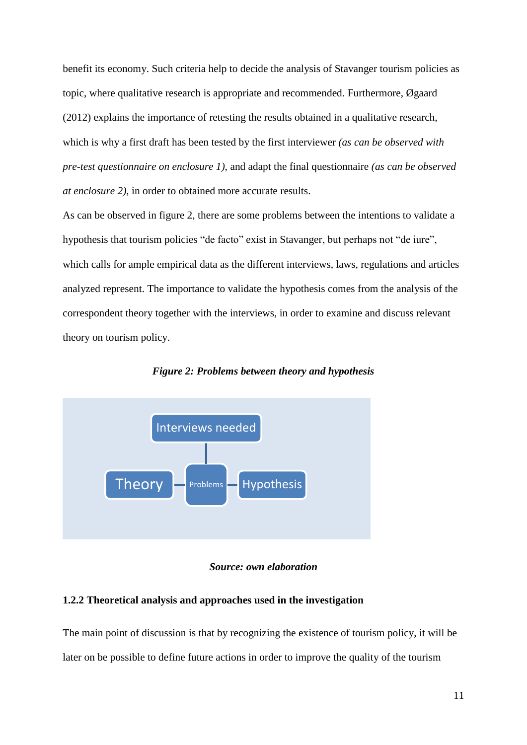benefit its economy. Such criteria help to decide the analysis of Stavanger tourism policies as topic, where qualitative research is appropriate and recommended. Furthermore, Øgaard (2012) explains the importance of retesting the results obtained in a qualitative research, which is why a first draft has been tested by the first interviewer *(as can be observed with pre-test questionnaire on enclosure 1)*, and adapt the final questionnaire *(as can be observed at enclosure 2)*, in order to obtained more accurate results.

As can be observed in figure 2, there are some problems between the intentions to validate a hypothesis that tourism policies "de facto" exist in Stavanger, but perhaps not "de iure", which calls for ample empirical data as the different interviews, laws, regulations and articles analyzed represent. The importance to validate the hypothesis comes from the analysis of the correspondent theory together with the interviews, in order to examine and discuss relevant theory on tourism policy.

***Figure 2: Problems between theory and hypothesis***

Interviews needed

Theory — Problems — Hypothesis

***Source: own elaboration***

### 1.2.2 Theoretical analysis and approaches used in the investigation

The main point of discussion is that by recognizing the existence of tourism policy, it will be later on be possible to define future actions in order to improve the quality of the tourism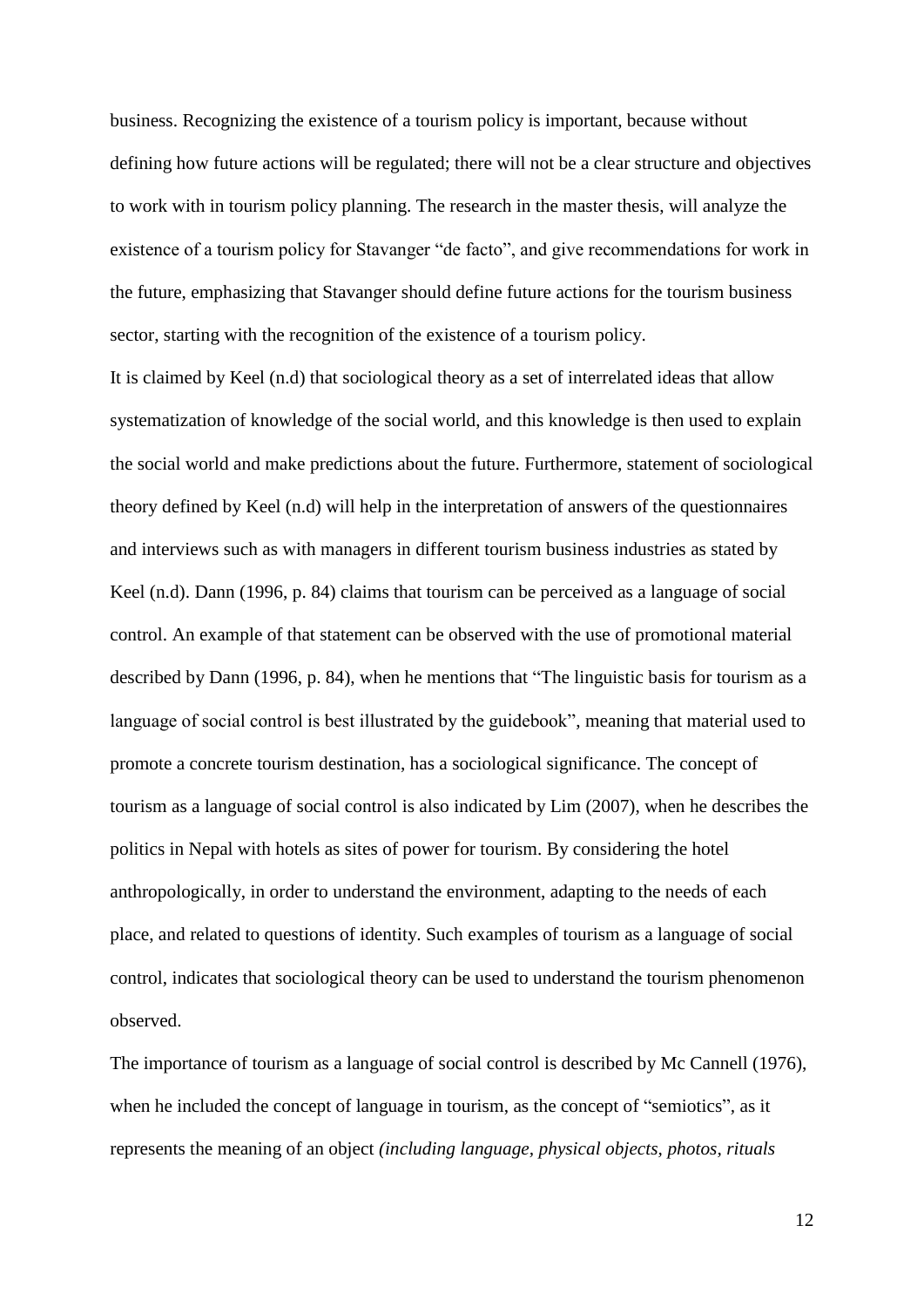business. Recognizing the existence of a tourism policy is important, because without defining how future actions will be regulated; there will not be a clear structure and objectives to work with in tourism policy planning. The research in the master thesis, will analyze the existence of a tourism policy for Stavanger "de facto", and give recommendations for work in the future, emphasizing that Stavanger should define future actions for the tourism business sector, starting with the recognition of the existence of a tourism policy.

It is claimed by Keel (n.d) that sociological theory as a set of interrelated ideas that allow systematization of knowledge of the social world, and this knowledge is then used to explain the social world and make predictions about the future. Furthermore, statement of sociological theory defined by Keel (n.d) will help in the interpretation of answers of the questionnaires and interviews such as with managers in different tourism business industries as stated by Keel (n.d). Dann (1996, p. 84) claims that tourism can be perceived as a language of social control. An example of that statement can be observed with the use of promotional material described by Dann (1996, p. 84), when he mentions that "The linguistic basis for tourism as a language of social control is best illustrated by the guidebook", meaning that material used to promote a concrete tourism destination, has a sociological significance. The concept of tourism as a language of social control is also indicated by Lim (2007), when he describes the politics in Nepal with hotels as sites of power for tourism. By considering the hotel anthropologically, in order to understand the environment, adapting to the needs of each place, and related to questions of identity. Such examples of tourism as a language of social control, indicates that sociological theory can be used to understand the tourism phenomenon observed.

The importance of tourism as a language of social control is described by Mc Cannell (1976), when he included the concept of language in tourism, as the concept of "semiotics", as it represents the meaning of an object *(including language, physical objects, photos, rituals*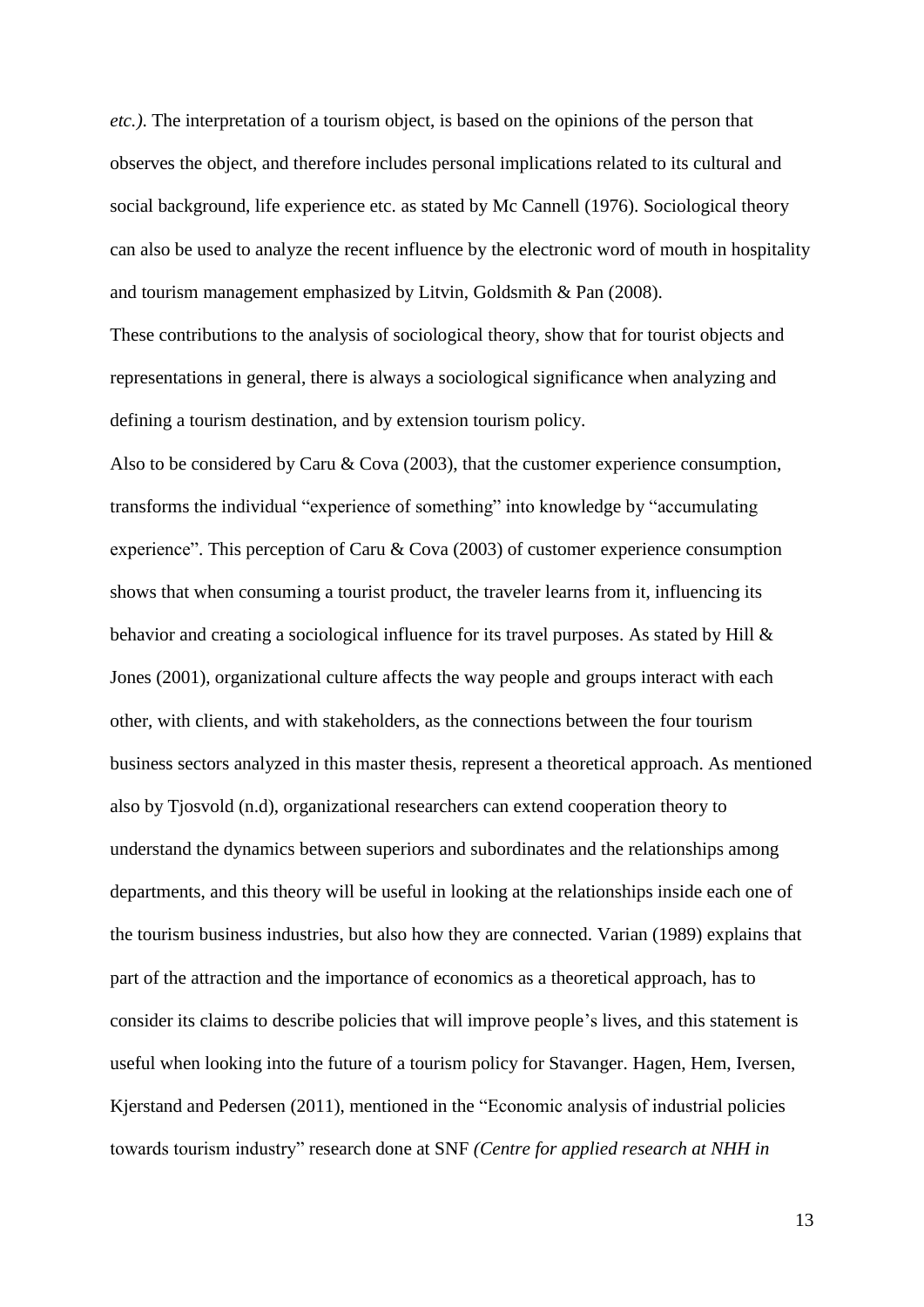*etc.)*. The interpretation of a tourism object, is based on the opinions of the person that observes the object, and therefore includes personal implications related to its cultural and social background, life experience etc. as stated by Mc Cannell (1976). Sociological theory can also be used to analyze the recent influence by the electronic word of mouth in hospitality and tourism management emphasized by Litvin, Goldsmith & Pan (2008).

These contributions to the analysis of sociological theory, show that for tourist objects and representations in general, there is always a sociological significance when analyzing and defining a tourism destination, and by extension tourism policy.

Also to be considered by Caru & Cova (2003), that the customer experience consumption, transforms the individual "experience of something" into knowledge by "accumulating experience". This perception of Caru & Cova (2003) of customer experience consumption shows that when consuming a tourist product, the traveler learns from it, influencing its behavior and creating a sociological influence for its travel purposes. As stated by Hill & Jones (2001), organizational culture affects the way people and groups interact with each other, with clients, and with stakeholders, as the connections between the four tourism business sectors analyzed in this master thesis, represent a theoretical approach. As mentioned also by Tjosvold (n.d), organizational researchers can extend cooperation theory to understand the dynamics between superiors and subordinates and the relationships among departments, and this theory will be useful in looking at the relationships inside each one of the tourism business industries, but also how they are connected. Varian (1989) explains that part of the attraction and the importance of economics as a theoretical approach, has to consider its claims to describe policies that will improve people's lives, and this statement is useful when looking into the future of a tourism policy for Stavanger. Hagen, Hem, Iversen, Kjerstand and Pedersen (2011), mentioned in the "Economic analysis of industrial policies towards tourism industry" research done at SNF *(Centre for applied research at NHH in*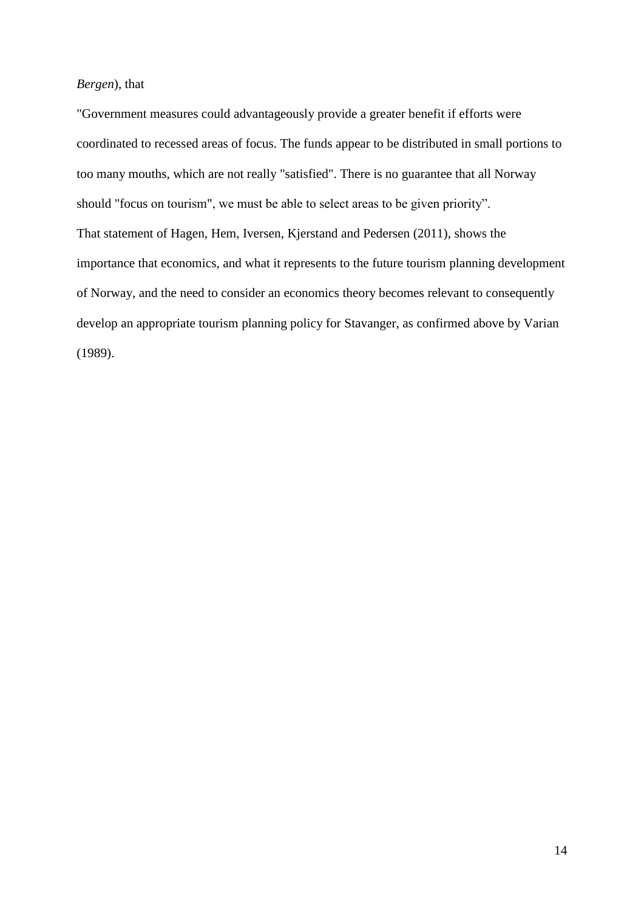*Bergen*), that

"Government measures could advantageously provide a greater benefit if efforts were coordinated to recessed areas of focus. The funds appear to be distributed in small portions to too many mouths, which are not really "satisfied". There is no guarantee that all Norway should "focus on tourism", we must be able to select areas to be given priority".

That statement of Hagen, Hem, Iversen, Kjerstand and Pedersen (2011), shows the importance that economics, and what it represents to the future tourism planning development of Norway, and the need to consider an economics theory becomes relevant to consequently develop an appropriate tourism planning policy for Stavanger, as confirmed above by Varian (1989).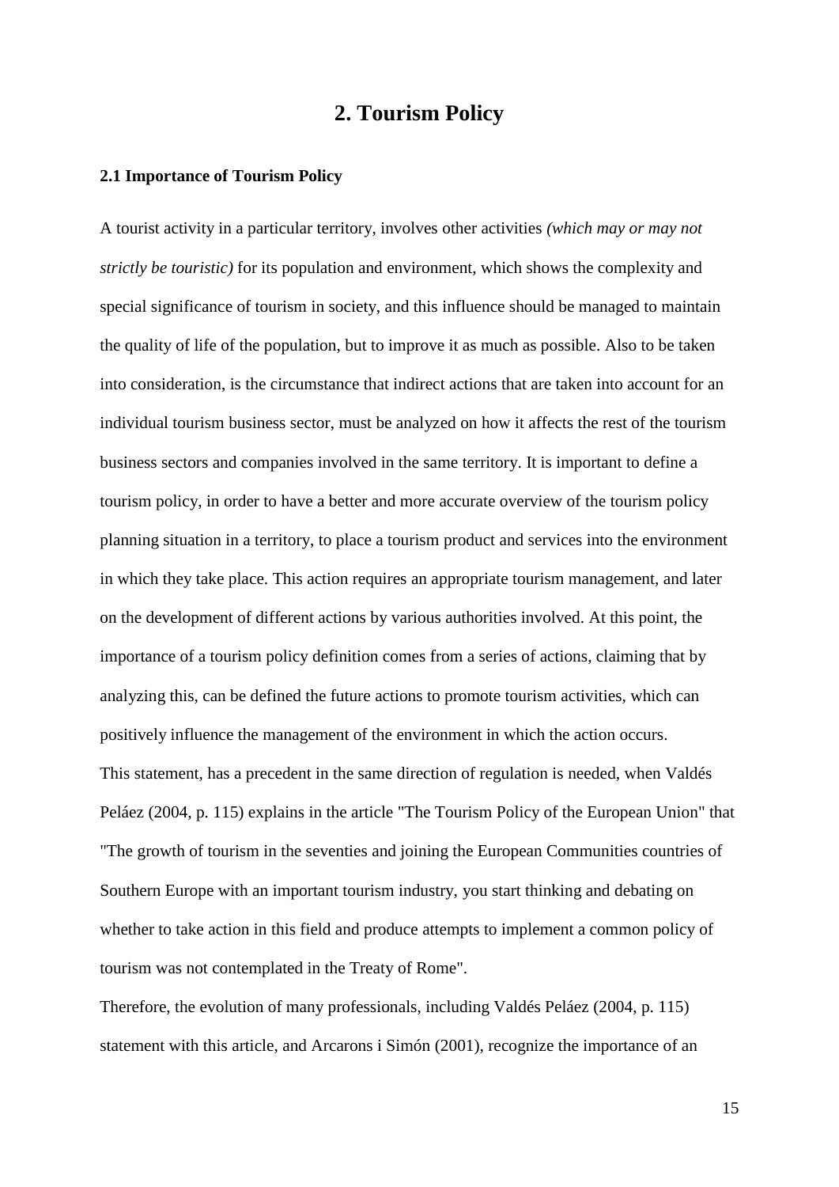# 2. Tourism Policy

### 2.1 Importance of Tourism Policy

A tourist activity in a particular territory, involves other activities *(which may or may not strictly be touristic)* for its population and environment, which shows the complexity and special significance of tourism in society, and this influence should be managed to maintain the quality of life of the population, but to improve it as much as possible. Also to be taken into consideration, is the circumstance that indirect actions that are taken into account for an individual tourism business sector, must be analyzed on how it affects the rest of the tourism business sectors and companies involved in the same territory. It is important to define a tourism policy, in order to have a better and more accurate overview of the tourism policy planning situation in a territory, to place a tourism product and services into the environment in which they take place. This action requires an appropriate tourism management, and later on the development of different actions by various authorities involved. At this point, the importance of a tourism policy definition comes from a series of actions, claiming that by analyzing this, can be defined the future actions to promote tourism activities, which can positively influence the management of the environment in which the action occurs.
This statement, has a precedent in the same direction of regulation is needed, when Valdés Peláez (2004, p. 115) explains in the article "The Tourism Policy of the European Union" that "The growth of tourism in the seventies and joining the European Communities countries of Southern Europe with an important tourism industry, you start thinking and debating on whether to take action in this field and produce attempts to implement a common policy of tourism was not contemplated in the Treaty of Rome".
Therefore, the evolution of many professionals, including Valdés Peláez (2004, p. 115) statement with this article, and Arcarons i Simón (2001), recognize the importance of an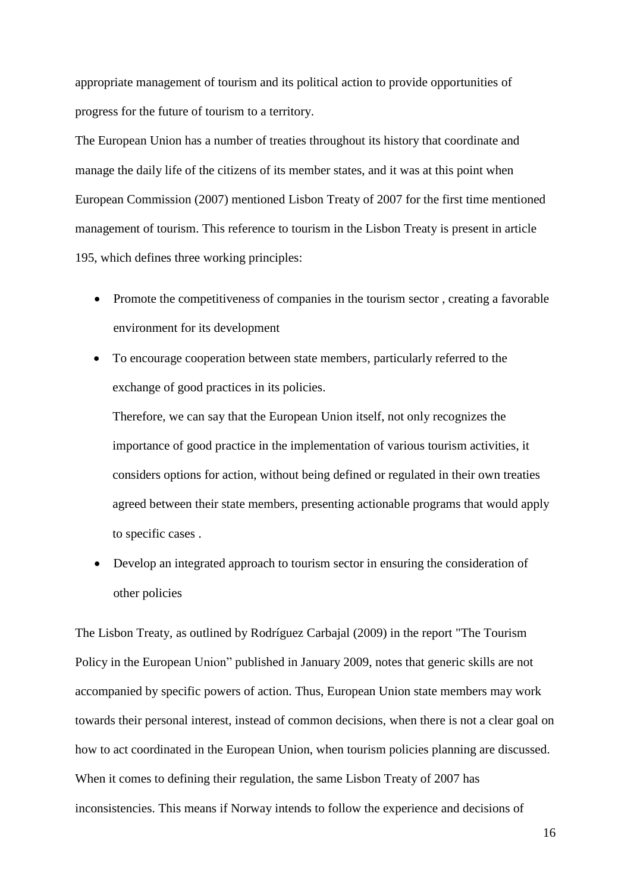appropriate management of tourism and its political action to provide opportunities of progress for the future of tourism to a territory.

The European Union has a number of treaties throughout its history that coordinate and manage the daily life of the citizens of its member states, and it was at this point when European Commission (2007) mentioned Lisbon Treaty of 2007 for the first time mentioned management of tourism. This reference to tourism in the Lisbon Treaty is present in article 195, which defines three working principles:

- Promote the competitiveness of companies in the tourism sector , creating a favorable environment for its development
- To encourage cooperation between state members, particularly referred to the exchange of good practices in its policies.

  Therefore, we can say that the European Union itself, not only recognizes the importance of good practice in the implementation of various tourism activities, it considers options for action, without being defined or regulated in their own treaties agreed between their state members, presenting actionable programs that would apply to specific cases .
- Develop an integrated approach to tourism sector in ensuring the consideration of other policies

The Lisbon Treaty, as outlined by Rodríguez Carbajal (2009) in the report "The Tourism Policy in the European Union" published in January 2009, notes that generic skills are not accompanied by specific powers of action. Thus, European Union state members may work towards their personal interest, instead of common decisions, when there is not a clear goal on how to act coordinated in the European Union, when tourism policies planning are discussed. When it comes to defining their regulation, the same Lisbon Treaty of 2007 has inconsistencies. This means if Norway intends to follow the experience and decisions of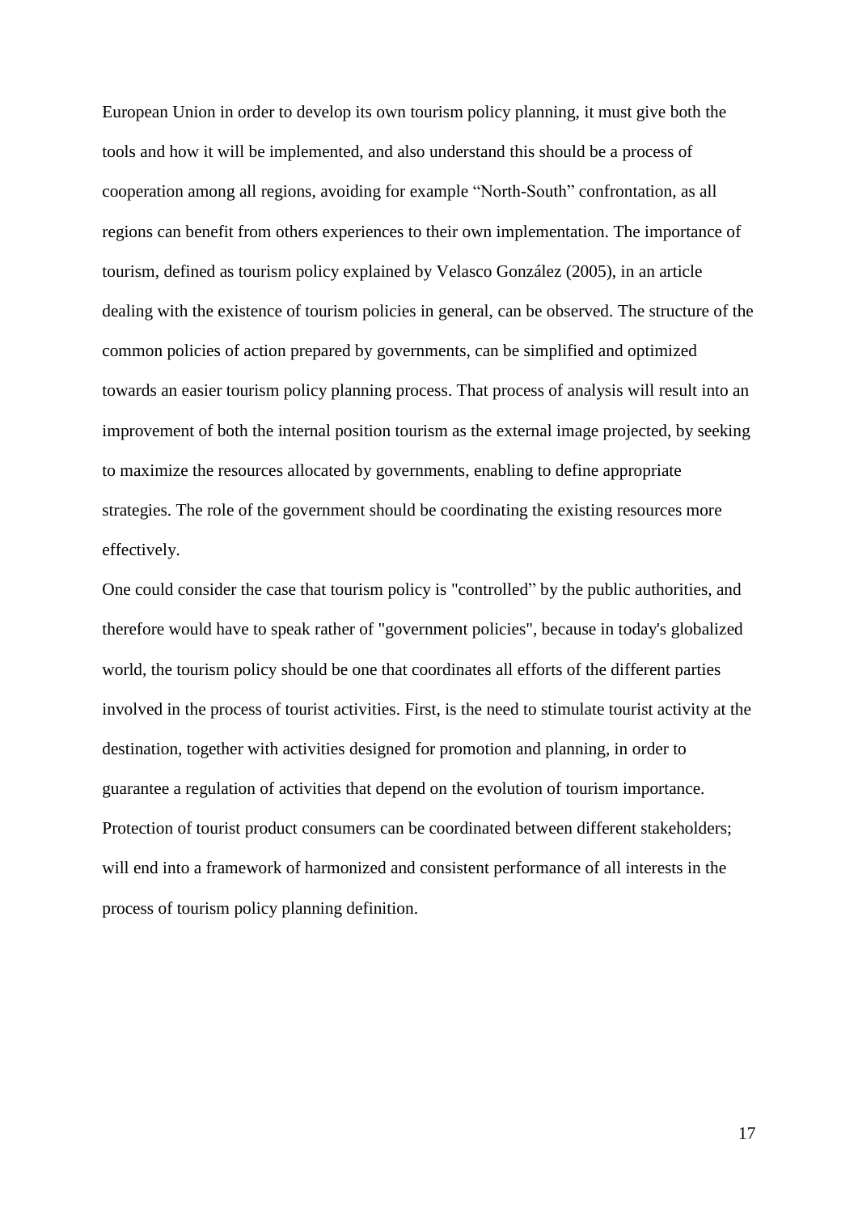European Union in order to develop its own tourism policy planning, it must give both the tools and how it will be implemented, and also understand this should be a process of cooperation among all regions, avoiding for example "North-South" confrontation, as all regions can benefit from others experiences to their own implementation. The importance of tourism, defined as tourism policy explained by Velasco González (2005), in an article dealing with the existence of tourism policies in general, can be observed. The structure of the common policies of action prepared by governments, can be simplified and optimized towards an easier tourism policy planning process. That process of analysis will result into an improvement of both the internal position tourism as the external image projected, by seeking to maximize the resources allocated by governments, enabling to define appropriate strategies. The role of the government should be coordinating the existing resources more effectively.

One could consider the case that tourism policy is "controlled" by the public authorities, and therefore would have to speak rather of "government policies", because in today's globalized world, the tourism policy should be one that coordinates all efforts of the different parties involved in the process of tourist activities. First, is the need to stimulate tourist activity at the destination, together with activities designed for promotion and planning, in order to guarantee a regulation of activities that depend on the evolution of tourism importance. Protection of tourist product consumers can be coordinated between different stakeholders; will end into a framework of harmonized and consistent performance of all interests in the process of tourism policy planning definition.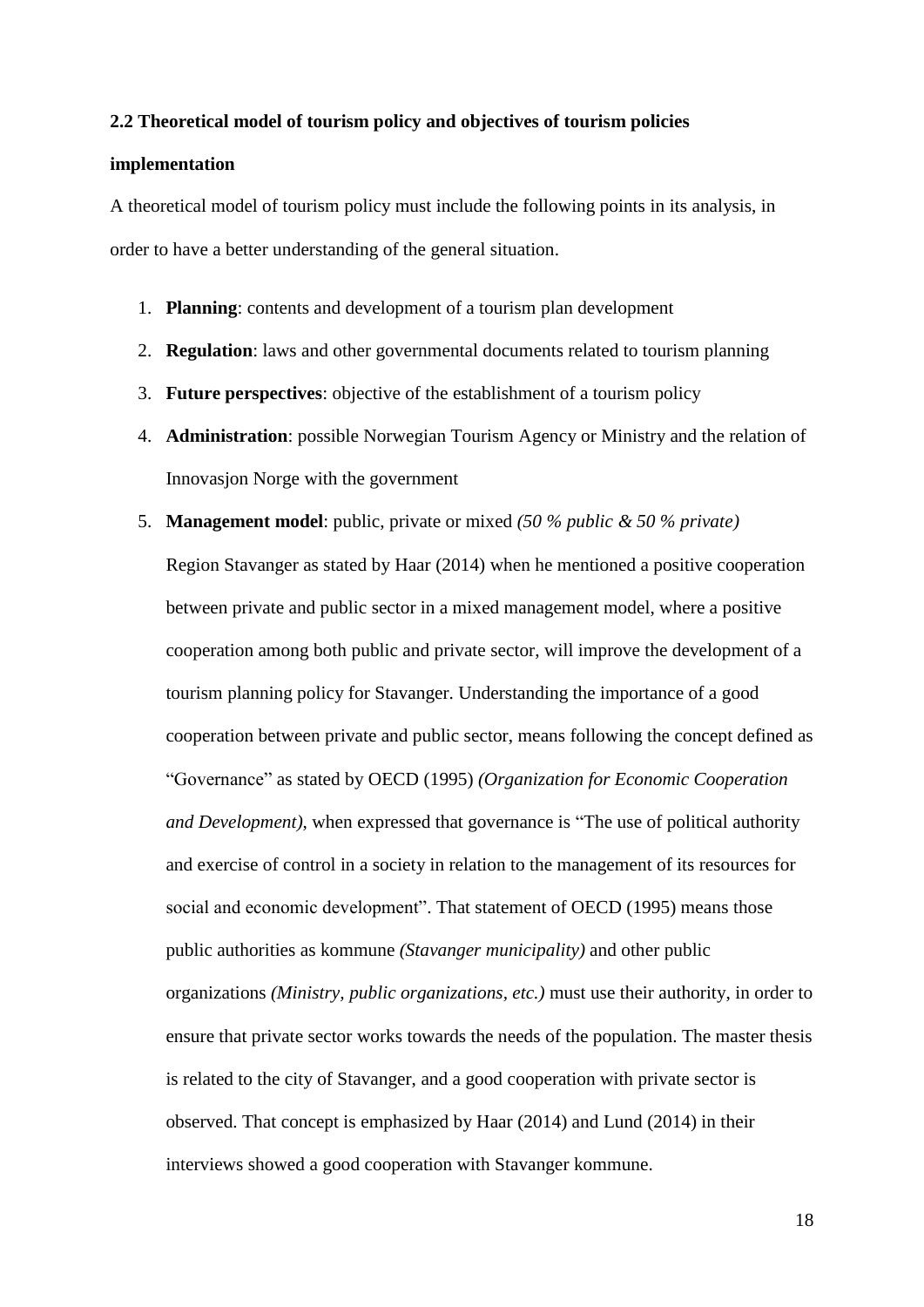## 2.2 Theoretical model of tourism policy and objectives of tourism policies implementation

A theoretical model of tourism policy must include the following points in its analysis, in order to have a better understanding of the general situation.

1. **Planning**: contents and development of a tourism plan development
2. **Regulation**: laws and other governmental documents related to tourism planning
3. **Future perspectives**: objective of the establishment of a tourism policy
4. **Administration**: possible Norwegian Tourism Agency or Ministry and the relation of Innovasjon Norge with the government
5. **Management model**: public, private or mixed *(50 % public & 50 % private)*

   Region Stavanger as stated by Haar (2014) when he mentioned a positive cooperation between private and public sector in a mixed management model, where a positive cooperation among both public and private sector, will improve the development of a tourism planning policy for Stavanger. Understanding the importance of a good cooperation between private and public sector, means following the concept defined as "Governance" as stated by OECD (1995) *(Organization for Economic Cooperation and Development)*, when expressed that governance is "The use of political authority and exercise of control in a society in relation to the management of its resources for social and economic development". That statement of OECD (1995) means those public authorities as kommune *(Stavanger municipality)* and other public organizations *(Ministry, public organizations, etc.)* must use their authority, in order to ensure that private sector works towards the needs of the population. The master thesis is related to the city of Stavanger, and a good cooperation with private sector is observed. That concept is emphasized by Haar (2014) and Lund (2014) in their interviews showed a good cooperation with Stavanger kommune.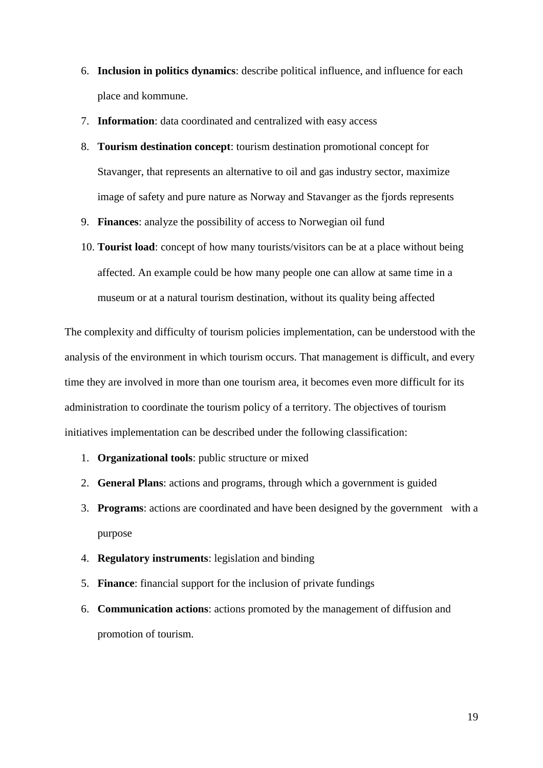6. **Inclusion in politics dynamics**: describe political influence, and influence for each place and kommune.
7. **Information**: data coordinated and centralized with easy access
8. **Tourism destination concept**: tourism destination promotional concept for Stavanger, that represents an alternative to oil and gas industry sector, maximize image of safety and pure nature as Norway and Stavanger as the fjords represents
9. **Finances**: analyze the possibility of access to Norwegian oil fund
10. **Tourist load**: concept of how many tourists/visitors can be at a place without being affected. An example could be how many people one can allow at same time in a museum or at a natural tourism destination, without its quality being affected

The complexity and difficulty of tourism policies implementation, can be understood with the analysis of the environment in which tourism occurs. That management is difficult, and every time they are involved in more than one tourism area, it becomes even more difficult for its administration to coordinate the tourism policy of a territory. The objectives of tourism initiatives implementation can be described under the following classification:

1. **Organizational tools**: public structure or mixed
2. **General Plans**: actions and programs, through which a government is guided
3. **Programs**: actions are coordinated and have been designed by the government with a purpose
4. **Regulatory instruments**: legislation and binding
5. **Finance**: financial support for the inclusion of private fundings
6. **Communication actions**: actions promoted by the management of diffusion and promotion of tourism.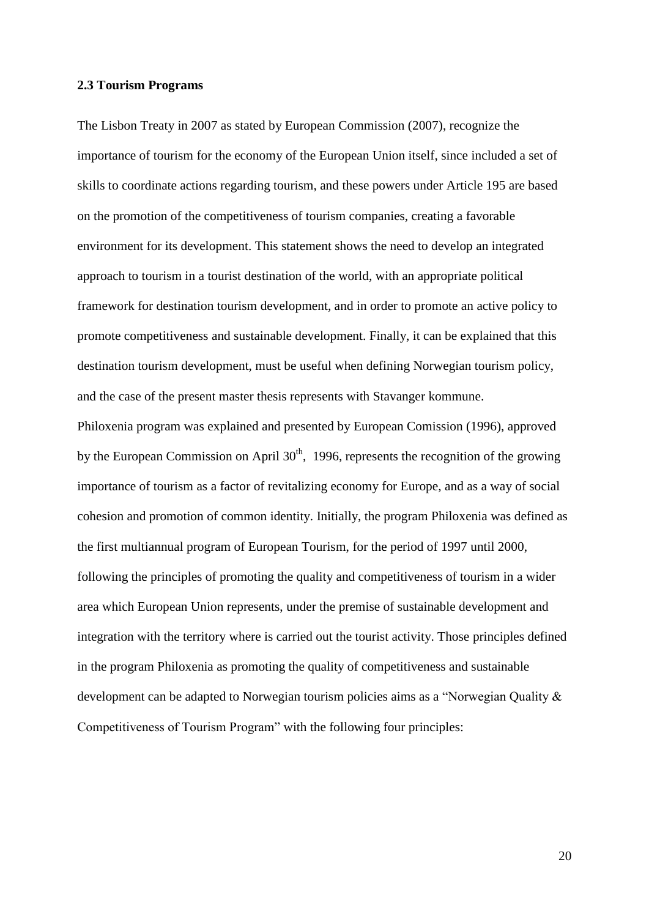### 2.3 Tourism Programs

The Lisbon Treaty in 2007 as stated by European Commission (2007), recognize the importance of tourism for the economy of the European Union itself, since included a set of skills to coordinate actions regarding tourism, and these powers under Article 195 are based on the promotion of the competitiveness of tourism companies, creating a favorable environment for its development. This statement shows the need to develop an integrated approach to tourism in a tourist destination of the world, with an appropriate political framework for destination tourism development, and in order to promote an active policy to promote competitiveness and sustainable development. Finally, it can be explained that this destination tourism development, must be useful when defining Norwegian tourism policy, and the case of the present master thesis represents with Stavanger kommune.

Philoxenia program was explained and presented by European Comission (1996), approved by the European Commission on April 30th, 1996, represents the recognition of the growing importance of tourism as a factor of revitalizing economy for Europe, and as a way of social cohesion and promotion of common identity. Initially, the program Philoxenia was defined as the first multiannual program of European Tourism, for the period of 1997 until 2000, following the principles of promoting the quality and competitiveness of tourism in a wider area which European Union represents, under the premise of sustainable development and integration with the territory where is carried out the tourist activity. Those principles defined in the program Philoxenia as promoting the quality of competitiveness and sustainable development can be adapted to Norwegian tourism policies aims as a "Norwegian Quality & Competitiveness of Tourism Program" with the following four principles: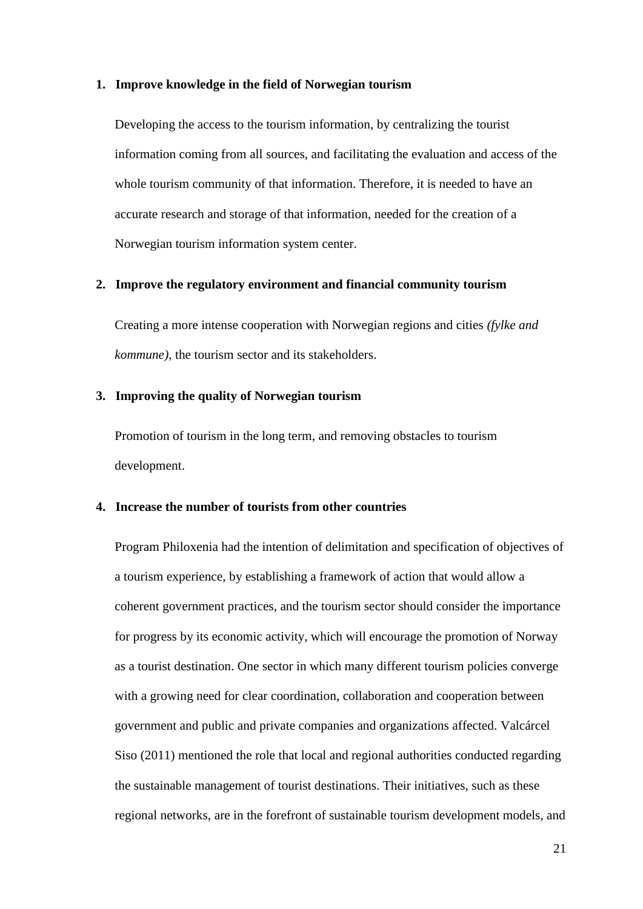1. **Improve knowledge in the field of Norwegian tourism**

   Developing the access to the tourism information, by centralizing the tourist information coming from all sources, and facilitating the evaluation and access of the whole tourism community of that information. Therefore, it is needed to have an accurate research and storage of that information, needed for the creation of a Norwegian tourism information system center.

2. **Improve the regulatory environment and financial community tourism**

   Creating a more intense cooperation with Norwegian regions and cities *(fylke and kommune)*, the tourism sector and its stakeholders.

3. **Improving the quality of Norwegian tourism**

   Promotion of tourism in the long term, and removing obstacles to tourism development.

4. **Increase the number of tourists from other countries**

   Program Philoxenia had the intention of delimitation and specification of objectives of a tourism experience, by establishing a framework of action that would allow a coherent government practices, and the tourism sector should consider the importance for progress by its economic activity, which will encourage the promotion of Norway as a tourist destination. One sector in which many different tourism policies converge with a growing need for clear coordination, collaboration and cooperation between government and public and private companies and organizations affected. Valcárcel Siso (2011) mentioned the role that local and regional authorities conducted regarding the sustainable management of tourist destinations. Their initiatives, such as these regional networks, are in the forefront of sustainable tourism development models, and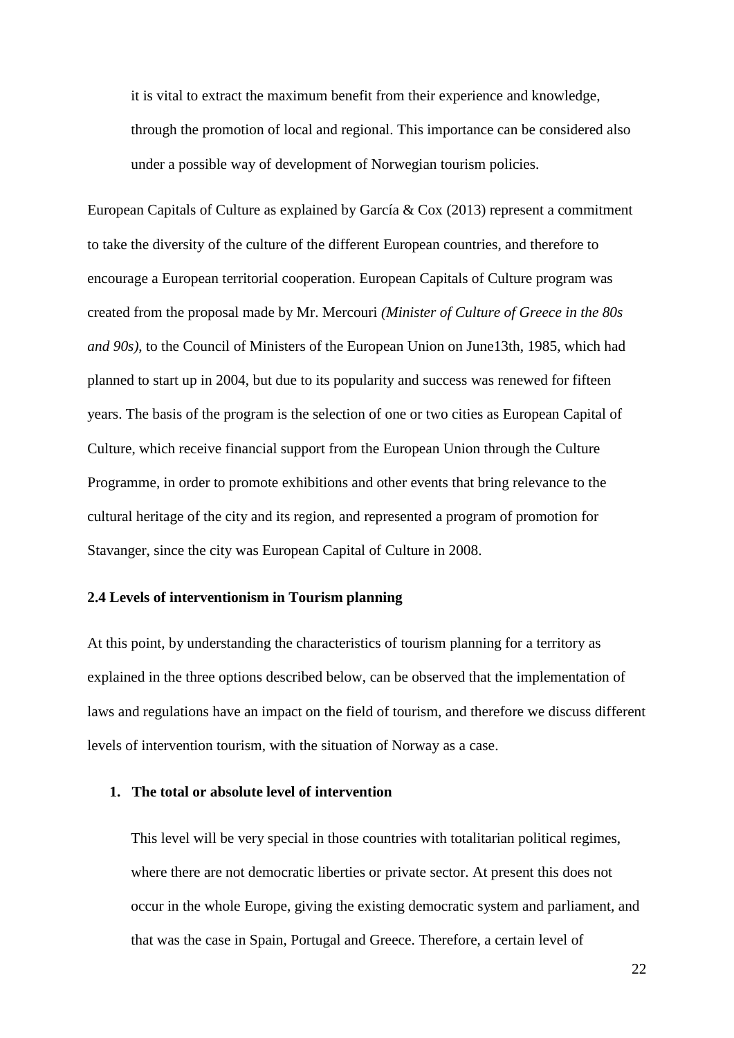it is vital to extract the maximum benefit from their experience and knowledge, through the promotion of local and regional. This importance can be considered also under a possible way of development of Norwegian tourism policies.

European Capitals of Culture as explained by García & Cox (2013) represent a commitment to take the diversity of the culture of the different European countries, and therefore to encourage a European territorial cooperation. European Capitals of Culture program was created from the proposal made by Mr. Mercouri *(Minister of Culture of Greece in the 80s and 90s)*, to the Council of Ministers of the European Union on June13th, 1985, which had planned to start up in 2004, but due to its popularity and success was renewed for fifteen years. The basis of the program is the selection of one or two cities as European Capital of Culture, which receive financial support from the European Union through the Culture Programme, in order to promote exhibitions and other events that bring relevance to the cultural heritage of the city and its region, and represented a program of promotion for Stavanger, since the city was European Capital of Culture in 2008.

### 2.4 Levels of interventionism in Tourism planning

At this point, by understanding the characteristics of tourism planning for a territory as explained in the three options described below, can be observed that the implementation of laws and regulations have an impact on the field of tourism, and therefore we discuss different levels of intervention tourism, with the situation of Norway as a case.

1. **The total or absolute level of intervention**

   This level will be very special in those countries with totalitarian political regimes, where there are not democratic liberties or private sector. At present this does not occur in the whole Europe, giving the existing democratic system and parliament, and that was the case in Spain, Portugal and Greece. Therefore, a certain level of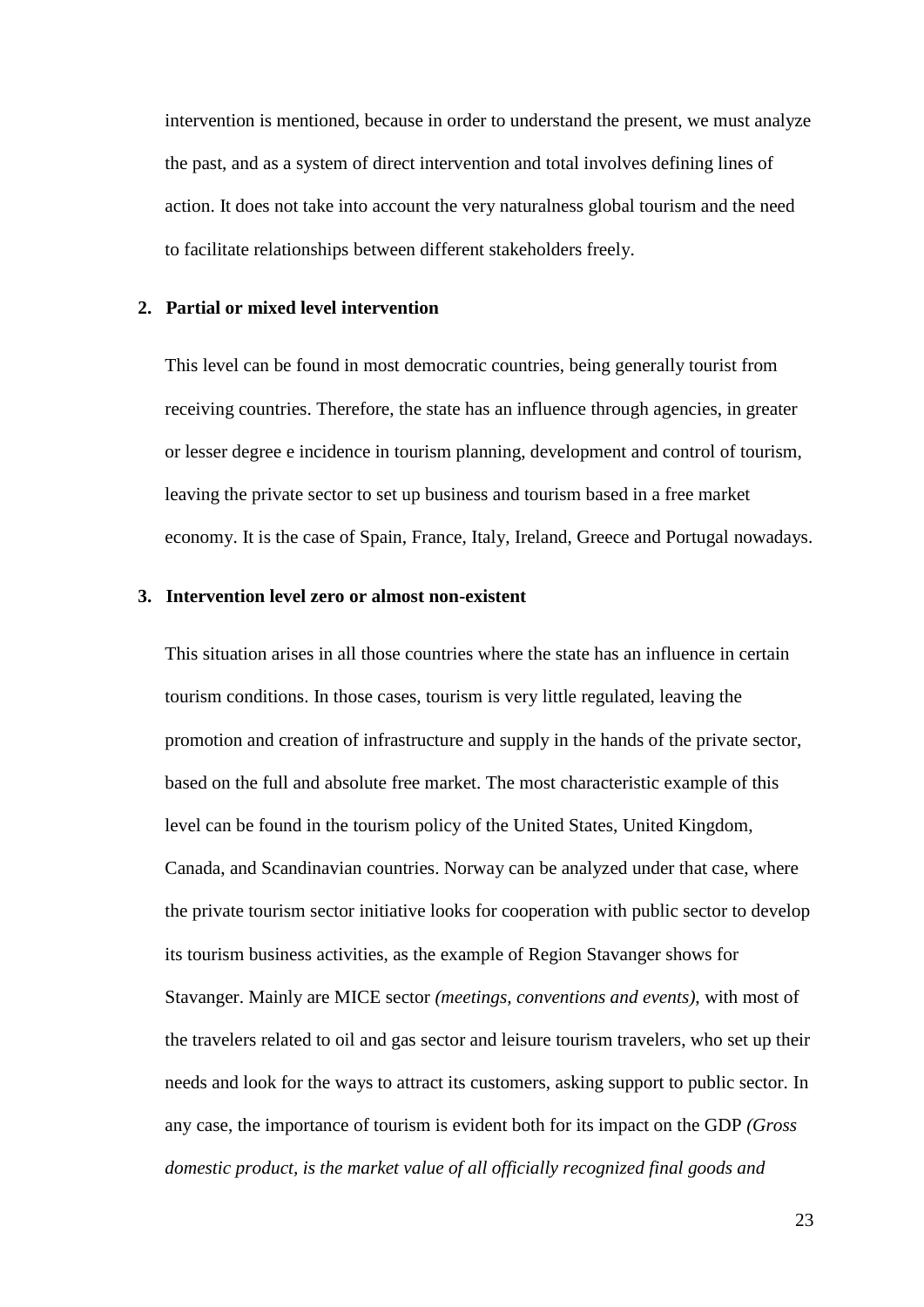intervention is mentioned, because in order to understand the present, we must analyze the past, and as a system of direct intervention and total involves defining lines of action. It does not take into account the very naturalness global tourism and the need to facilitate relationships between different stakeholders freely.

**2. Partial or mixed level intervention**

This level can be found in most democratic countries, being generally tourist from receiving countries. Therefore, the state has an influence through agencies, in greater or lesser degree e incidence in tourism planning, development and control of tourism, leaving the private sector to set up business and tourism based in a free market economy. It is the case of Spain, France, Italy, Ireland, Greece and Portugal nowadays.

**3. Intervention level zero or almost non-existent**

This situation arises in all those countries where the state has an influence in certain tourism conditions. In those cases, tourism is very little regulated, leaving the promotion and creation of infrastructure and supply in the hands of the private sector, based on the full and absolute free market. The most characteristic example of this level can be found in the tourism policy of the United States, United Kingdom, Canada, and Scandinavian countries. Norway can be analyzed under that case, where the private tourism sector initiative looks for cooperation with public sector to develop its tourism business activities, as the example of Region Stavanger shows for Stavanger. Mainly are MICE sector *(meetings, conventions and events)*, with most of the travelers related to oil and gas sector and leisure tourism travelers, who set up their needs and look for the ways to attract its customers, asking support to public sector. In any case, the importance of tourism is evident both for its impact on the GDP *(Gross domestic product, is the market value of all officially recognized final goods and*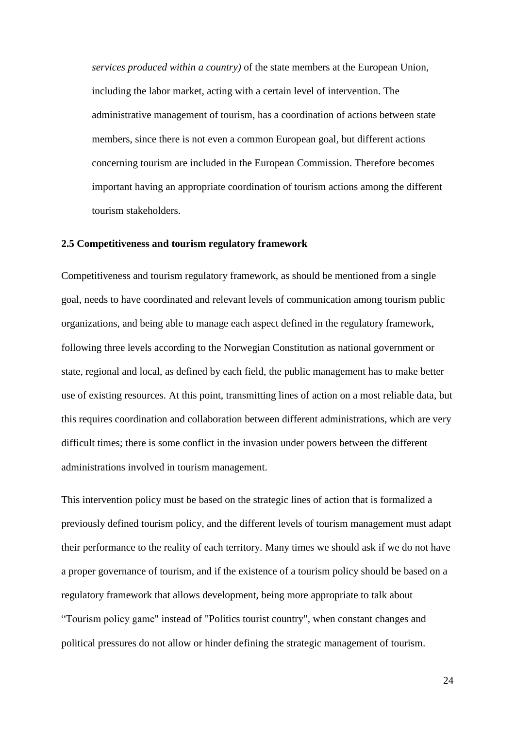*services produced within a country)* of the state members at the European Union, including the labor market, acting with a certain level of intervention. The administrative management of tourism, has a coordination of actions between state members, since there is not even a common European goal, but different actions concerning tourism are included in the European Commission. Therefore becomes important having an appropriate coordination of tourism actions among the different tourism stakeholders.

### 2.5 Competitiveness and tourism regulatory framework

Competitiveness and tourism regulatory framework, as should be mentioned from a single goal, needs to have coordinated and relevant levels of communication among tourism public organizations, and being able to manage each aspect defined in the regulatory framework, following three levels according to the Norwegian Constitution as national government or state, regional and local, as defined by each field, the public management has to make better use of existing resources. At this point, transmitting lines of action on a most reliable data, but this requires coordination and collaboration between different administrations, which are very difficult times; there is some conflict in the invasion under powers between the different administrations involved in tourism management.

This intervention policy must be based on the strategic lines of action that is formalized a previously defined tourism policy, and the different levels of tourism management must adapt their performance to the reality of each territory. Many times we should ask if we do not have a proper governance of tourism, and if the existence of a tourism policy should be based on a regulatory framework that allows development, being more appropriate to talk about “Tourism policy game" instead of "Politics tourist country", when constant changes and political pressures do not allow or hinder defining the strategic management of tourism.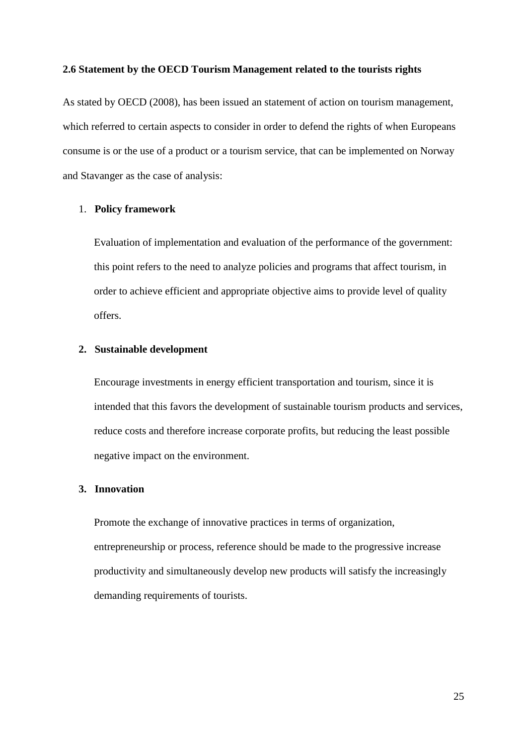### 2.6 Statement by the OECD Tourism Management related to the tourists rights

As stated by OECD (2008), has been issued an statement of action on tourism management, which referred to certain aspects to consider in order to defend the rights of when Europeans consume is or the use of a product or a tourism service, that can be implemented on Norway and Stavanger as the case of analysis:

1. **Policy framework**

   Evaluation of implementation and evaluation of the performance of the government: this point refers to the need to analyze policies and programs that affect tourism, in order to achieve efficient and appropriate objective aims to provide level of quality offers.

2. **Sustainable development**

   Encourage investments in energy efficient transportation and tourism, since it is intended that this favors the development of sustainable tourism products and services, reduce costs and therefore increase corporate profits, but reducing the least possible negative impact on the environment.

3. **Innovation**

   Promote the exchange of innovative practices in terms of organization, entrepreneurship or process, reference should be made to the progressive increase productivity and simultaneously develop new products will satisfy the increasingly demanding requirements of tourists.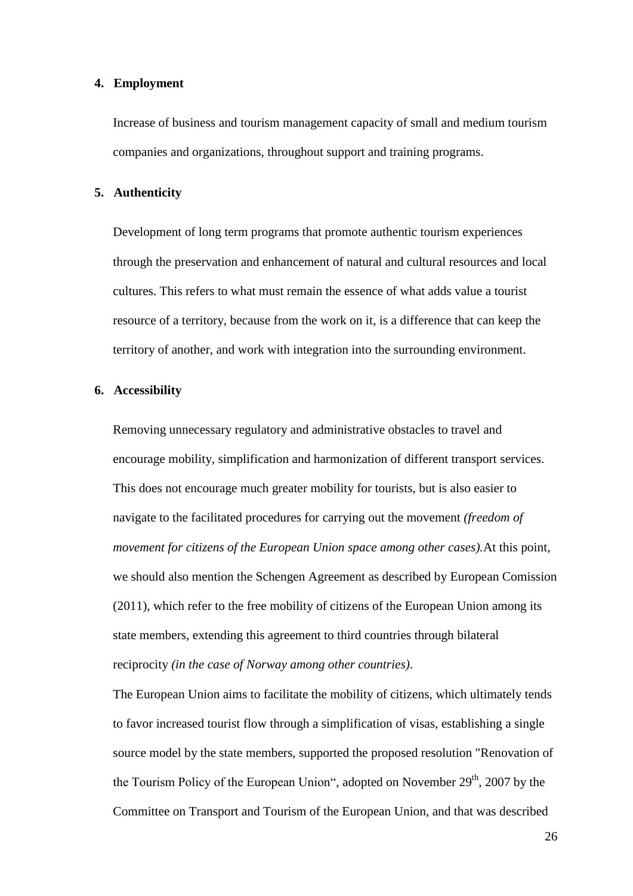**4. Employment**

Increase of business and tourism management capacity of small and medium tourism companies and organizations, throughout support and training programs.

**5. Authenticity**

Development of long term programs that promote authentic tourism experiences through the preservation and enhancement of natural and cultural resources and local cultures. This refers to what must remain the essence of what adds value a tourist resource of a territory, because from the work on it, is a difference that can keep the territory of another, and work with integration into the surrounding environment.

**6. Accessibility**

Removing unnecessary regulatory and administrative obstacles to travel and encourage mobility, simplification and harmonization of different transport services. This does not encourage much greater mobility for tourists, but is also easier to navigate to the facilitated procedures for carrying out the movement *(freedom of movement for citizens of the European Union space among other cases).*At this point, we should also mention the Schengen Agreement as described by European Comission (2011), which refer to the free mobility of citizens of the European Union among its state members, extending this agreement to third countries through bilateral reciprocity *(in the case of Norway among other countries)*.

The European Union aims to facilitate the mobility of citizens, which ultimately tends to favor increased tourist flow through a simplification of visas, establishing a single source model by the state members, supported the proposed resolution "Renovation of the Tourism Policy of the European Union“, adopted on November 29th, 2007 by the Committee on Transport and Tourism of the European Union, and that was described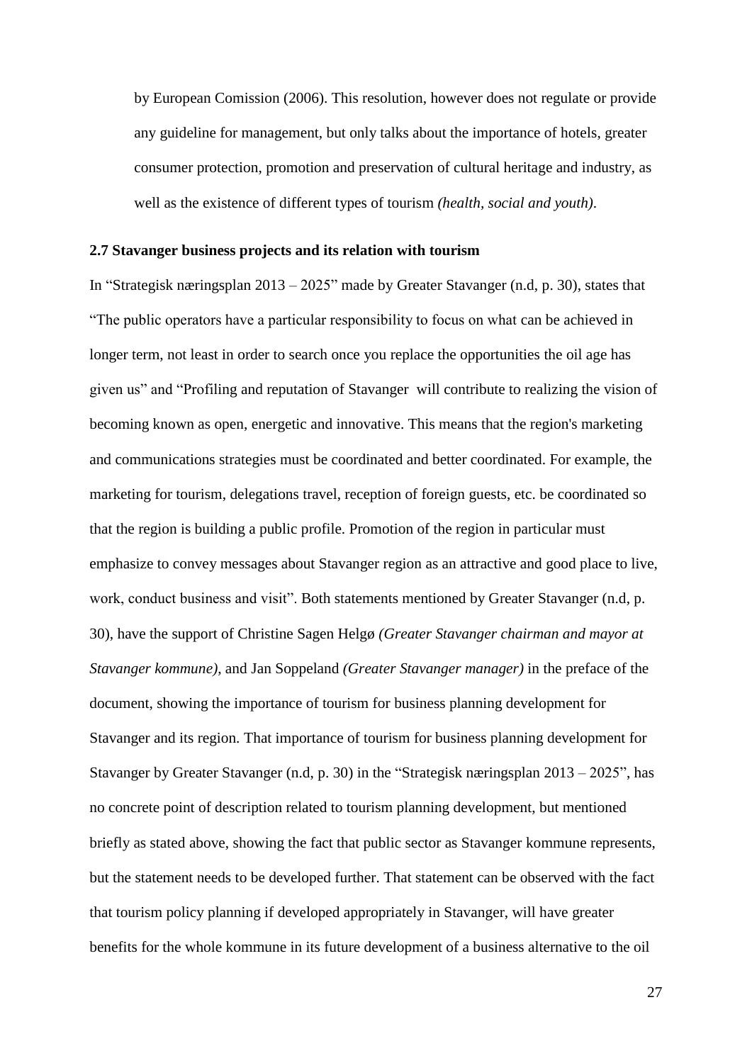by European Comission (2006). This resolution, however does not regulate or provide any guideline for management, but only talks about the importance of hotels, greater consumer protection, promotion and preservation of cultural heritage and industry, as well as the existence of different types of tourism *(health, social and youth)*.

### 2.7 Stavanger business projects and its relation with tourism

In "Strategisk næringsplan 2013 – 2025" made by Greater Stavanger (n.d, p. 30), states that "The public operators have a particular responsibility to focus on what can be achieved in longer term, not least in order to search once you replace the opportunities the oil age has given us" and "Profiling and reputation of Stavanger will contribute to realizing the vision of becoming known as open, energetic and innovative. This means that the region's marketing and communications strategies must be coordinated and better coordinated. For example, the marketing for tourism, delegations travel, reception of foreign guests, etc. be coordinated so that the region is building a public profile. Promotion of the region in particular must emphasize to convey messages about Stavanger region as an attractive and good place to live, work, conduct business and visit". Both statements mentioned by Greater Stavanger (n.d, p. 30), have the support of Christine Sagen Helgø *(Greater Stavanger chairman and mayor at Stavanger kommune)*, and Jan Soppeland *(Greater Stavanger manager)* in the preface of the document, showing the importance of tourism for business planning development for Stavanger and its region. That importance of tourism for business planning development for Stavanger by Greater Stavanger (n.d, p. 30) in the "Strategisk næringsplan 2013 – 2025", has no concrete point of description related to tourism planning development, but mentioned briefly as stated above, showing the fact that public sector as Stavanger kommune represents, but the statement needs to be developed further. That statement can be observed with the fact that tourism policy planning if developed appropriately in Stavanger, will have greater benefits for the whole kommune in its future development of a business alternative to the oil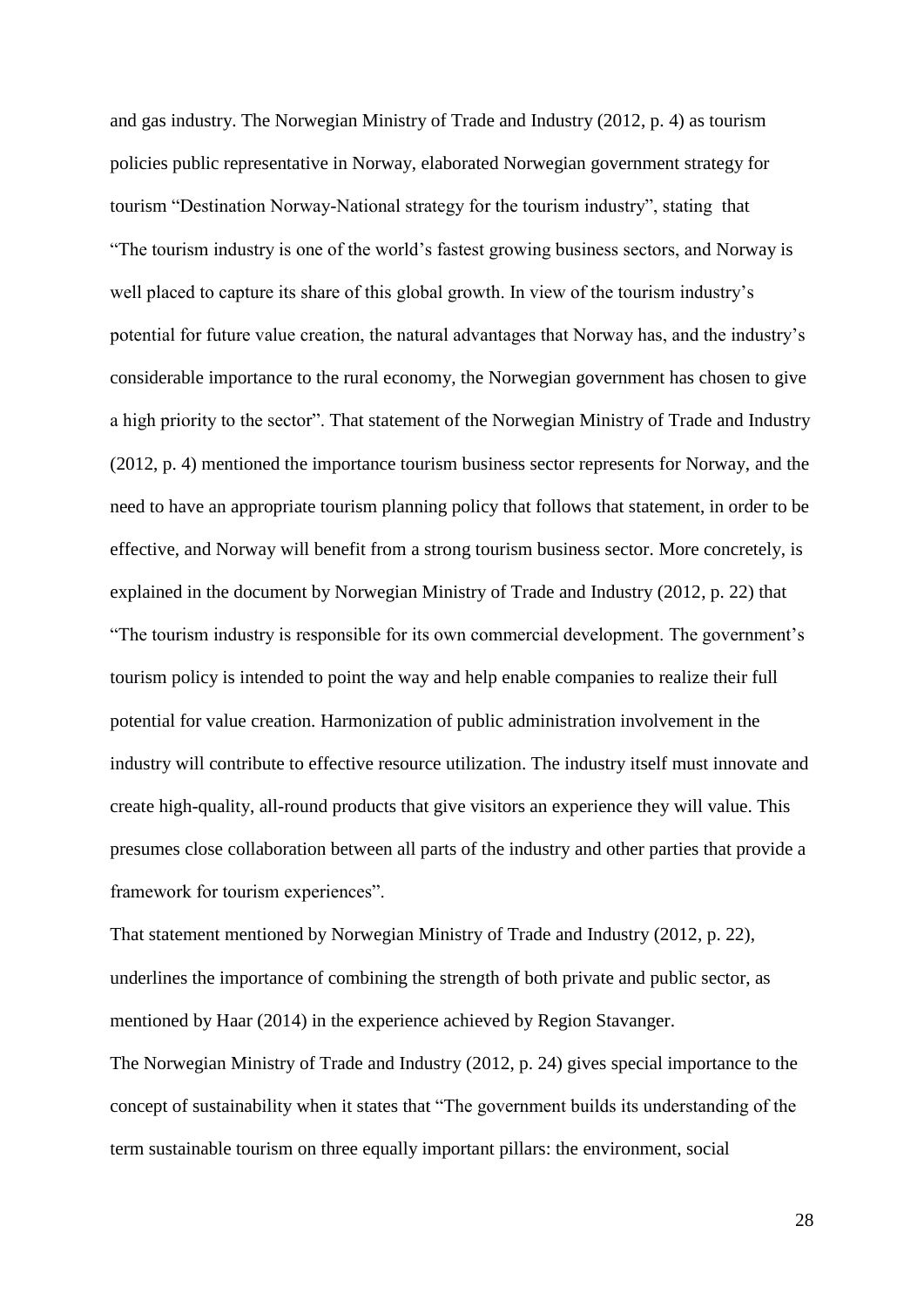and gas industry. The Norwegian Ministry of Trade and Industry (2012, p. 4) as tourism policies public representative in Norway, elaborated Norwegian government strategy for tourism "Destination Norway-National strategy for the tourism industry", stating that "The tourism industry is one of the world's fastest growing business sectors, and Norway is well placed to capture its share of this global growth. In view of the tourism industry's potential for future value creation, the natural advantages that Norway has, and the industry's considerable importance to the rural economy, the Norwegian government has chosen to give a high priority to the sector". That statement of the Norwegian Ministry of Trade and Industry (2012, p. 4) mentioned the importance tourism business sector represents for Norway, and the need to have an appropriate tourism planning policy that follows that statement, in order to be effective, and Norway will benefit from a strong tourism business sector. More concretely, is explained in the document by Norwegian Ministry of Trade and Industry (2012, p. 22) that "The tourism industry is responsible for its own commercial development. The government's tourism policy is intended to point the way and help enable companies to realize their full potential for value creation. Harmonization of public administration involvement in the industry will contribute to effective resource utilization. The industry itself must innovate and create high-quality, all-round products that give visitors an experience they will value. This presumes close collaboration between all parts of the industry and other parties that provide a framework for tourism experiences".

That statement mentioned by Norwegian Ministry of Trade and Industry (2012, p. 22), underlines the importance of combining the strength of both private and public sector, as mentioned by Haar (2014) in the experience achieved by Region Stavanger.

The Norwegian Ministry of Trade and Industry (2012, p. 24) gives special importance to the concept of sustainability when it states that "The government builds its understanding of the term sustainable tourism on three equally important pillars: the environment, social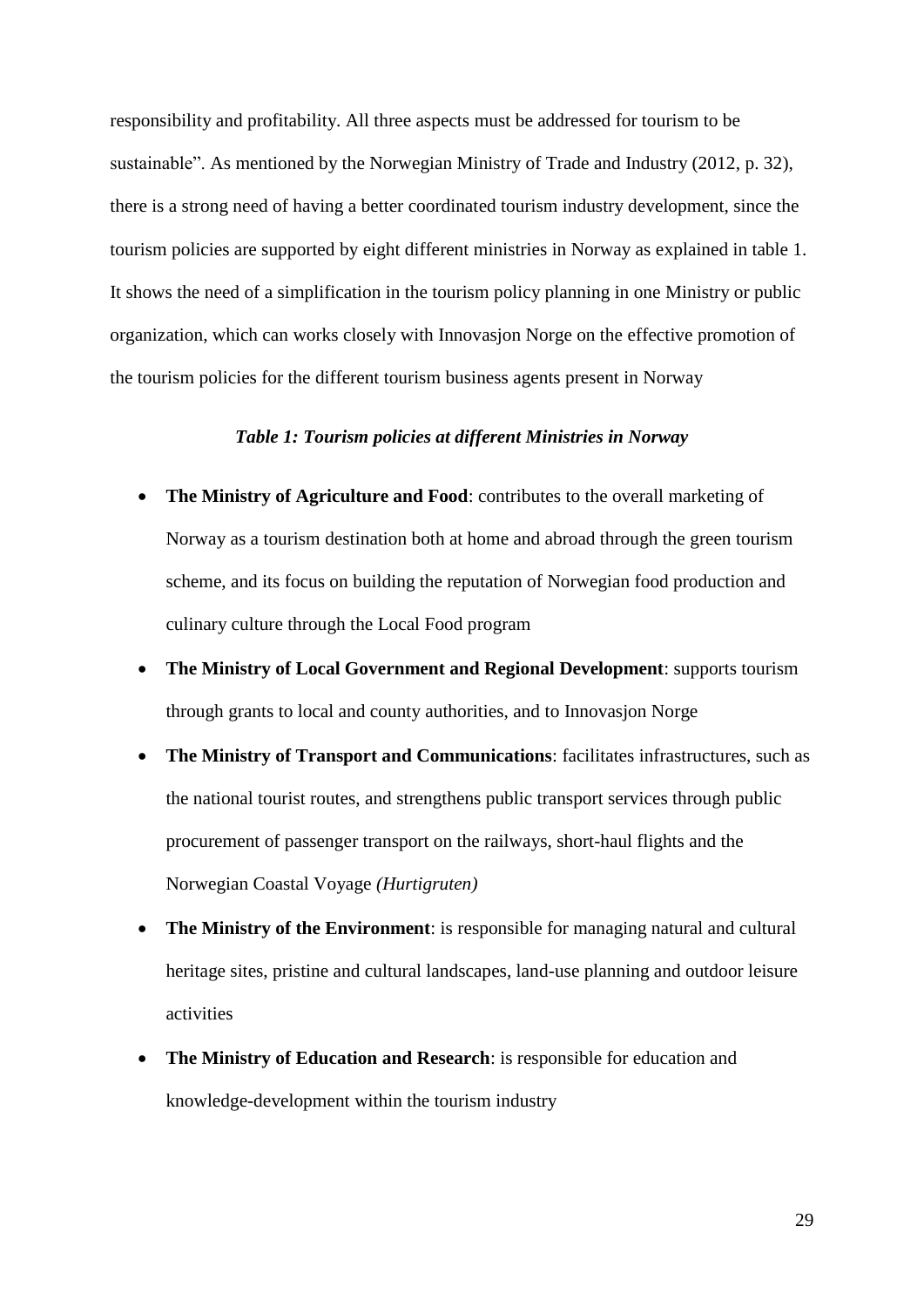responsibility and profitability. All three aspects must be addressed for tourism to be sustainable". As mentioned by the Norwegian Ministry of Trade and Industry (2012, p. 32), there is a strong need of having a better coordinated tourism industry development, since the tourism policies are supported by eight different ministries in Norway as explained in table 1. It shows the need of a simplification in the tourism policy planning in one Ministry or public organization, which can works closely with Innovasjon Norge on the effective promotion of the tourism policies for the different tourism business agents present in Norway

***Table 1: Tourism policies at different Ministries in Norway***

- **The Ministry of Agriculture and Food**: contributes to the overall marketing of Norway as a tourism destination both at home and abroad through the green tourism scheme, and its focus on building the reputation of Norwegian food production and culinary culture through the Local Food program
- **The Ministry of Local Government and Regional Development**: supports tourism through grants to local and county authorities, and to Innovasjon Norge
- **The Ministry of Transport and Communications**: facilitates infrastructures, such as the national tourist routes, and strengthens public transport services through public procurement of passenger transport on the railways, short-haul flights and the Norwegian Coastal Voyage *(Hurtigruten)*
- **The Ministry of the Environment**: is responsible for managing natural and cultural heritage sites, pristine and cultural landscapes, land-use planning and outdoor leisure activities
- **The Ministry of Education and Research**: is responsible for education and knowledge-development within the tourism industry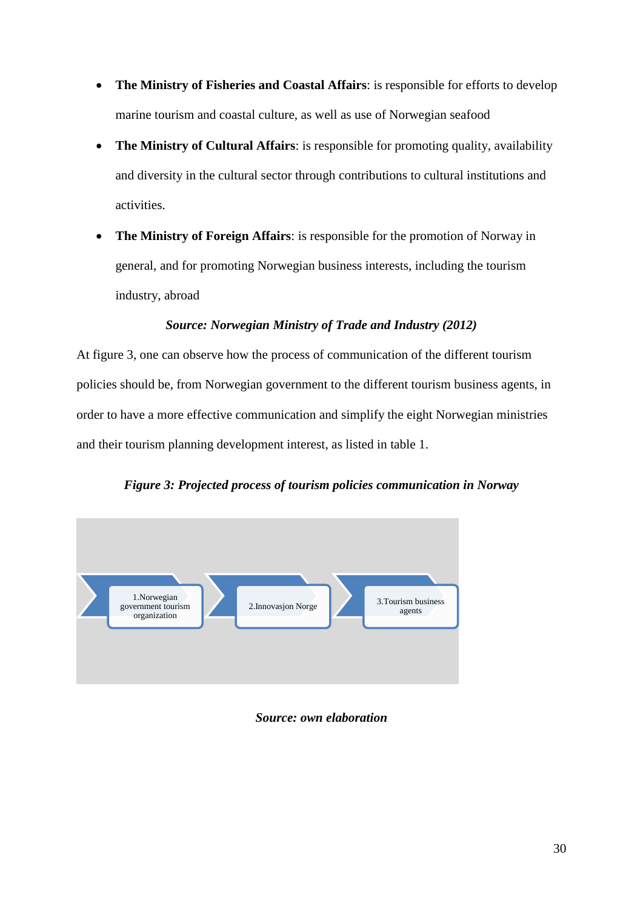- **The Ministry of Fisheries and Coastal Affairs**: is responsible for efforts to develop marine tourism and coastal culture, as well as use of Norwegian seafood
- **The Ministry of Cultural Affairs**: is responsible for promoting quality, availability and diversity in the cultural sector through contributions to cultural institutions and activities.
- **The Ministry of Foreign Affairs**: is responsible for the promotion of Norway in general, and for promoting Norwegian business interests, including the tourism industry, abroad

***Source: Norwegian Ministry of Trade and Industry (2012)***

At figure 3, one can observe how the process of communication of the different tourism policies should be, from Norwegian government to the different tourism business agents, in order to have a more effective communication and simplify the eight Norwegian ministries and their tourism planning development interest, as listed in table 1.

***Figure 3: Projected process of tourism policies communication in Norway***

1.Norwegian government tourism organization → 2.Innovasjon Norge → 3.Tourism business agents

***Source: own elaboration***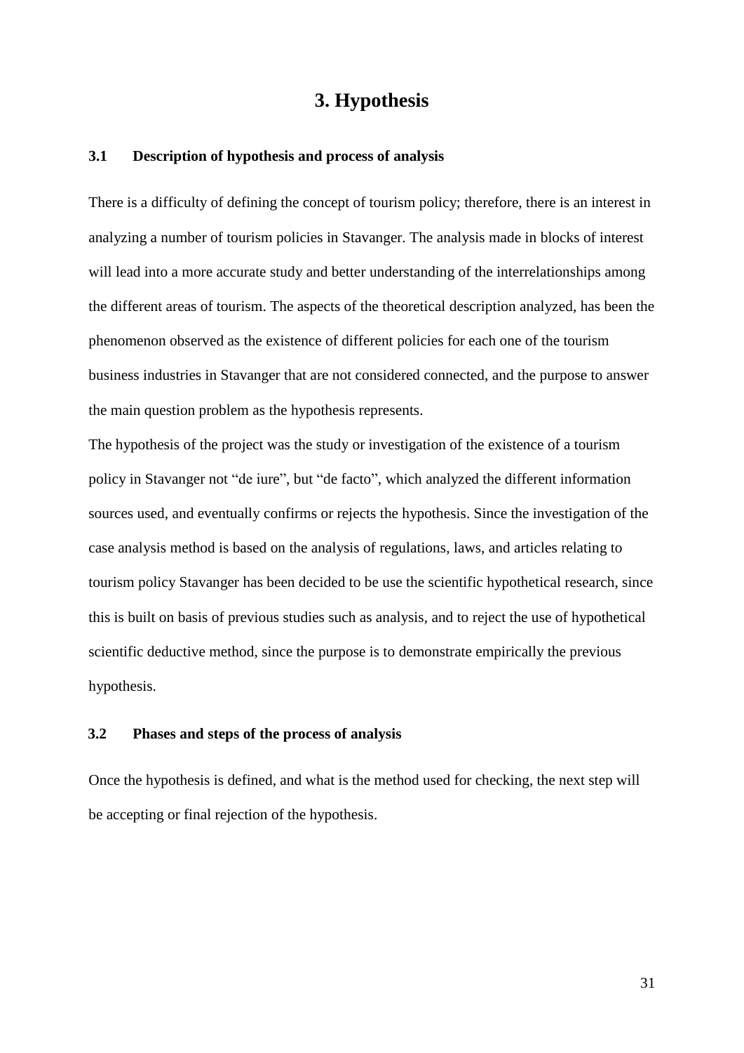# 3. Hypothesis

## 3.1 Description of hypothesis and process of analysis

There is a difficulty of defining the concept of tourism policy; therefore, there is an interest in analyzing a number of tourism policies in Stavanger. The analysis made in blocks of interest will lead into a more accurate study and better understanding of the interrelationships among the different areas of tourism. The aspects of the theoretical description analyzed, has been the phenomenon observed as the existence of different policies for each one of the tourism business industries in Stavanger that are not considered connected, and the purpose to answer the main question problem as the hypothesis represents.

The hypothesis of the project was the study or investigation of the existence of a tourism policy in Stavanger not "de iure", but "de facto", which analyzed the different information sources used, and eventually confirms or rejects the hypothesis. Since the investigation of the case analysis method is based on the analysis of regulations, laws, and articles relating to tourism policy Stavanger has been decided to be use the scientific hypothetical research, since this is built on basis of previous studies such as analysis, and to reject the use of hypothetical scientific deductive method, since the purpose is to demonstrate empirically the previous hypothesis.

## 3.2 Phases and steps of the process of analysis

Once the hypothesis is defined, and what is the method used for checking, the next step will be accepting or final rejection of the hypothesis.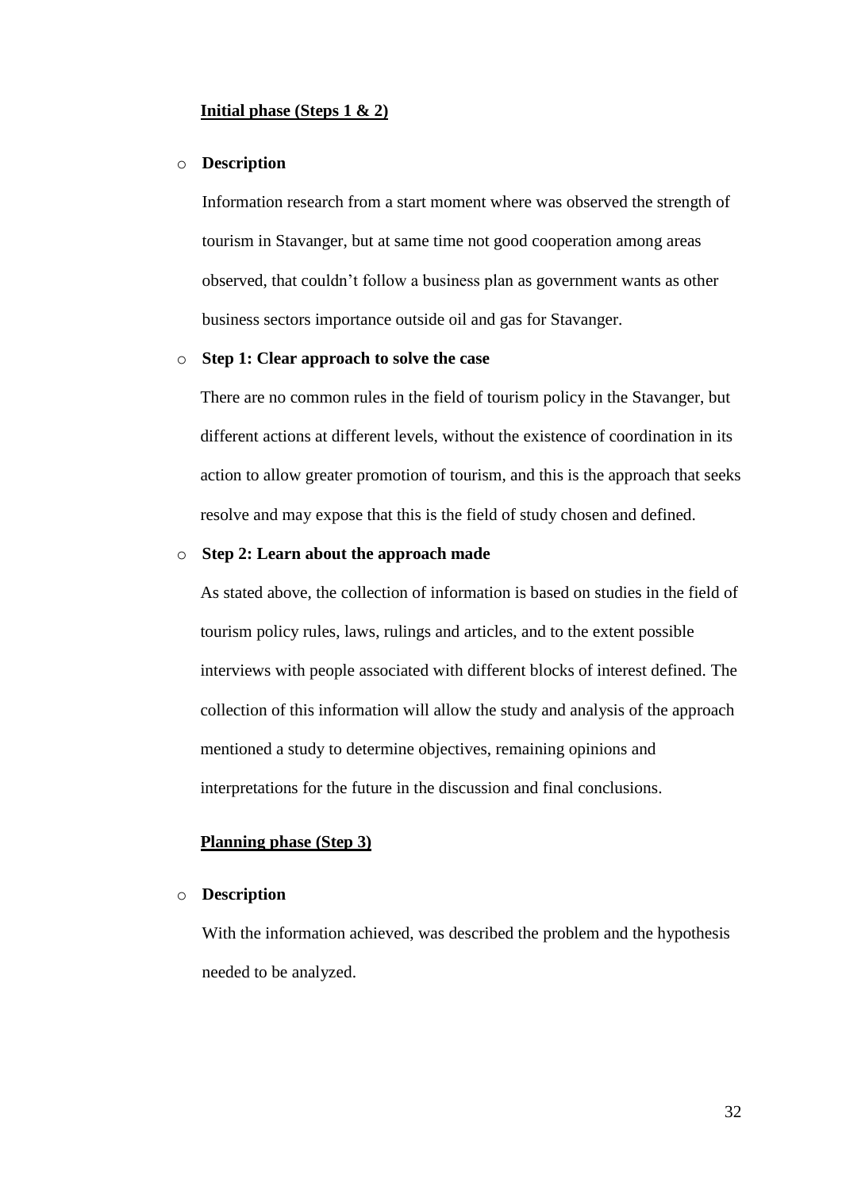**Initial phase (Steps 1 & 2)**

- **Description**

  Information research from a start moment where was observed the strength of tourism in Stavanger, but at same time not good cooperation among areas observed, that couldn't follow a business plan as government wants as other business sectors importance outside oil and gas for Stavanger.

- **Step 1: Clear approach to solve the case**

  There are no common rules in the field of tourism policy in the Stavanger, but different actions at different levels, without the existence of coordination in its action to allow greater promotion of tourism, and this is the approach that seeks resolve and may expose that this is the field of study chosen and defined.

- **Step 2: Learn about the approach made**

  As stated above, the collection of information is based on studies in the field of tourism policy rules, laws, rulings and articles, and to the extent possible interviews with people associated with different blocks of interest defined. The collection of this information will allow the study and analysis of the approach mentioned a study to determine objectives, remaining opinions and interpretations for the future in the discussion and final conclusions.

**Planning phase (Step 3)**

- **Description**

  With the information achieved, was described the problem and the hypothesis needed to be analyzed.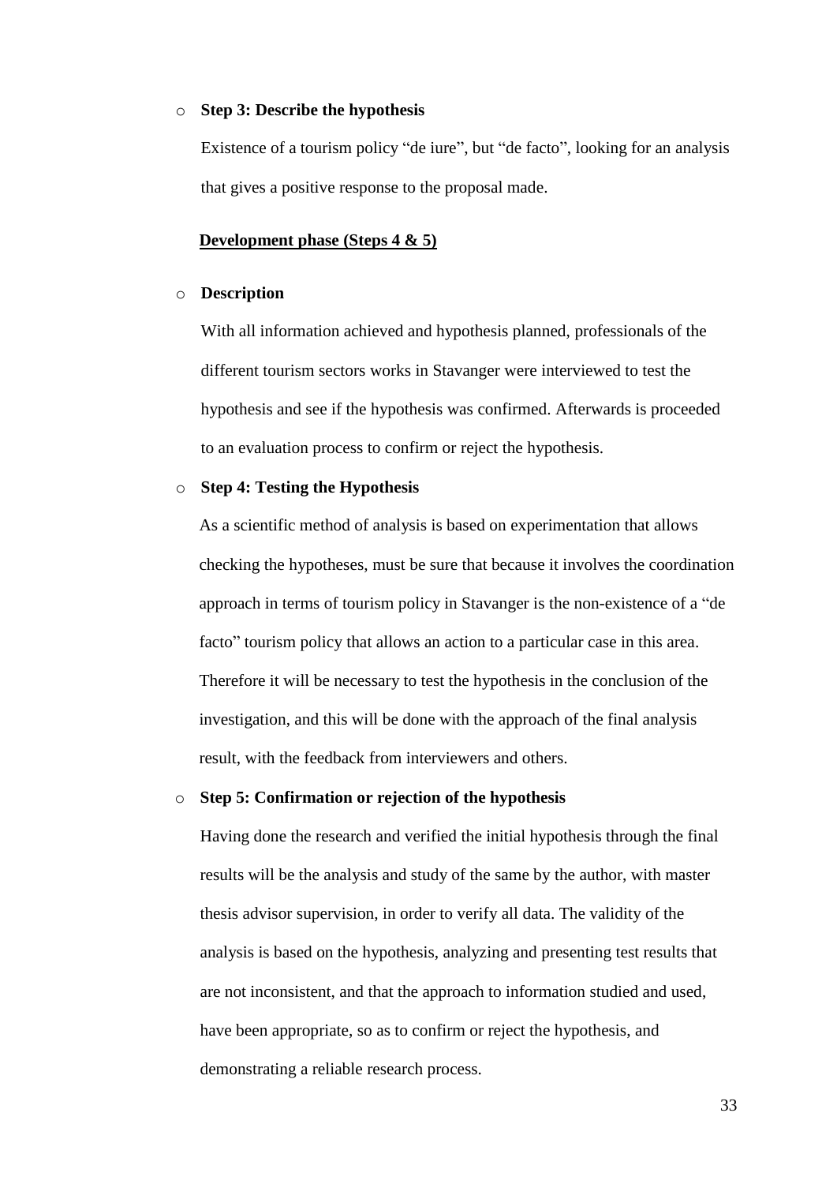- **Step 3: Describe the hypothesis**

  Existence of a tourism policy "de iure", but "de facto", looking for an analysis that gives a positive response to the proposal made.

**<u>Development phase (Steps 4 & 5)</u>**

- **Description**

  With all information achieved and hypothesis planned, professionals of the different tourism sectors works in Stavanger were interviewed to test the hypothesis and see if the hypothesis was confirmed. Afterwards is proceeded to an evaluation process to confirm or reject the hypothesis.

- **Step 4: Testing the Hypothesis**

  As a scientific method of analysis is based on experimentation that allows checking the hypotheses, must be sure that because it involves the coordination approach in terms of tourism policy in Stavanger is the non-existence of a "de facto" tourism policy that allows an action to a particular case in this area. Therefore it will be necessary to test the hypothesis in the conclusion of the investigation, and this will be done with the approach of the final analysis result, with the feedback from interviewers and others.

- **Step 5: Confirmation or rejection of the hypothesis**

  Having done the research and verified the initial hypothesis through the final results will be the analysis and study of the same by the author, with master thesis advisor supervision, in order to verify all data. The validity of the analysis is based on the hypothesis, analyzing and presenting test results that are not inconsistent, and that the approach to information studied and used, have been appropriate, so as to confirm or reject the hypothesis, and demonstrating a reliable research process.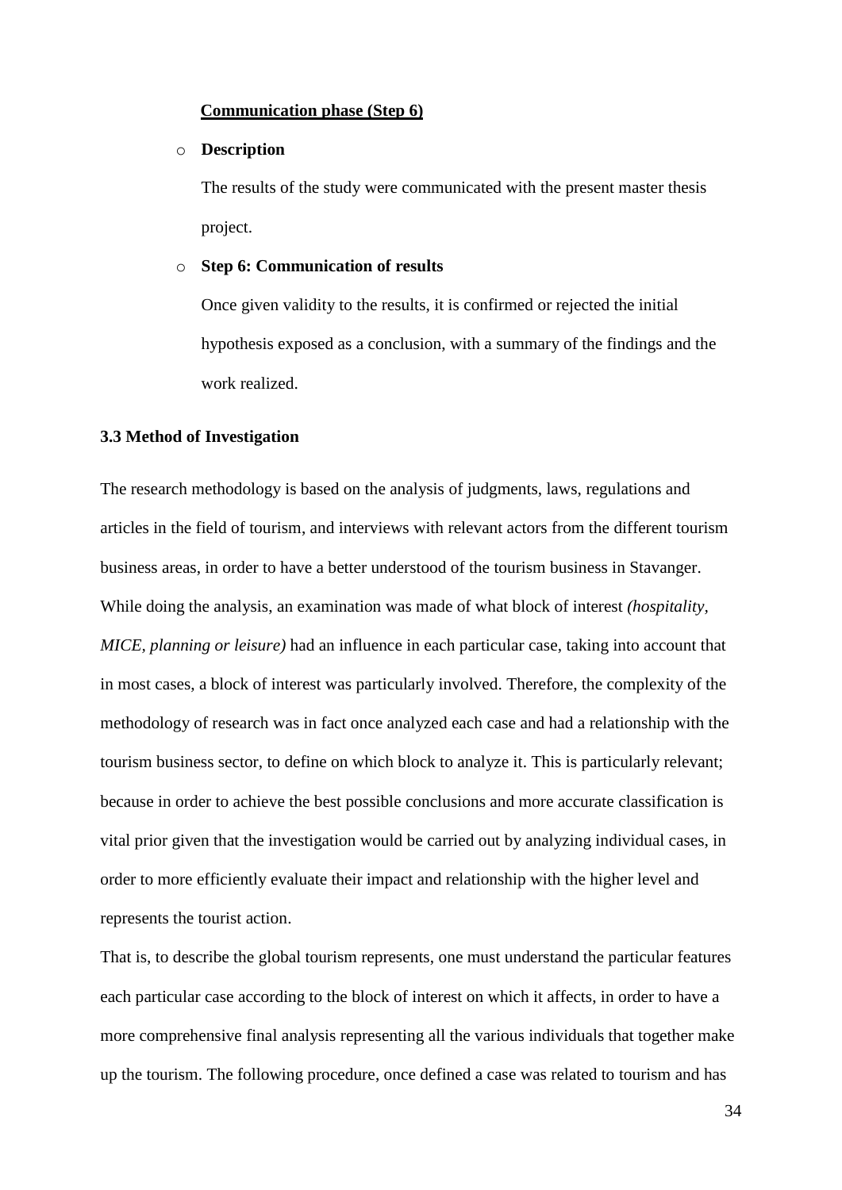**Communication phase (Step 6)**

- **Description**

  The results of the study were communicated with the present master thesis project.

- **Step 6: Communication of results**

  Once given validity to the results, it is confirmed or rejected the initial hypothesis exposed as a conclusion, with a summary of the findings and the work realized.

### 3.3 Method of Investigation

The research methodology is based on the analysis of judgments, laws, regulations and articles in the field of tourism, and interviews with relevant actors from the different tourism business areas, in order to have a better understood of the tourism business in Stavanger. While doing the analysis, an examination was made of what block of interest *(hospitality, MICE, planning or leisure)* had an influence in each particular case, taking into account that in most cases, a block of interest was particularly involved. Therefore, the complexity of the methodology of research was in fact once analyzed each case and had a relationship with the tourism business sector, to define on which block to analyze it. This is particularly relevant; because in order to achieve the best possible conclusions and more accurate classification is vital prior given that the investigation would be carried out by analyzing individual cases, in order to more efficiently evaluate their impact and relationship with the higher level and represents the tourist action.

That is, to describe the global tourism represents, one must understand the particular features each particular case according to the block of interest on which it affects, in order to have a more comprehensive final analysis representing all the various individuals that together make up the tourism. The following procedure, once defined a case was related to tourism and has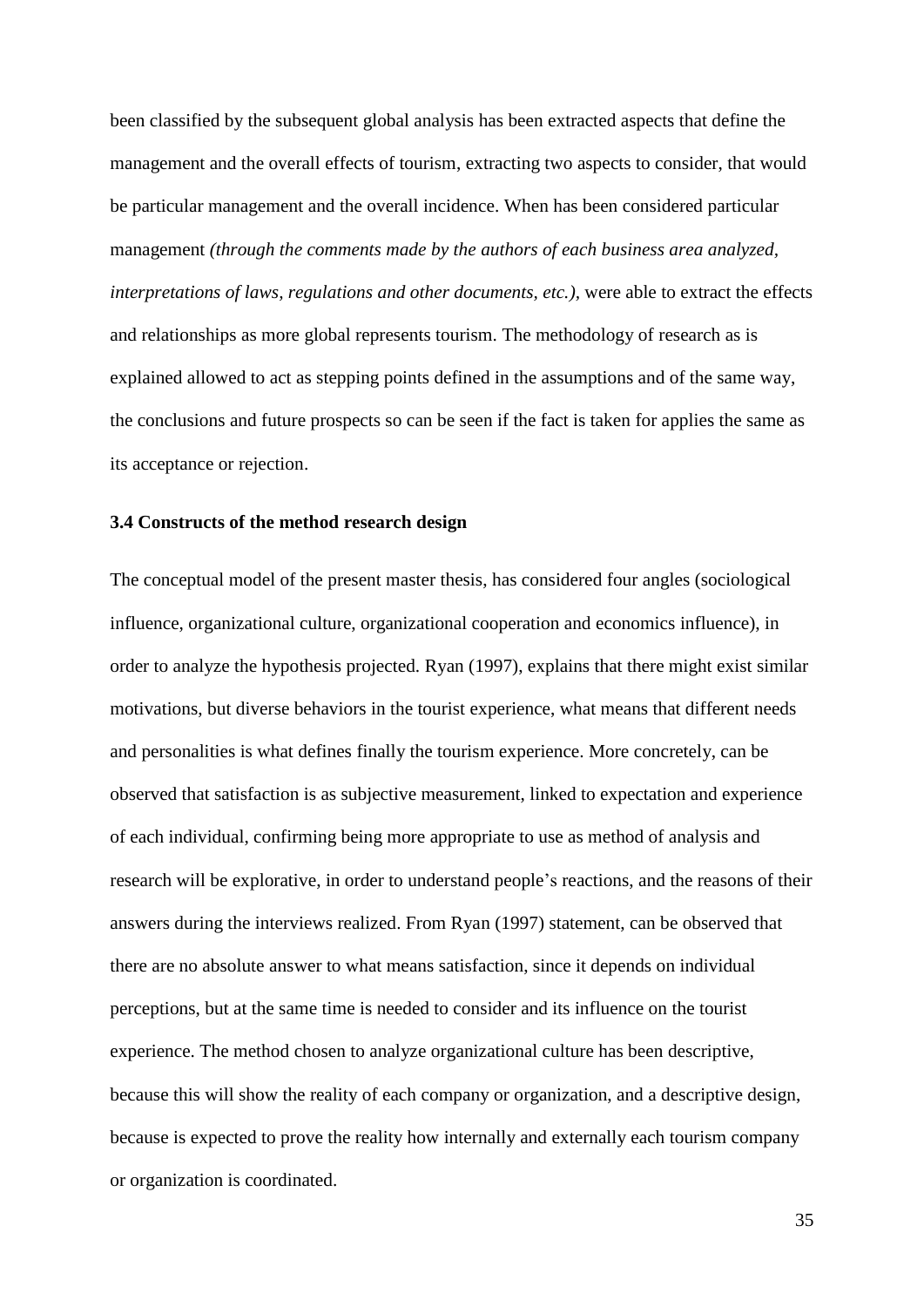been classified by the subsequent global analysis has been extracted aspects that define the management and the overall effects of tourism, extracting two aspects to consider, that would be particular management and the overall incidence. When has been considered particular management *(through the comments made by the authors of each business area analyzed, interpretations of laws, regulations and other documents, etc.)*, were able to extract the effects and relationships as more global represents tourism. The methodology of research as is explained allowed to act as stepping points defined in the assumptions and of the same way, the conclusions and future prospects so can be seen if the fact is taken for applies the same as its acceptance or rejection.

### 3.4 Constructs of the method research design

The conceptual model of the present master thesis, has considered four angles (sociological influence, organizational culture, organizational cooperation and economics influence), in order to analyze the hypothesis projected. Ryan (1997), explains that there might exist similar motivations, but diverse behaviors in the tourist experience, what means that different needs and personalities is what defines finally the tourism experience. More concretely, can be observed that satisfaction is as subjective measurement, linked to expectation and experience of each individual, confirming being more appropriate to use as method of analysis and research will be explorative, in order to understand people's reactions, and the reasons of their answers during the interviews realized. From Ryan (1997) statement, can be observed that there are no absolute answer to what means satisfaction, since it depends on individual perceptions, but at the same time is needed to consider and its influence on the tourist experience. The method chosen to analyze organizational culture has been descriptive, because this will show the reality of each company or organization, and a descriptive design, because is expected to prove the reality how internally and externally each tourism company or organization is coordinated.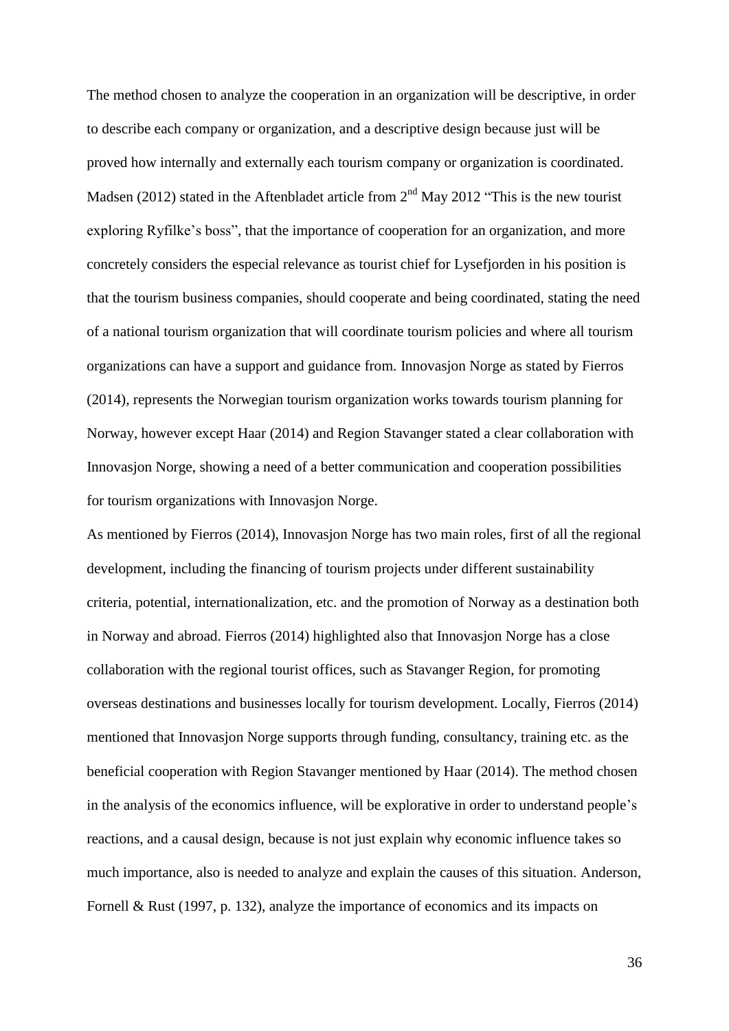The method chosen to analyze the cooperation in an organization will be descriptive, in order to describe each company or organization, and a descriptive design because just will be proved how internally and externally each tourism company or organization is coordinated. Madsen (2012) stated in the Aftenbladet article from 2nd May 2012 "This is the new tourist exploring Ryfilke's boss", that the importance of cooperation for an organization, and more concretely considers the especial relevance as tourist chief for Lysefjorden in his position is that the tourism business companies, should cooperate and being coordinated, stating the need of a national tourism organization that will coordinate tourism policies and where all tourism organizations can have a support and guidance from. Innovasjon Norge as stated by Fierros (2014), represents the Norwegian tourism organization works towards tourism planning for Norway, however except Haar (2014) and Region Stavanger stated a clear collaboration with Innovasjon Norge, showing a need of a better communication and cooperation possibilities for tourism organizations with Innovasjon Norge.

As mentioned by Fierros (2014), Innovasjon Norge has two main roles, first of all the regional development, including the financing of tourism projects under different sustainability criteria, potential, internationalization, etc. and the promotion of Norway as a destination both in Norway and abroad. Fierros (2014) highlighted also that Innovasjon Norge has a close collaboration with the regional tourist offices, such as Stavanger Region, for promoting overseas destinations and businesses locally for tourism development. Locally, Fierros (2014) mentioned that Innovasjon Norge supports through funding, consultancy, training etc. as the beneficial cooperation with Region Stavanger mentioned by Haar (2014). The method chosen in the analysis of the economics influence, will be explorative in order to understand people's reactions, and a causal design, because is not just explain why economic influence takes so much importance, also is needed to analyze and explain the causes of this situation. Anderson, Fornell & Rust (1997, p. 132), analyze the importance of economics and its impacts on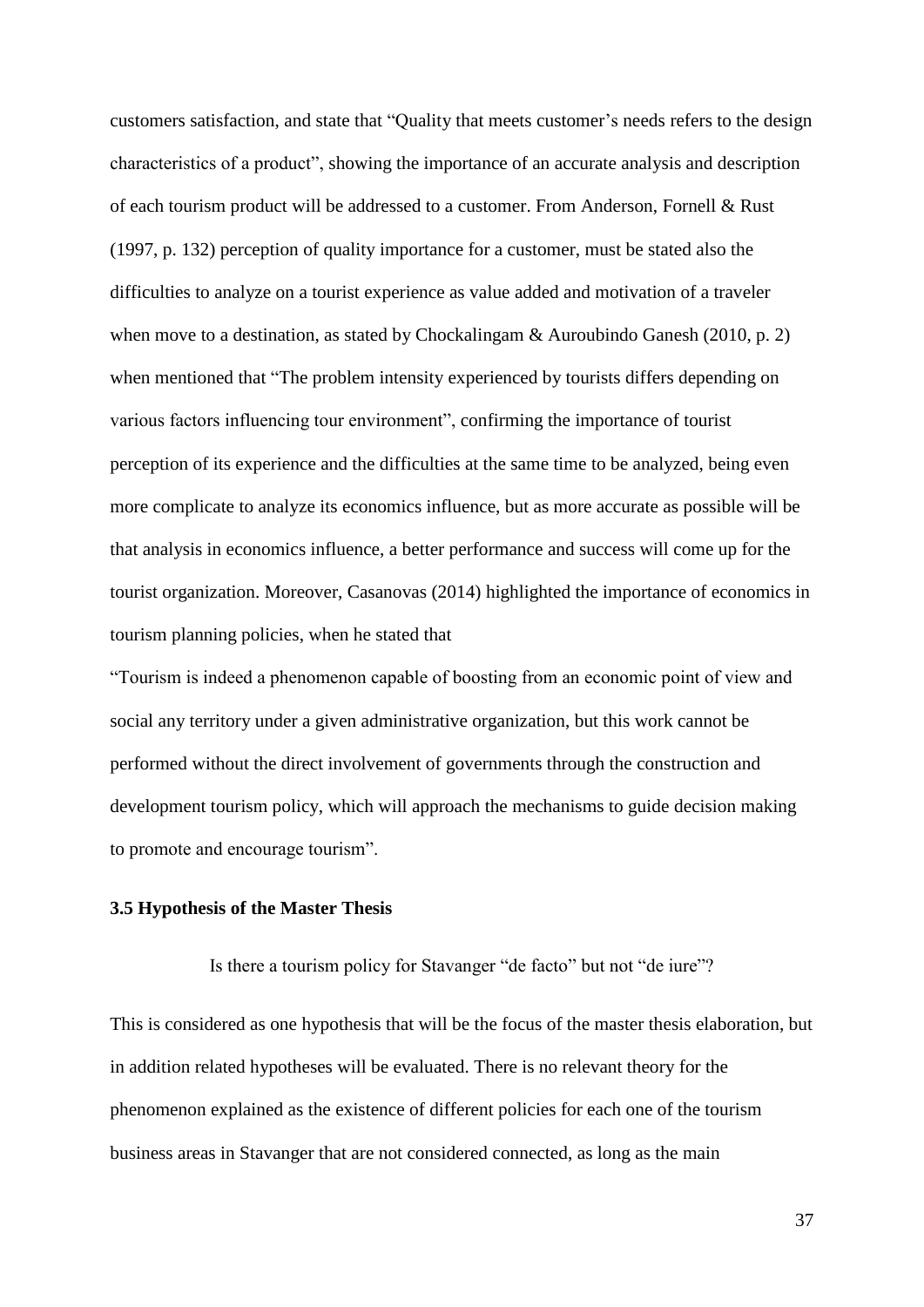customers satisfaction, and state that "Quality that meets customer's needs refers to the design characteristics of a product", showing the importance of an accurate analysis and description of each tourism product will be addressed to a customer. From Anderson, Fornell & Rust (1997, p. 132) perception of quality importance for a customer, must be stated also the difficulties to analyze on a tourist experience as value added and motivation of a traveler when move to a destination, as stated by Chockalingam & Auroubindo Ganesh (2010, p. 2) when mentioned that "The problem intensity experienced by tourists differs depending on various factors influencing tour environment", confirming the importance of tourist perception of its experience and the difficulties at the same time to be analyzed, being even more complicate to analyze its economics influence, but as more accurate as possible will be that analysis in economics influence, a better performance and success will come up for the tourist organization. Moreover, Casanovas (2014) highlighted the importance of economics in tourism planning policies, when he stated that

"Tourism is indeed a phenomenon capable of boosting from an economic point of view and social any territory under a given administrative organization, but this work cannot be performed without the direct involvement of governments through the construction and development tourism policy, which will approach the mechanisms to guide decision making to promote and encourage tourism".

### 3.5 Hypothesis of the Master Thesis

Is there a tourism policy for Stavanger "de facto" but not "de iure"?

This is considered as one hypothesis that will be the focus of the master thesis elaboration, but in addition related hypotheses will be evaluated. There is no relevant theory for the phenomenon explained as the existence of different policies for each one of the tourism business areas in Stavanger that are not considered connected, as long as the main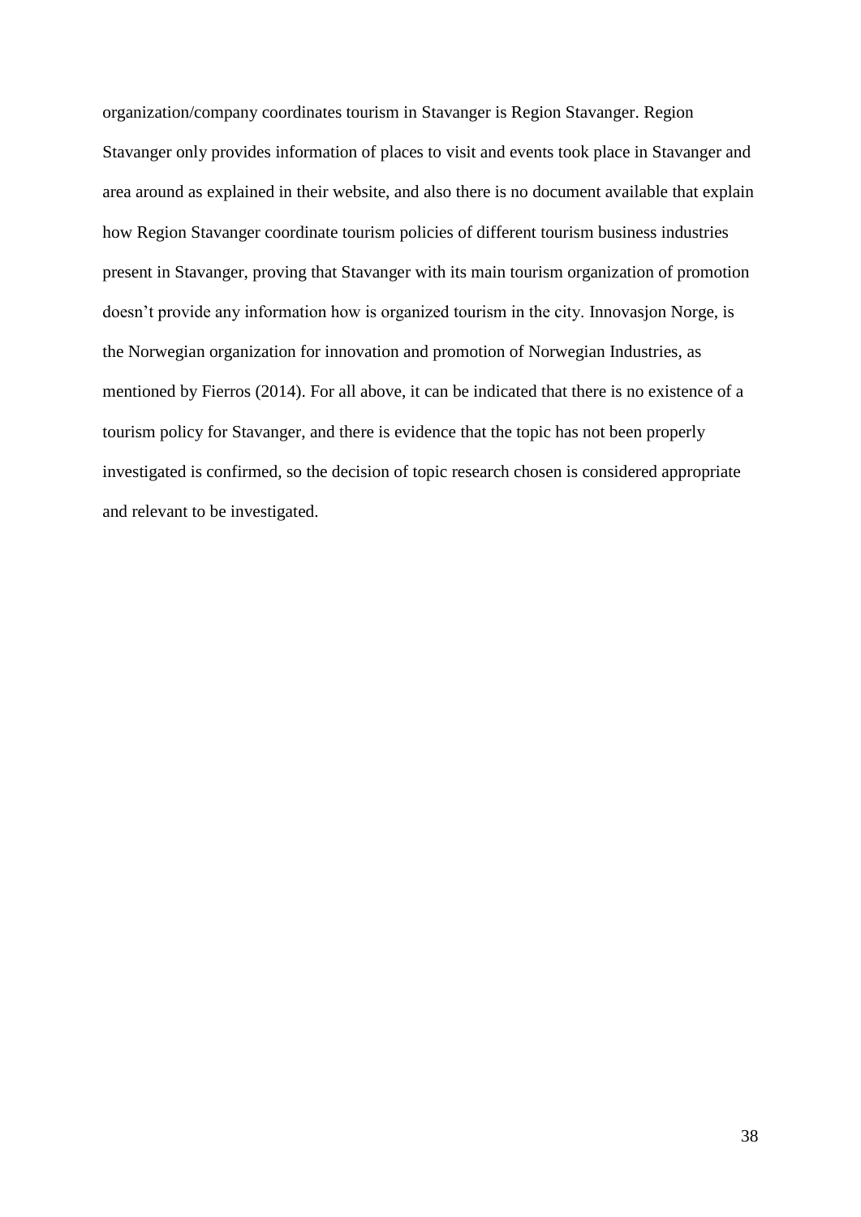organization/company coordinates tourism in Stavanger is Region Stavanger. Region Stavanger only provides information of places to visit and events took place in Stavanger and area around as explained in their website, and also there is no document available that explain how Region Stavanger coordinate tourism policies of different tourism business industries present in Stavanger, proving that Stavanger with its main tourism organization of promotion doesn't provide any information how is organized tourism in the city. Innovasjon Norge, is the Norwegian organization for innovation and promotion of Norwegian Industries, as mentioned by Fierros (2014). For all above, it can be indicated that there is no existence of a tourism policy for Stavanger, and there is evidence that the topic has not been properly investigated is confirmed, so the decision of topic research chosen is considered appropriate and relevant to be investigated.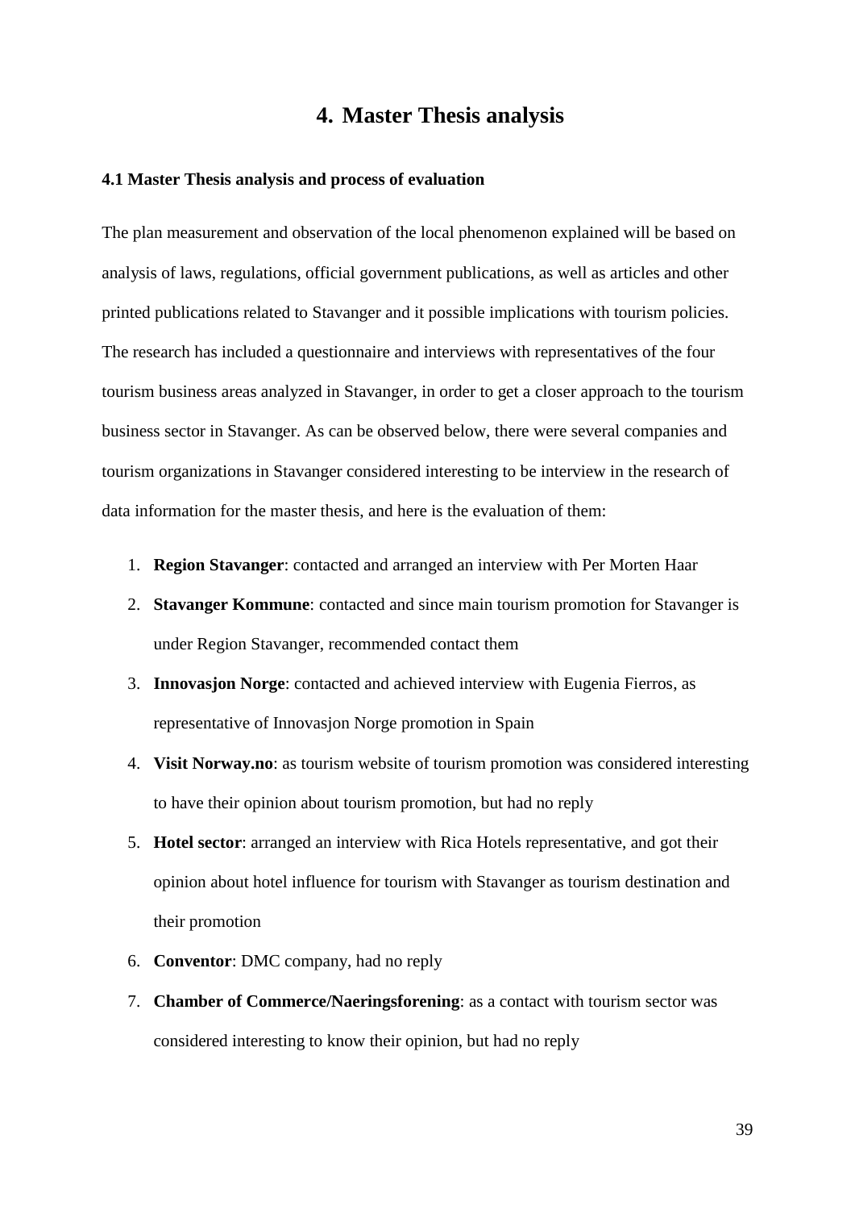# 4. Master Thesis analysis

### 4.1 Master Thesis analysis and process of evaluation

The plan measurement and observation of the local phenomenon explained will be based on analysis of laws, regulations, official government publications, as well as articles and other printed publications related to Stavanger and it possible implications with tourism policies. The research has included a questionnaire and interviews with representatives of the four tourism business areas analyzed in Stavanger, in order to get a closer approach to the tourism business sector in Stavanger. As can be observed below, there were several companies and tourism organizations in Stavanger considered interesting to be interview in the research of data information for the master thesis, and here is the evaluation of them:

1. **Region Stavanger**: contacted and arranged an interview with Per Morten Haar
2. **Stavanger Kommune**: contacted and since main tourism promotion for Stavanger is under Region Stavanger, recommended contact them
3. **Innovasjon Norge**: contacted and achieved interview with Eugenia Fierros, as representative of Innovasjon Norge promotion in Spain
4. **Visit Norway.no**: as tourism website of tourism promotion was considered interesting to have their opinion about tourism promotion, but had no reply
5. **Hotel sector**: arranged an interview with Rica Hotels representative, and got their opinion about hotel influence for tourism with Stavanger as tourism destination and their promotion
6. **Conventor**: DMC company, had no reply
7. **Chamber of Commerce/Naeringsforening**: as a contact with tourism sector was considered interesting to know their opinion, but had no reply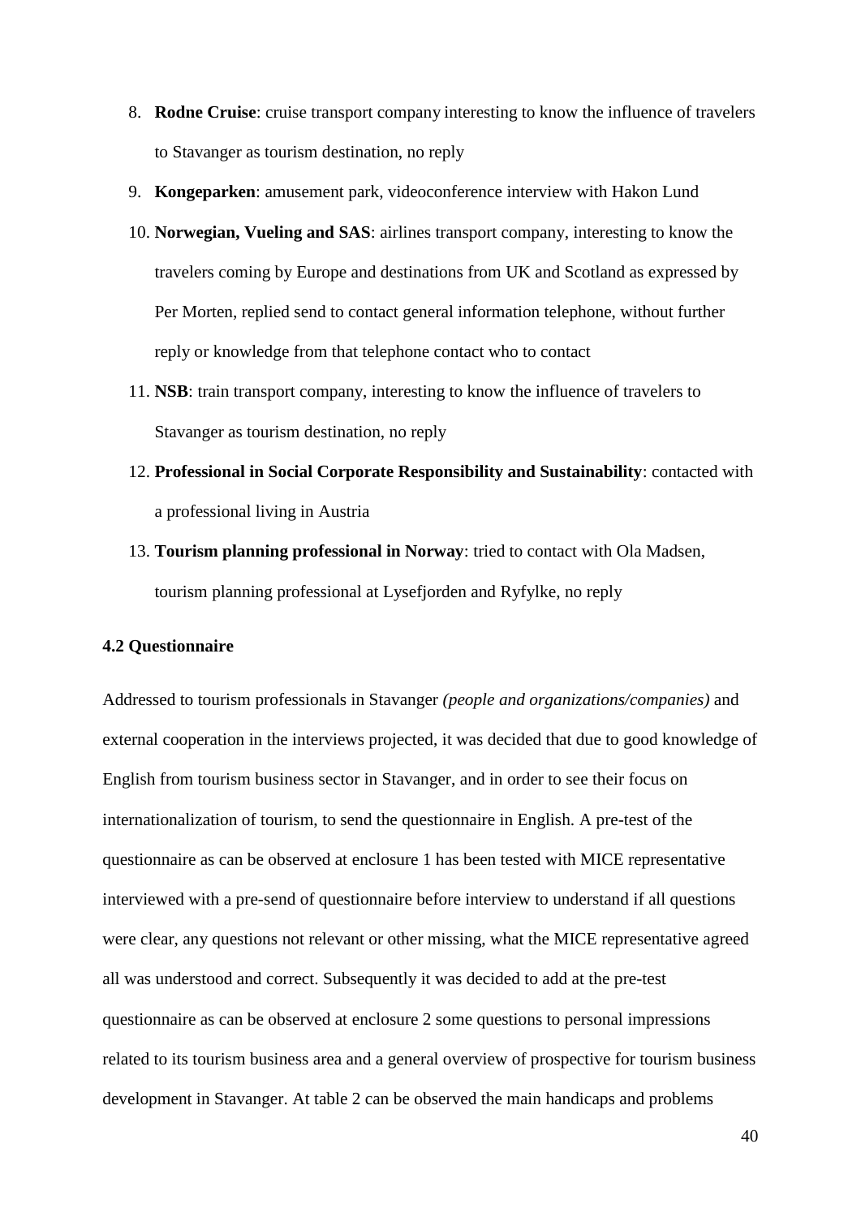8. **Rodne Cruise**: cruise transport company interesting to know the influence of travelers to Stavanger as tourism destination, no reply
9. **Kongeparken**: amusement park, videoconference interview with Hakon Lund
10. **Norwegian, Vueling and SAS**: airlines transport company, interesting to know the travelers coming by Europe and destinations from UK and Scotland as expressed by Per Morten, replied send to contact general information telephone, without further reply or knowledge from that telephone contact who to contact
11. **NSB**: train transport company, interesting to know the influence of travelers to Stavanger as tourism destination, no reply
12. **Professional in Social Corporate Responsibility and Sustainability**: contacted with a professional living in Austria
13. **Tourism planning professional in Norway**: tried to contact with Ola Madsen, tourism planning professional at Lysefjorden and Ryfylke, no reply

### 4.2 Questionnaire

Addressed to tourism professionals in Stavanger *(people and organizations/companies)* and external cooperation in the interviews projected, it was decided that due to good knowledge of English from tourism business sector in Stavanger, and in order to see their focus on internationalization of tourism, to send the questionnaire in English. A pre-test of the questionnaire as can be observed at enclosure 1 has been tested with MICE representative interviewed with a pre-send of questionnaire before interview to understand if all questions were clear, any questions not relevant or other missing, what the MICE representative agreed all was understood and correct. Subsequently it was decided to add at the pre-test questionnaire as can be observed at enclosure 2 some questions to personal impressions related to its tourism business area and a general overview of prospective for tourism business development in Stavanger. At table 2 can be observed the main handicaps and problems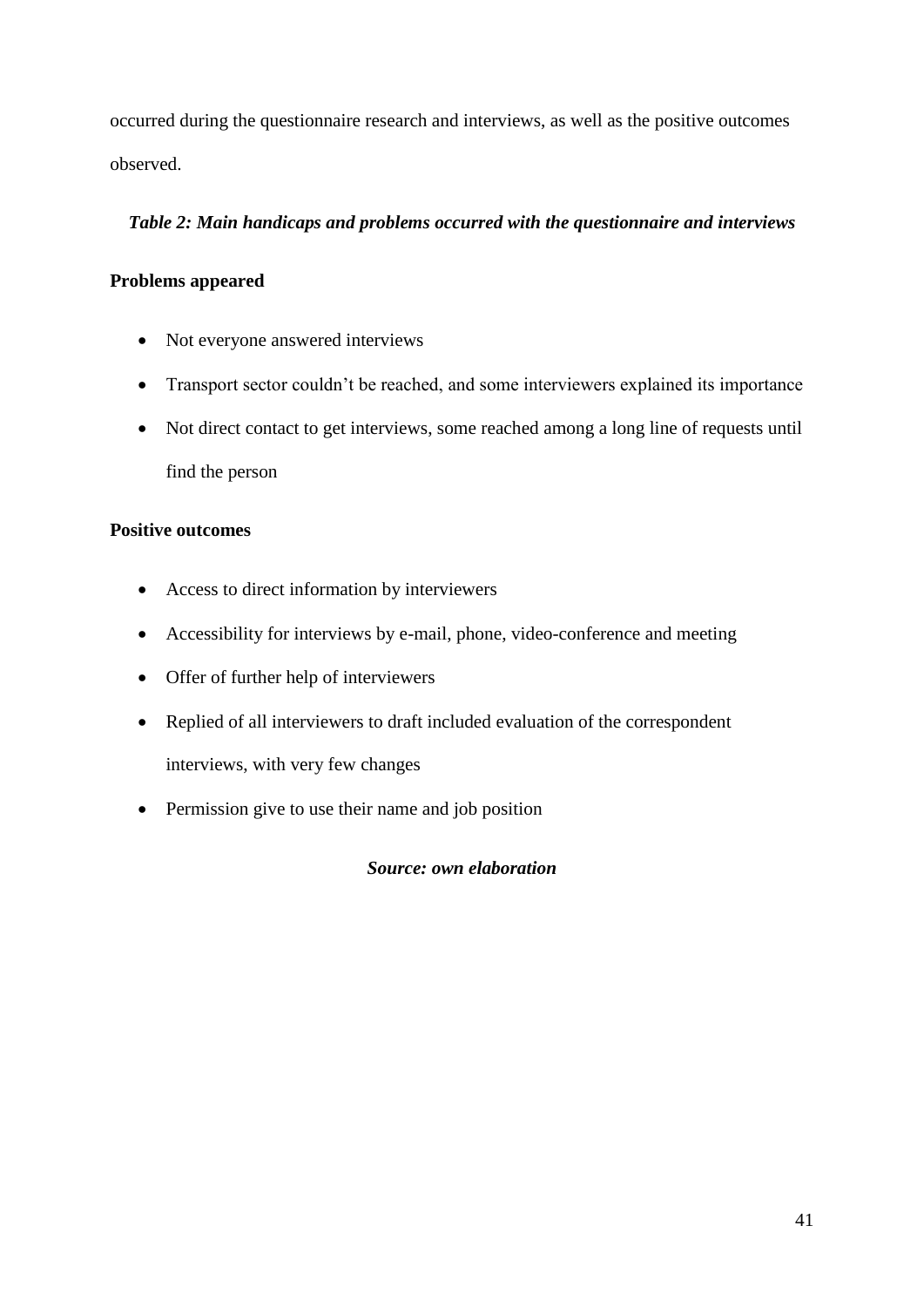occurred during the questionnaire research and interviews, as well as the positive outcomes observed.

***Table 2: Main handicaps and problems occurred with the questionnaire and interviews***

**Problems appeared**

- Not everyone answered interviews
- Transport sector couldn't be reached, and some interviewers explained its importance
- Not direct contact to get interviews, some reached among a long line of requests until find the person

**Positive outcomes**

- Access to direct information by interviewers
- Accessibility for interviews by e-mail, phone, video-conference and meeting
- Offer of further help of interviewers
- Replied of all interviewers to draft included evaluation of the correspondent interviews, with very few changes
- Permission give to use their name and job position

***Source: own elaboration***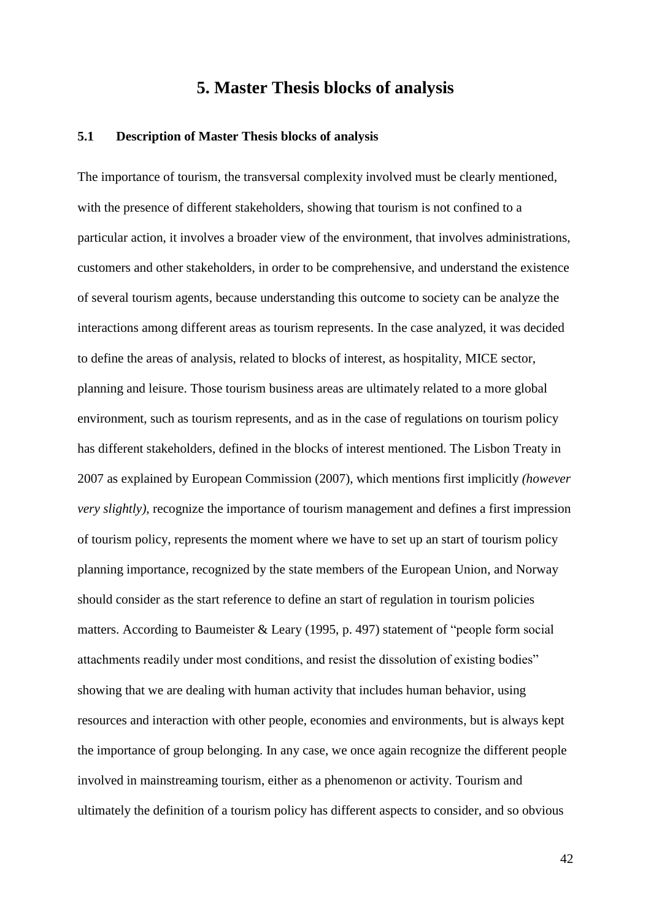# 5. Master Thesis blocks of analysis

## 5.1 Description of Master Thesis blocks of analysis

The importance of tourism, the transversal complexity involved must be clearly mentioned, with the presence of different stakeholders, showing that tourism is not confined to a particular action, it involves a broader view of the environment, that involves administrations, customers and other stakeholders, in order to be comprehensive, and understand the existence of several tourism agents, because understanding this outcome to society can be analyze the interactions among different areas as tourism represents. In the case analyzed, it was decided to define the areas of analysis, related to blocks of interest, as hospitality, MICE sector, planning and leisure. Those tourism business areas are ultimately related to a more global environment, such as tourism represents, and as in the case of regulations on tourism policy has different stakeholders, defined in the blocks of interest mentioned. The Lisbon Treaty in 2007 as explained by European Commission (2007), which mentions first implicitly *(however very slightly)*, recognize the importance of tourism management and defines a first impression of tourism policy, represents the moment where we have to set up an start of tourism policy planning importance, recognized by the state members of the European Union, and Norway should consider as the start reference to define an start of regulation in tourism policies matters. According to Baumeister & Leary (1995, p. 497) statement of "people form social attachments readily under most conditions, and resist the dissolution of existing bodies" showing that we are dealing with human activity that includes human behavior, using resources and interaction with other people, economies and environments, but is always kept the importance of group belonging. In any case, we once again recognize the different people involved in mainstreaming tourism, either as a phenomenon or activity. Tourism and ultimately the definition of a tourism policy has different aspects to consider, and so obvious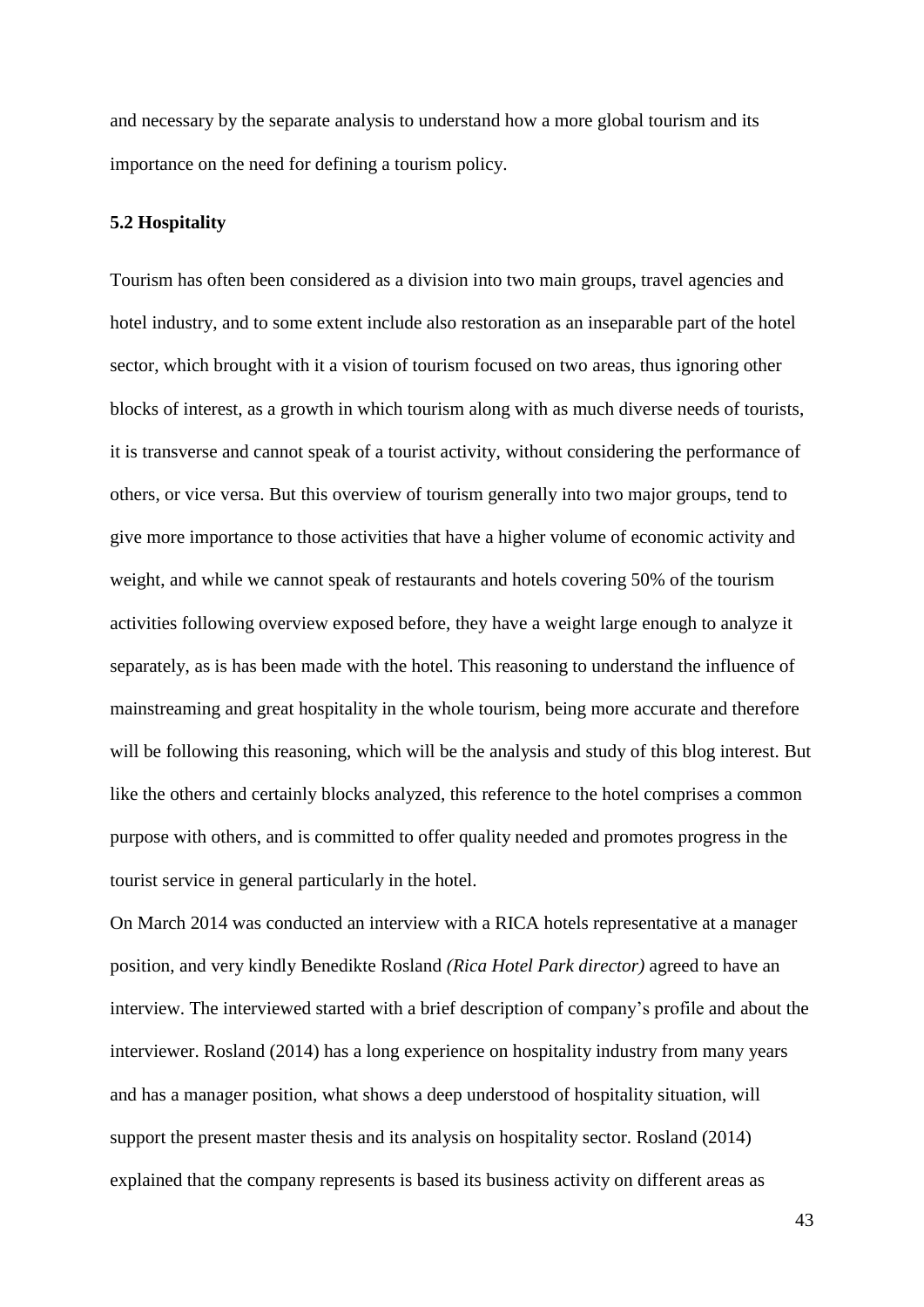and necessary by the separate analysis to understand how a more global tourism and its importance on the need for defining a tourism policy.

### 5.2 Hospitality

Tourism has often been considered as a division into two main groups, travel agencies and hotel industry, and to some extent include also restoration as an inseparable part of the hotel sector, which brought with it a vision of tourism focused on two areas, thus ignoring other blocks of interest, as a growth in which tourism along with as much diverse needs of tourists, it is transverse and cannot speak of a tourist activity, without considering the performance of others, or vice versa. But this overview of tourism generally into two major groups, tend to give more importance to those activities that have a higher volume of economic activity and weight, and while we cannot speak of restaurants and hotels covering 50% of the tourism activities following overview exposed before, they have a weight large enough to analyze it separately, as is has been made with the hotel. This reasoning to understand the influence of mainstreaming and great hospitality in the whole tourism, being more accurate and therefore will be following this reasoning, which will be the analysis and study of this blog interest. But like the others and certainly blocks analyzed, this reference to the hotel comprises a common purpose with others, and is committed to offer quality needed and promotes progress in the tourist service in general particularly in the hotel.

On March 2014 was conducted an interview with a RICA hotels representative at a manager position, and very kindly Benedikte Rosland *(Rica Hotel Park director)* agreed to have an interview. The interviewed started with a brief description of company's profile and about the interviewer. Rosland (2014) has a long experience on hospitality industry from many years and has a manager position, what shows a deep understood of hospitality situation, will support the present master thesis and its analysis on hospitality sector. Rosland (2014) explained that the company represents is based its business activity on different areas as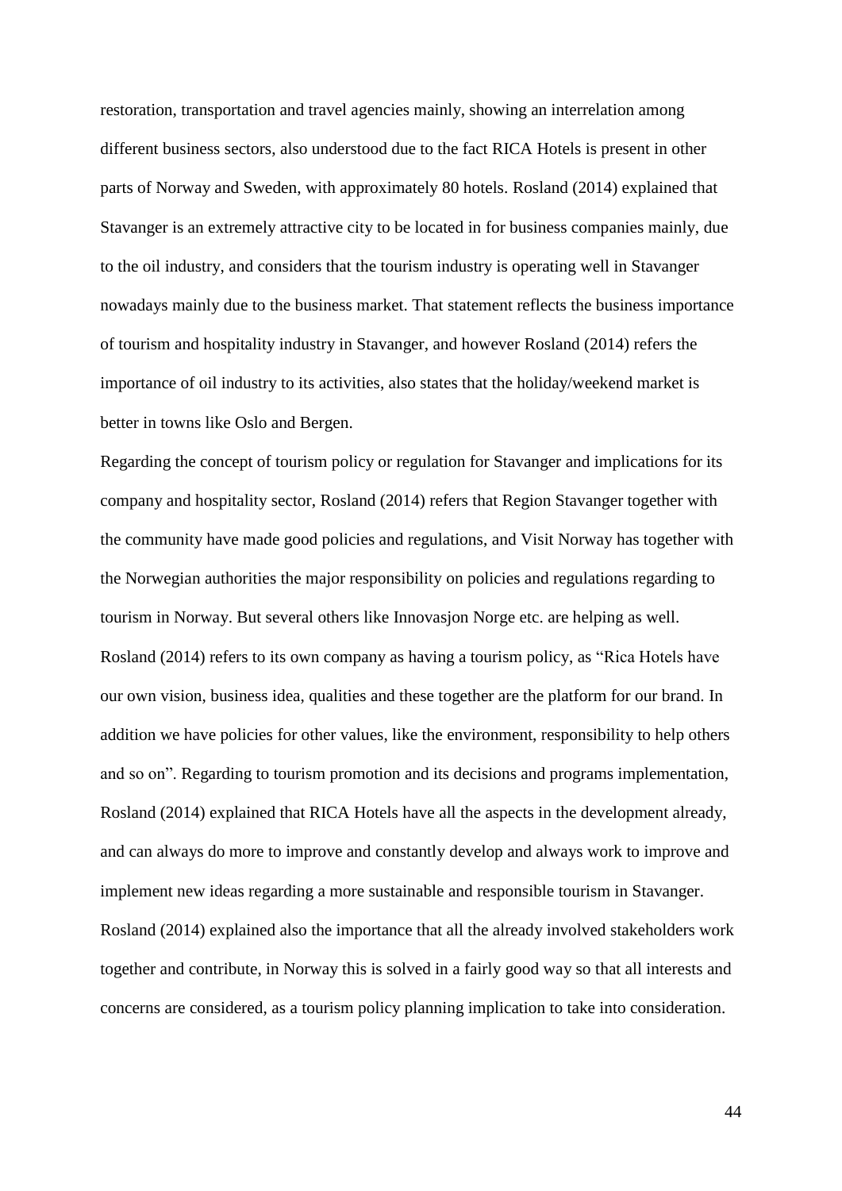restoration, transportation and travel agencies mainly, showing an interrelation among different business sectors, also understood due to the fact RICA Hotels is present in other parts of Norway and Sweden, with approximately 80 hotels. Rosland (2014) explained that Stavanger is an extremely attractive city to be located in for business companies mainly, due to the oil industry, and considers that the tourism industry is operating well in Stavanger nowadays mainly due to the business market. That statement reflects the business importance of tourism and hospitality industry in Stavanger, and however Rosland (2014) refers the importance of oil industry to its activities, also states that the holiday/weekend market is better in towns like Oslo and Bergen.

Regarding the concept of tourism policy or regulation for Stavanger and implications for its company and hospitality sector, Rosland (2014) refers that Region Stavanger together with the community have made good policies and regulations, and Visit Norway has together with the Norwegian authorities the major responsibility on policies and regulations regarding to tourism in Norway. But several others like Innovasjon Norge etc. are helping as well. Rosland (2014) refers to its own company as having a tourism policy, as "Rica Hotels have our own vision, business idea, qualities and these together are the platform for our brand. In addition we have policies for other values, like the environment, responsibility to help others and so on". Regarding to tourism promotion and its decisions and programs implementation, Rosland (2014) explained that RICA Hotels have all the aspects in the development already, and can always do more to improve and constantly develop and always work to improve and implement new ideas regarding a more sustainable and responsible tourism in Stavanger. Rosland (2014) explained also the importance that all the already involved stakeholders work together and contribute, in Norway this is solved in a fairly good way so that all interests and concerns are considered, as a tourism policy planning implication to take into consideration.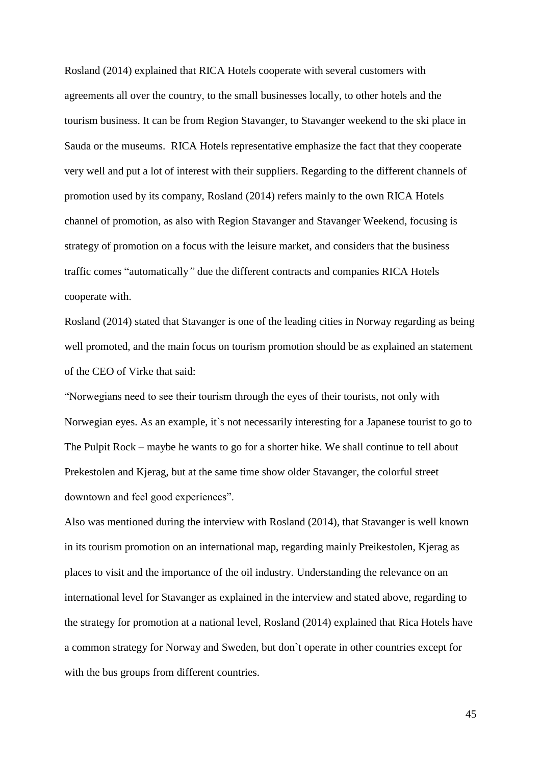Rosland (2014) explained that RICA Hotels cooperate with several customers with agreements all over the country, to the small businesses locally, to other hotels and the tourism business. It can be from Region Stavanger, to Stavanger weekend to the ski place in Sauda or the museums. RICA Hotels representative emphasize the fact that they cooperate very well and put a lot of interest with their suppliers. Regarding to the different channels of promotion used by its company, Rosland (2014) refers mainly to the own RICA Hotels channel of promotion, as also with Region Stavanger and Stavanger Weekend, focusing is strategy of promotion on a focus with the leisure market, and considers that the business traffic comes "automatically" due the different contracts and companies RICA Hotels cooperate with.

Rosland (2014) stated that Stavanger is one of the leading cities in Norway regarding as being well promoted, and the main focus on tourism promotion should be as explained an statement of the CEO of Virke that said:

"Norwegians need to see their tourism through the eyes of their tourists, not only with Norwegian eyes. As an example, it`s not necessarily interesting for a Japanese tourist to go to The Pulpit Rock – maybe he wants to go for a shorter hike. We shall continue to tell about Prekestolen and Kjerag, but at the same time show older Stavanger, the colorful street downtown and feel good experiences".

Also was mentioned during the interview with Rosland (2014), that Stavanger is well known in its tourism promotion on an international map, regarding mainly Preikestolen, Kjerag as places to visit and the importance of the oil industry. Understanding the relevance on an international level for Stavanger as explained in the interview and stated above, regarding to the strategy for promotion at a national level, Rosland (2014) explained that Rica Hotels have a common strategy for Norway and Sweden, but don`t operate in other countries except for with the bus groups from different countries.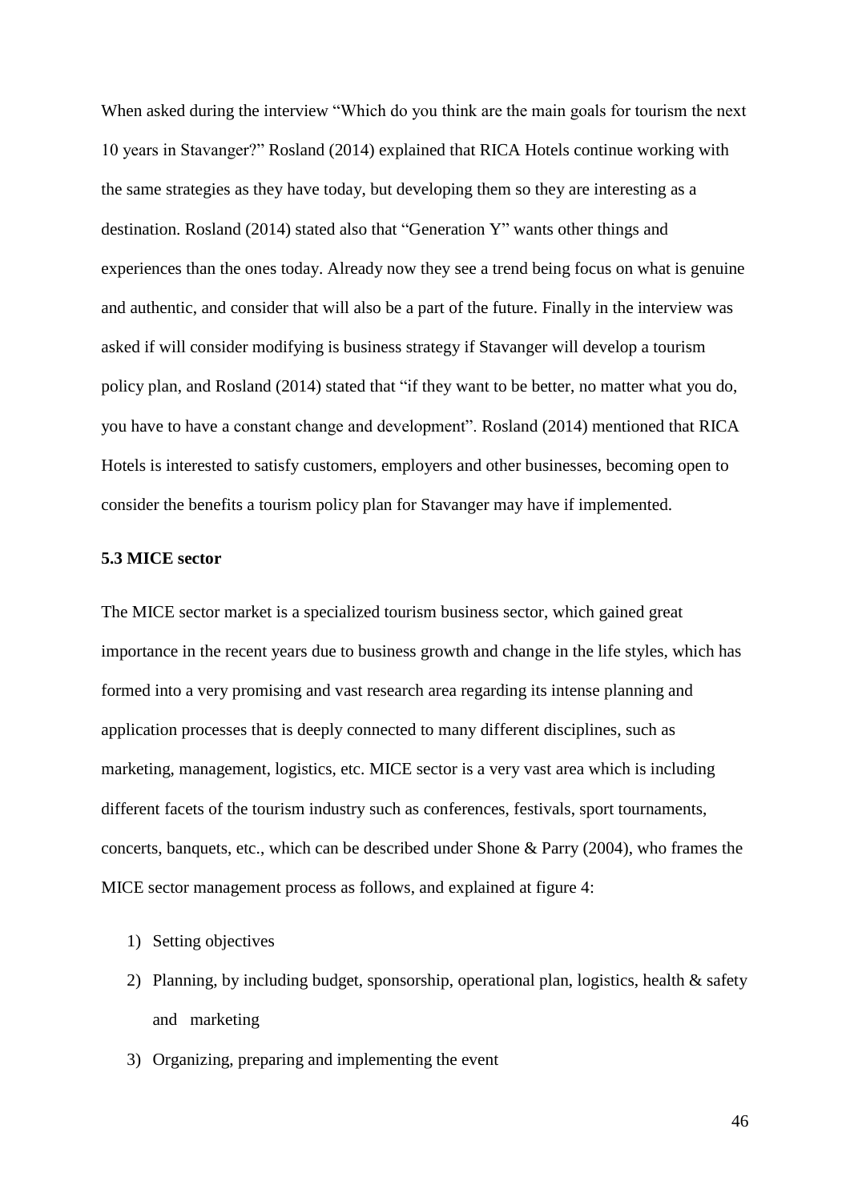When asked during the interview "Which do you think are the main goals for tourism the next 10 years in Stavanger?" Rosland (2014) explained that RICA Hotels continue working with the same strategies as they have today, but developing them so they are interesting as a destination. Rosland (2014) stated also that "Generation Y" wants other things and experiences than the ones today. Already now they see a trend being focus on what is genuine and authentic, and consider that will also be a part of the future. Finally in the interview was asked if will consider modifying is business strategy if Stavanger will develop a tourism policy plan, and Rosland (2014) stated that "if they want to be better, no matter what you do, you have to have a constant change and development". Rosland (2014) mentioned that RICA Hotels is interested to satisfy customers, employers and other businesses, becoming open to consider the benefits a tourism policy plan for Stavanger may have if implemented.

### 5.3 MICE sector

The MICE sector market is a specialized tourism business sector, which gained great importance in the recent years due to business growth and change in the life styles, which has formed into a very promising and vast research area regarding its intense planning and application processes that is deeply connected to many different disciplines, such as marketing, management, logistics, etc. MICE sector is a very vast area which is including different facets of the tourism industry such as conferences, festivals, sport tournaments, concerts, banquets, etc., which can be described under Shone & Parry (2004), who frames the MICE sector management process as follows, and explained at figure 4:

1) Setting objectives
2) Planning, by including budget, sponsorship, operational plan, logistics, health & safety and marketing
3) Organizing, preparing and implementing the event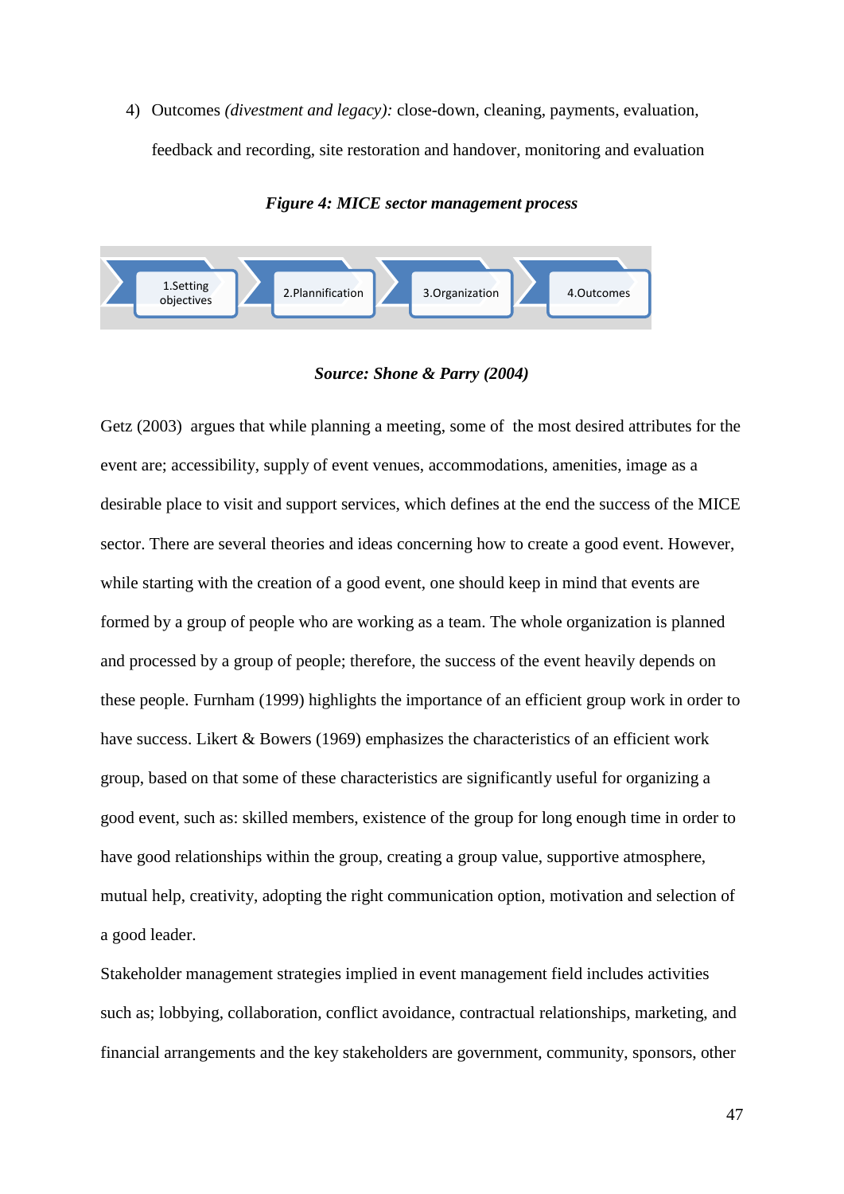4) Outcomes *(divestment and legacy):* close-down, cleaning, payments, evaluation, feedback and recording, site restoration and handover, monitoring and evaluation

***Figure 4: MICE sector management process***

1.Setting objectives → 2.Plannification → 3.Organization → 4.Outcomes

***Source: Shone & Parry (2004)***

Getz (2003) argues that while planning a meeting, some of the most desired attributes for the event are; accessibility, supply of event venues, accommodations, amenities, image as a desirable place to visit and support services, which defines at the end the success of the MICE sector. There are several theories and ideas concerning how to create a good event. However, while starting with the creation of a good event, one should keep in mind that events are formed by a group of people who are working as a team. The whole organization is planned and processed by a group of people; therefore, the success of the event heavily depends on these people. Furnham (1999) highlights the importance of an efficient group work in order to have success. Likert & Bowers (1969) emphasizes the characteristics of an efficient work group, based on that some of these characteristics are significantly useful for organizing a good event, such as: skilled members, existence of the group for long enough time in order to have good relationships within the group, creating a group value, supportive atmosphere, mutual help, creativity, adopting the right communication option, motivation and selection of a good leader.

Stakeholder management strategies implied in event management field includes activities such as; lobbying, collaboration, conflict avoidance, contractual relationships, marketing, and financial arrangements and the key stakeholders are government, community, sponsors, other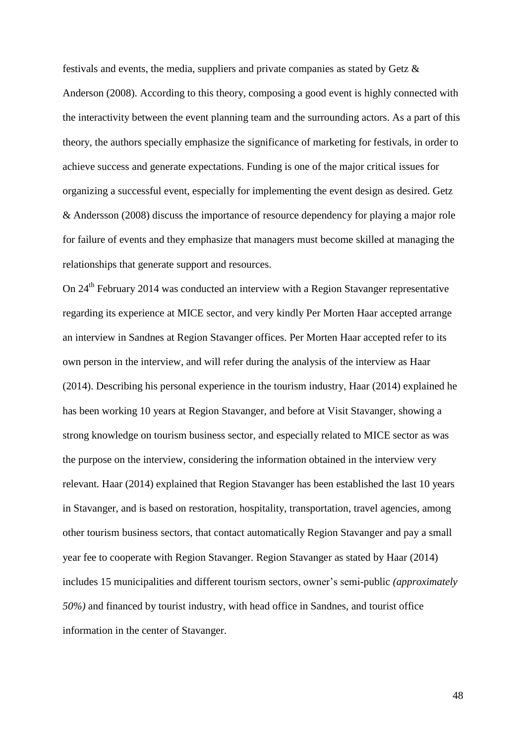festivals and events, the media, suppliers and private companies as stated by Getz & Anderson (2008). According to this theory, composing a good event is highly connected with the interactivity between the event planning team and the surrounding actors. As a part of this theory, the authors specially emphasize the significance of marketing for festivals, in order to achieve success and generate expectations. Funding is one of the major critical issues for organizing a successful event, especially for implementing the event design as desired. Getz & Andersson (2008) discuss the importance of resource dependency for playing a major role for failure of events and they emphasize that managers must become skilled at managing the relationships that generate support and resources.

On 24th February 2014 was conducted an interview with a Region Stavanger representative regarding its experience at MICE sector, and very kindly Per Morten Haar accepted arrange an interview in Sandnes at Region Stavanger offices. Per Morten Haar accepted refer to its own person in the interview, and will refer during the analysis of the interview as Haar (2014). Describing his personal experience in the tourism industry, Haar (2014) explained he has been working 10 years at Region Stavanger, and before at Visit Stavanger, showing a strong knowledge on tourism business sector, and especially related to MICE sector as was the purpose on the interview, considering the information obtained in the interview very relevant. Haar (2014) explained that Region Stavanger has been established the last 10 years in Stavanger, and is based on restoration, hospitality, transportation, travel agencies, among other tourism business sectors, that contact automatically Region Stavanger and pay a small year fee to cooperate with Region Stavanger. Region Stavanger as stated by Haar (2014) includes 15 municipalities and different tourism sectors, owner's semi-public *(approximately 50%)* and financed by tourist industry, with head office in Sandnes, and tourist office information in the center of Stavanger.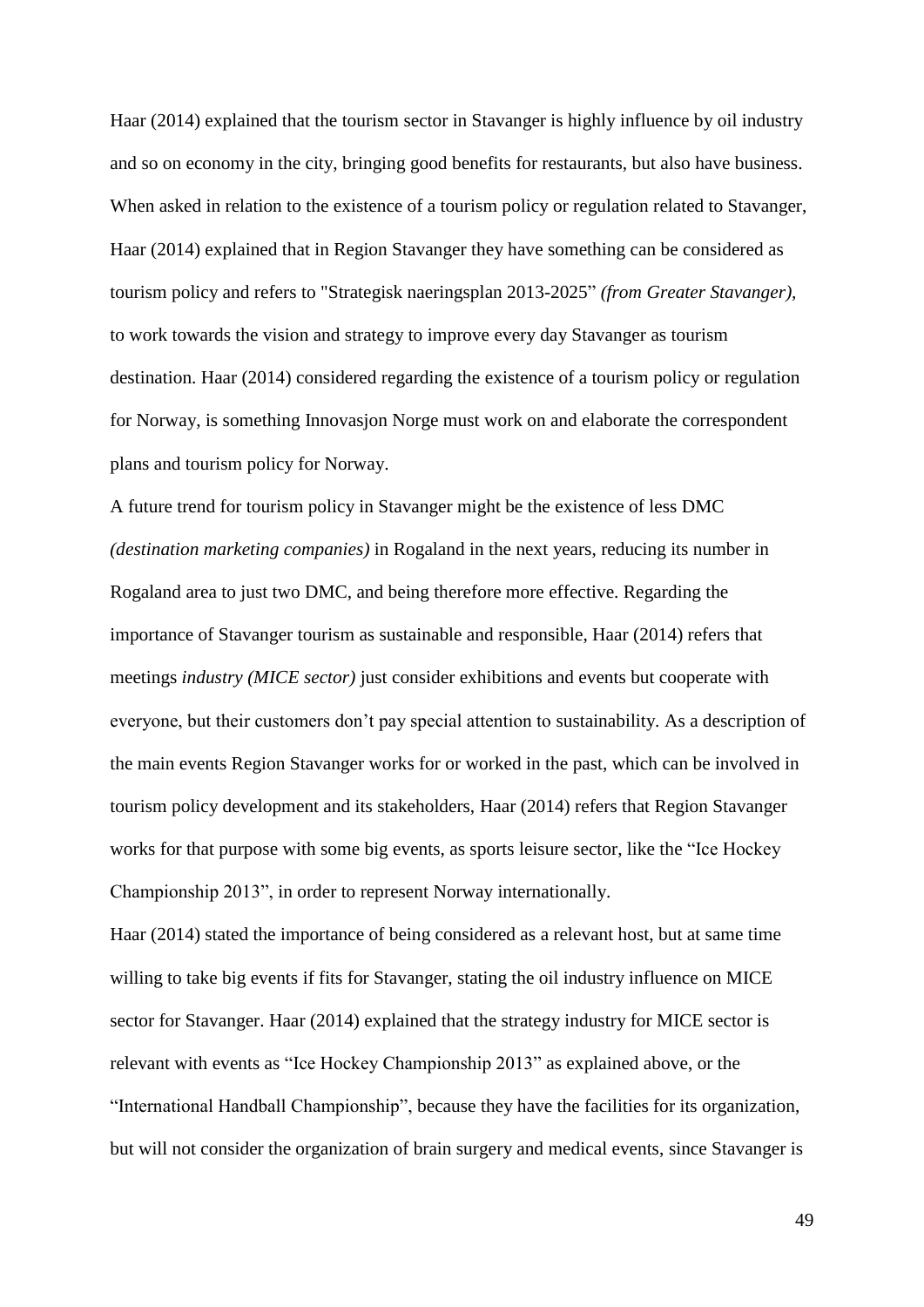Haar (2014) explained that the tourism sector in Stavanger is highly influence by oil industry and so on economy in the city, bringing good benefits for restaurants, but also have business. When asked in relation to the existence of a tourism policy or regulation related to Stavanger, Haar (2014) explained that in Region Stavanger they have something can be considered as tourism policy and refers to "Strategisk naeringsplan 2013-2025" *(from Greater Stavanger)*, to work towards the vision and strategy to improve every day Stavanger as tourism destination. Haar (2014) considered regarding the existence of a tourism policy or regulation for Norway, is something Innovasjon Norge must work on and elaborate the correspondent plans and tourism policy for Norway.

A future trend for tourism policy in Stavanger might be the existence of less DMC *(destination marketing companies)* in Rogaland in the next years, reducing its number in Rogaland area to just two DMC, and being therefore more effective. Regarding the importance of Stavanger tourism as sustainable and responsible, Haar (2014) refers that meetings *industry (MICE sector)* just consider exhibitions and events but cooperate with everyone, but their customers don't pay special attention to sustainability. As a description of the main events Region Stavanger works for or worked in the past, which can be involved in tourism policy development and its stakeholders, Haar (2014) refers that Region Stavanger works for that purpose with some big events, as sports leisure sector, like the "Ice Hockey Championship 2013", in order to represent Norway internationally.

Haar (2014) stated the importance of being considered as a relevant host, but at same time willing to take big events if fits for Stavanger, stating the oil industry influence on MICE sector for Stavanger. Haar (2014) explained that the strategy industry for MICE sector is relevant with events as "Ice Hockey Championship 2013" as explained above, or the "International Handball Championship", because they have the facilities for its organization, but will not consider the organization of brain surgery and medical events, since Stavanger is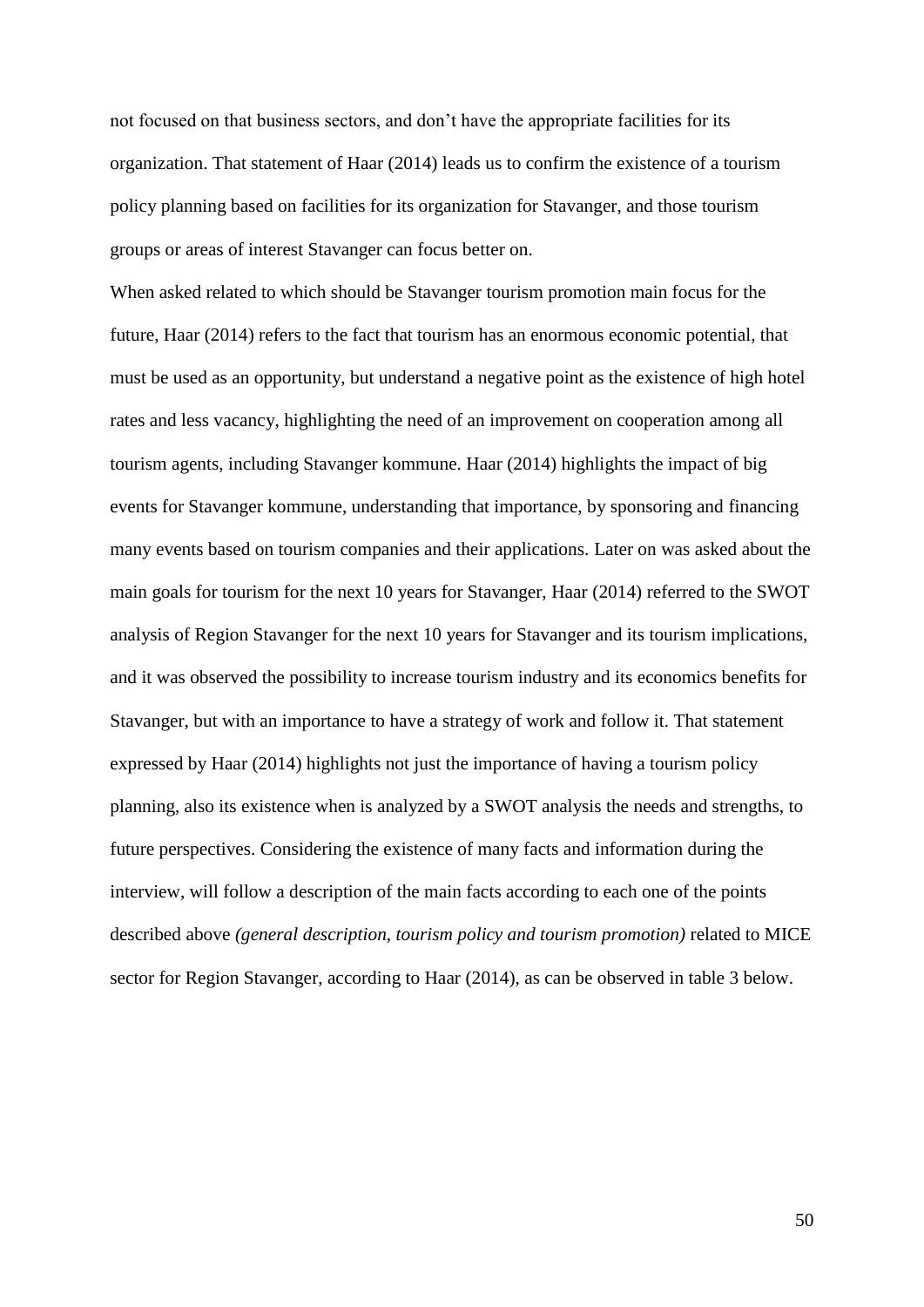not focused on that business sectors, and don't have the appropriate facilities for its organization. That statement of Haar (2014) leads us to confirm the existence of a tourism policy planning based on facilities for its organization for Stavanger, and those tourism groups or areas of interest Stavanger can focus better on.

When asked related to which should be Stavanger tourism promotion main focus for the future, Haar (2014) refers to the fact that tourism has an enormous economic potential, that must be used as an opportunity, but understand a negative point as the existence of high hotel rates and less vacancy, highlighting the need of an improvement on cooperation among all tourism agents, including Stavanger kommune. Haar (2014) highlights the impact of big events for Stavanger kommune, understanding that importance, by sponsoring and financing many events based on tourism companies and their applications. Later on was asked about the main goals for tourism for the next 10 years for Stavanger, Haar (2014) referred to the SWOT analysis of Region Stavanger for the next 10 years for Stavanger and its tourism implications, and it was observed the possibility to increase tourism industry and its economics benefits for Stavanger, but with an importance to have a strategy of work and follow it. That statement expressed by Haar (2014) highlights not just the importance of having a tourism policy planning, also its existence when is analyzed by a SWOT analysis the needs and strengths, to future perspectives. Considering the existence of many facts and information during the interview, will follow a description of the main facts according to each one of the points described above *(general description, tourism policy and tourism promotion)* related to MICE sector for Region Stavanger, according to Haar (2014), as can be observed in table 3 below.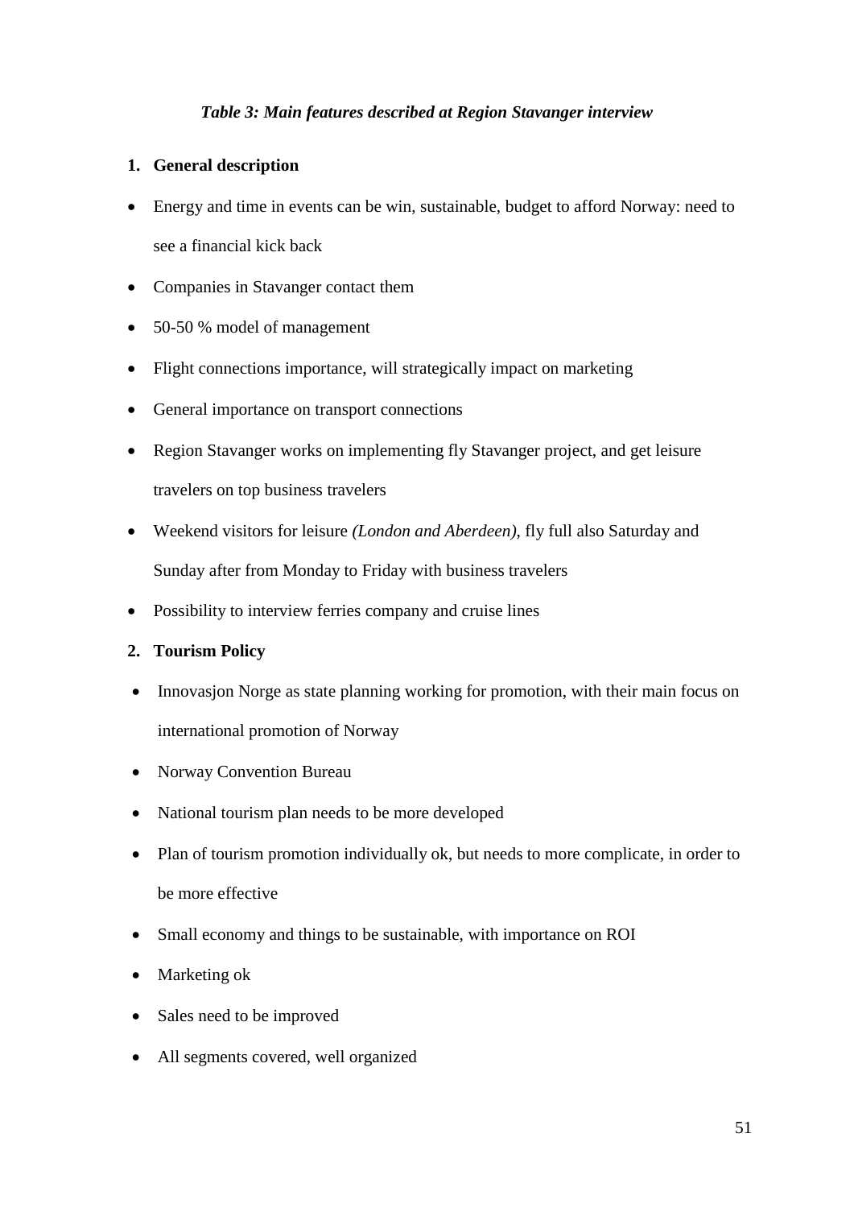*Table 3: Main features described at Region Stavanger interview*

1. **General description**

- Energy and time in events can be win, sustainable, budget to afford Norway: need to see a financial kick back
- Companies in Stavanger contact them
- 50-50 % model of management
- Flight connections importance, will strategically impact on marketing
- General importance on transport connections
- Region Stavanger works on implementing fly Stavanger project, and get leisure travelers on top business travelers
- Weekend visitors for leisure *(London and Aberdeen)*, fly full also Saturday and Sunday after from Monday to Friday with business travelers
- Possibility to interview ferries company and cruise lines

2. **Tourism Policy**

- Innovasjon Norge as state planning working for promotion, with their main focus on international promotion of Norway
- Norway Convention Bureau
- National tourism plan needs to be more developed
- Plan of tourism promotion individually ok, but needs to more complicate, in order to be more effective
- Small economy and things to be sustainable, with importance on ROI
- Marketing ok
- Sales need to be improved
- All segments covered, well organized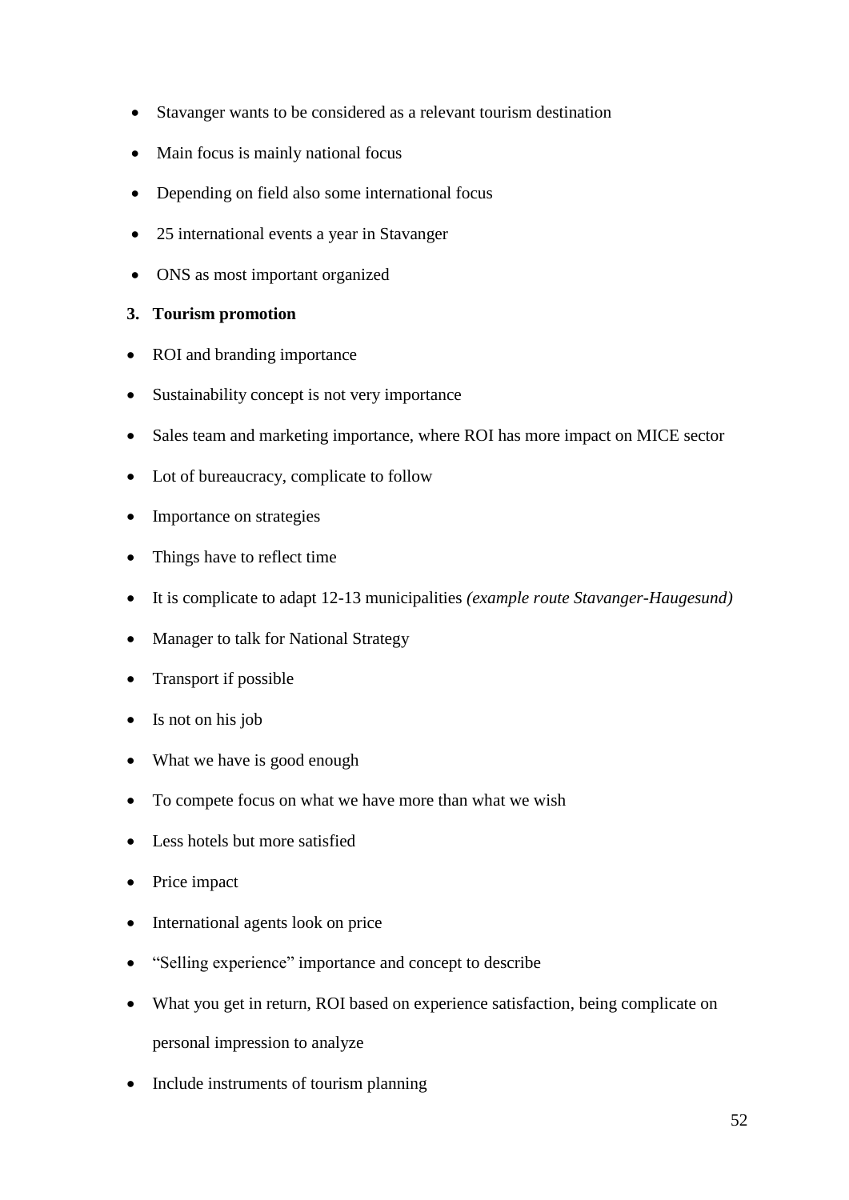- Stavanger wants to be considered as a relevant tourism destination
- Main focus is mainly national focus
- Depending on field also some international focus
- 25 international events a year in Stavanger
- ONS as most important organized

**3. Tourism promotion**

- ROI and branding importance
- Sustainability concept is not very importance
- Sales team and marketing importance, where ROI has more impact on MICE sector
- Lot of bureaucracy, complicate to follow
- Importance on strategies
- Things have to reflect time
- It is complicate to adapt 12-13 municipalities *(example route Stavanger-Haugesund)*
- Manager to talk for National Strategy
- Transport if possible
- Is not on his job
- What we have is good enough
- To compete focus on what we have more than what we wish
- Less hotels but more satisfied
- Price impact
- International agents look on price
- "Selling experience" importance and concept to describe
- What you get in return, ROI based on experience satisfaction, being complicate on personal impression to analyze
- Include instruments of tourism planning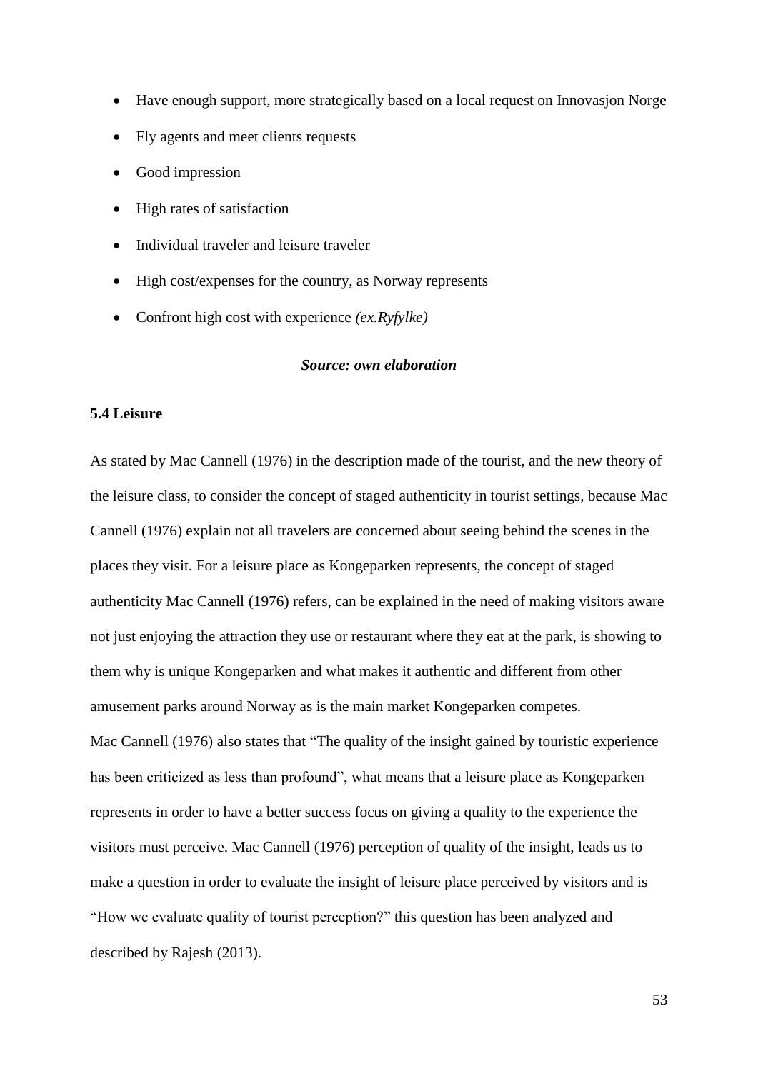- Have enough support, more strategically based on a local request on Innovasjon Norge
- Fly agents and meet clients requests
- Good impression
- High rates of satisfaction
- Individual traveler and leisure traveler
- High cost/expenses for the country, as Norway represents
- Confront high cost with experience *(ex.Ryfylke)*

***Source: own elaboration***

**5.4 Leisure**

As stated by Mac Cannell (1976) in the description made of the tourist, and the new theory of the leisure class, to consider the concept of staged authenticity in tourist settings, because Mac Cannell (1976) explain not all travelers are concerned about seeing behind the scenes in the places they visit. For a leisure place as Kongeparken represents, the concept of staged authenticity Mac Cannell (1976) refers, can be explained in the need of making visitors aware not just enjoying the attraction they use or restaurant where they eat at the park, is showing to them why is unique Kongeparken and what makes it authentic and different from other amusement parks around Norway as is the main market Kongeparken competes.
Mac Cannell (1976) also states that "The quality of the insight gained by touristic experience has been criticized as less than profound", what means that a leisure place as Kongeparken represents in order to have a better success focus on giving a quality to the experience the visitors must perceive. Mac Cannell (1976) perception of quality of the insight, leads us to make a question in order to evaluate the insight of leisure place perceived by visitors and is "How we evaluate quality of tourist perception?" this question has been analyzed and described by Rajesh (2013).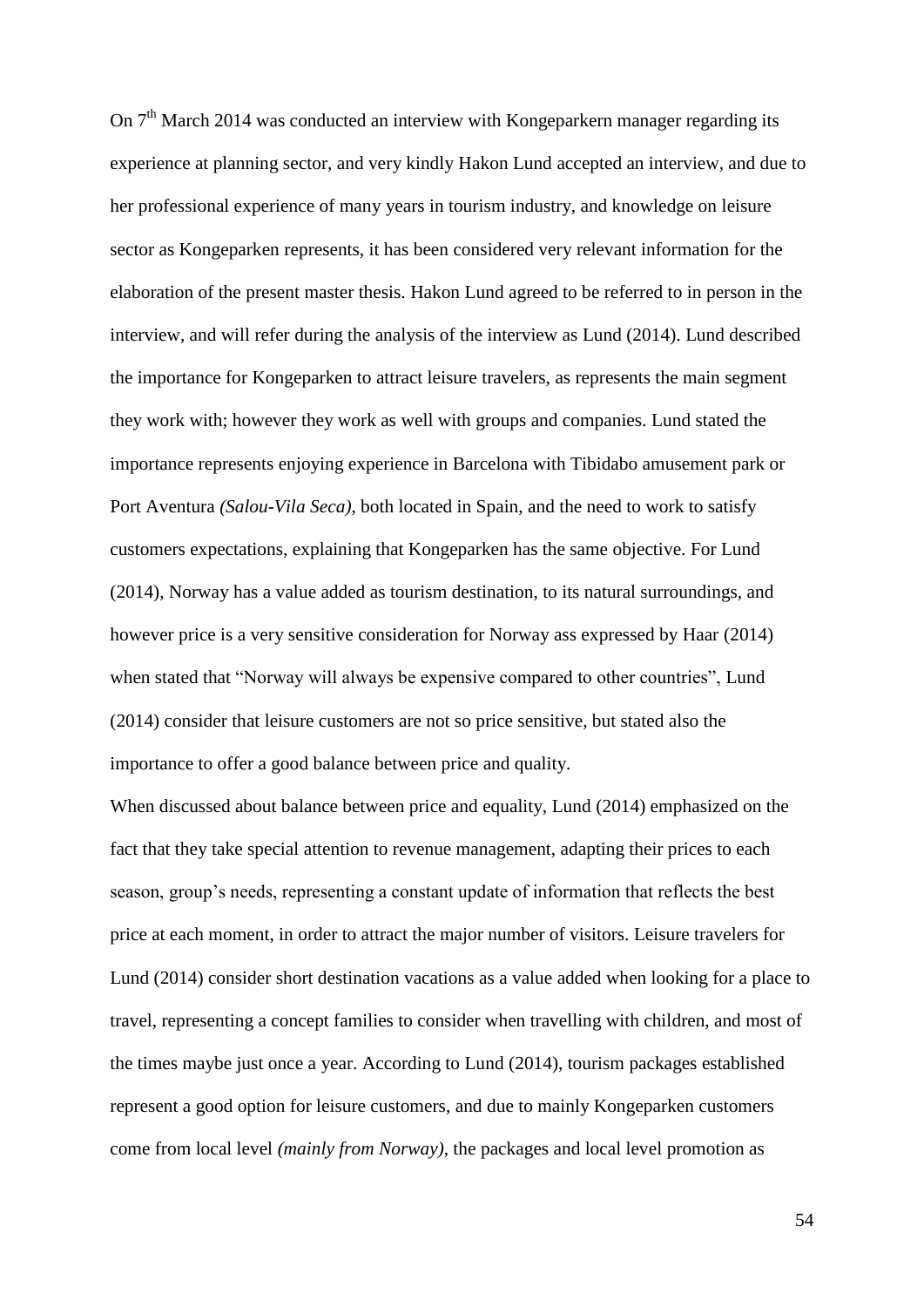On 7th March 2014 was conducted an interview with Kongeparkern manager regarding its experience at planning sector, and very kindly Hakon Lund accepted an interview, and due to her professional experience of many years in tourism industry, and knowledge on leisure sector as Kongeparken represents, it has been considered very relevant information for the elaboration of the present master thesis. Hakon Lund agreed to be referred to in person in the interview, and will refer during the analysis of the interview as Lund (2014). Lund described the importance for Kongeparken to attract leisure travelers, as represents the main segment they work with; however they work as well with groups and companies. Lund stated the importance represents enjoying experience in Barcelona with Tibidabo amusement park or Port Aventura *(Salou-Vila Seca)*, both located in Spain, and the need to work to satisfy customers expectations, explaining that Kongeparken has the same objective. For Lund (2014), Norway has a value added as tourism destination, to its natural surroundings, and however price is a very sensitive consideration for Norway ass expressed by Haar (2014) when stated that "Norway will always be expensive compared to other countries", Lund (2014) consider that leisure customers are not so price sensitive, but stated also the importance to offer a good balance between price and quality.

When discussed about balance between price and equality, Lund (2014) emphasized on the fact that they take special attention to revenue management, adapting their prices to each season, group's needs, representing a constant update of information that reflects the best price at each moment, in order to attract the major number of visitors. Leisure travelers for Lund (2014) consider short destination vacations as a value added when looking for a place to travel, representing a concept families to consider when travelling with children, and most of the times maybe just once a year. According to Lund (2014), tourism packages established represent a good option for leisure customers, and due to mainly Kongeparken customers come from local level *(mainly from Norway)*, the packages and local level promotion as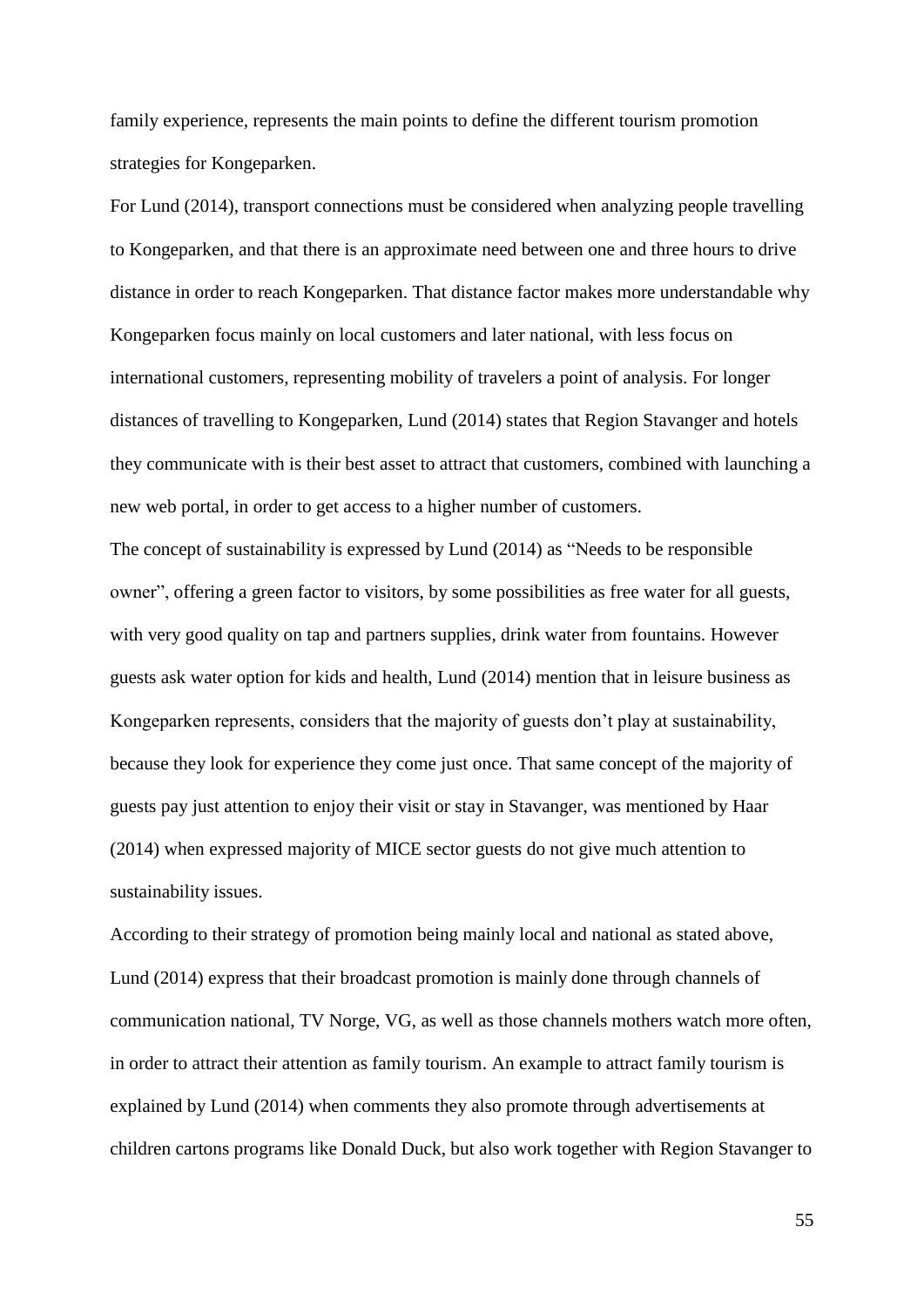family experience, represents the main points to define the different tourism promotion strategies for Kongeparken.

For Lund (2014), transport connections must be considered when analyzing people travelling to Kongeparken, and that there is an approximate need between one and three hours to drive distance in order to reach Kongeparken. That distance factor makes more understandable why Kongeparken focus mainly on local customers and later national, with less focus on international customers, representing mobility of travelers a point of analysis. For longer distances of travelling to Kongeparken, Lund (2014) states that Region Stavanger and hotels they communicate with is their best asset to attract that customers, combined with launching a new web portal, in order to get access to a higher number of customers.

The concept of sustainability is expressed by Lund (2014) as "Needs to be responsible owner", offering a green factor to visitors, by some possibilities as free water for all guests, with very good quality on tap and partners supplies, drink water from fountains. However guests ask water option for kids and health, Lund (2014) mention that in leisure business as Kongeparken represents, considers that the majority of guests don't play at sustainability, because they look for experience they come just once. That same concept of the majority of guests pay just attention to enjoy their visit or stay in Stavanger, was mentioned by Haar (2014) when expressed majority of MICE sector guests do not give much attention to sustainability issues.

According to their strategy of promotion being mainly local and national as stated above, Lund (2014) express that their broadcast promotion is mainly done through channels of communication national, TV Norge, VG, as well as those channels mothers watch more often, in order to attract their attention as family tourism. An example to attract family tourism is explained by Lund (2014) when comments they also promote through advertisements at children cartons programs like Donald Duck, but also work together with Region Stavanger to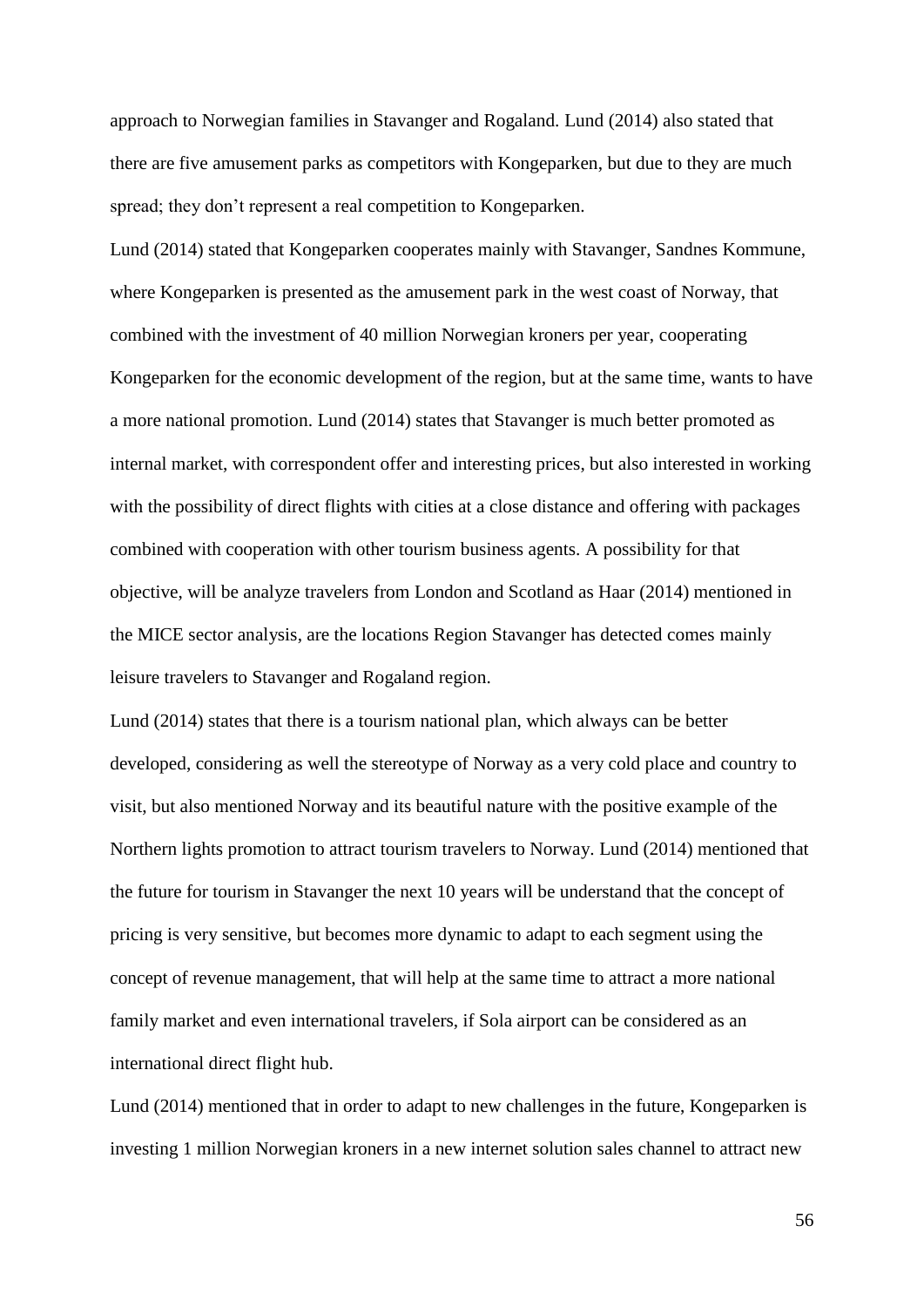approach to Norwegian families in Stavanger and Rogaland. Lund (2014) also stated that there are five amusement parks as competitors with Kongeparken, but due to they are much spread; they don't represent a real competition to Kongeparken.

Lund (2014) stated that Kongeparken cooperates mainly with Stavanger, Sandnes Kommune, where Kongeparken is presented as the amusement park in the west coast of Norway, that combined with the investment of 40 million Norwegian kroners per year, cooperating Kongeparken for the economic development of the region, but at the same time, wants to have a more national promotion. Lund (2014) states that Stavanger is much better promoted as internal market, with correspondent offer and interesting prices, but also interested in working with the possibility of direct flights with cities at a close distance and offering with packages combined with cooperation with other tourism business agents. A possibility for that objective, will be analyze travelers from London and Scotland as Haar (2014) mentioned in the MICE sector analysis, are the locations Region Stavanger has detected comes mainly leisure travelers to Stavanger and Rogaland region.

Lund (2014) states that there is a tourism national plan, which always can be better developed, considering as well the stereotype of Norway as a very cold place and country to visit, but also mentioned Norway and its beautiful nature with the positive example of the Northern lights promotion to attract tourism travelers to Norway. Lund (2014) mentioned that the future for tourism in Stavanger the next 10 years will be understand that the concept of pricing is very sensitive, but becomes more dynamic to adapt to each segment using the concept of revenue management, that will help at the same time to attract a more national family market and even international travelers, if Sola airport can be considered as an international direct flight hub.

Lund (2014) mentioned that in order to adapt to new challenges in the future, Kongeparken is investing 1 million Norwegian kroners in a new internet solution sales channel to attract new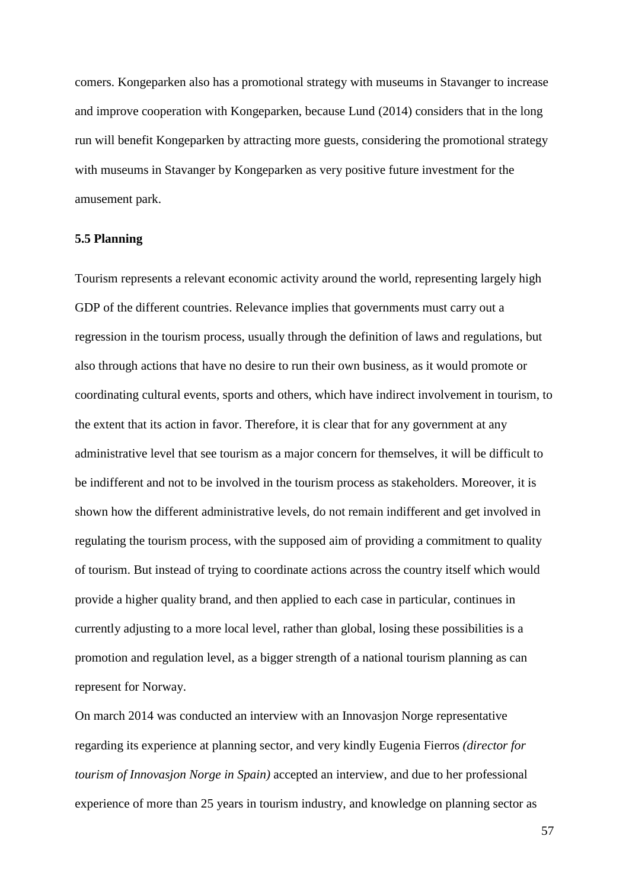comers. Kongeparken also has a promotional strategy with museums in Stavanger to increase and improve cooperation with Kongeparken, because Lund (2014) considers that in the long run will benefit Kongeparken by attracting more guests, considering the promotional strategy with museums in Stavanger by Kongeparken as very positive future investment for the amusement park.

**5.5 Planning**

Tourism represents a relevant economic activity around the world, representing largely high GDP of the different countries. Relevance implies that governments must carry out a regression in the tourism process, usually through the definition of laws and regulations, but also through actions that have no desire to run their own business, as it would promote or coordinating cultural events, sports and others, which have indirect involvement in tourism, to the extent that its action in favor. Therefore, it is clear that for any government at any administrative level that see tourism as a major concern for themselves, it will be difficult to be indifferent and not to be involved in the tourism process as stakeholders. Moreover, it is shown how the different administrative levels, do not remain indifferent and get involved in regulating the tourism process, with the supposed aim of providing a commitment to quality of tourism. But instead of trying to coordinate actions across the country itself which would provide a higher quality brand, and then applied to each case in particular, continues in currently adjusting to a more local level, rather than global, losing these possibilities is a promotion and regulation level, as a bigger strength of a national tourism planning as can represent for Norway.

On march 2014 was conducted an interview with an Innovasjon Norge representative regarding its experience at planning sector, and very kindly Eugenia Fierros *(director for tourism of Innovasjon Norge in Spain)* accepted an interview, and due to her professional experience of more than 25 years in tourism industry, and knowledge on planning sector as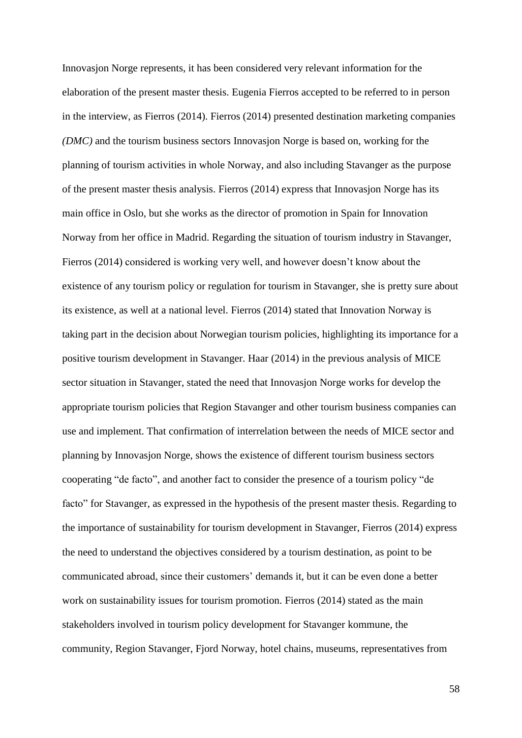Innovasjon Norge represents, it has been considered very relevant information for the elaboration of the present master thesis. Eugenia Fierros accepted to be referred to in person in the interview, as Fierros (2014). Fierros (2014) presented destination marketing companies *(DMC)* and the tourism business sectors Innovasjon Norge is based on, working for the planning of tourism activities in whole Norway, and also including Stavanger as the purpose of the present master thesis analysis. Fierros (2014) express that Innovasjon Norge has its main office in Oslo, but she works as the director of promotion in Spain for Innovation Norway from her office in Madrid. Regarding the situation of tourism industry in Stavanger, Fierros (2014) considered is working very well, and however doesn't know about the existence of any tourism policy or regulation for tourism in Stavanger, she is pretty sure about its existence, as well at a national level. Fierros (2014) stated that Innovation Norway is taking part in the decision about Norwegian tourism policies, highlighting its importance for a positive tourism development in Stavanger. Haar (2014) in the previous analysis of MICE sector situation in Stavanger, stated the need that Innovasjon Norge works for develop the appropriate tourism policies that Region Stavanger and other tourism business companies can use and implement. That confirmation of interrelation between the needs of MICE sector and planning by Innovasjon Norge, shows the existence of different tourism business sectors cooperating "de facto", and another fact to consider the presence of a tourism policy "de facto" for Stavanger, as expressed in the hypothesis of the present master thesis. Regarding to the importance of sustainability for tourism development in Stavanger, Fierros (2014) express the need to understand the objectives considered by a tourism destination, as point to be communicated abroad, since their customers' demands it, but it can be even done a better work on sustainability issues for tourism promotion. Fierros (2014) stated as the main stakeholders involved in tourism policy development for Stavanger kommune, the community, Region Stavanger, Fjord Norway, hotel chains, museums, representatives from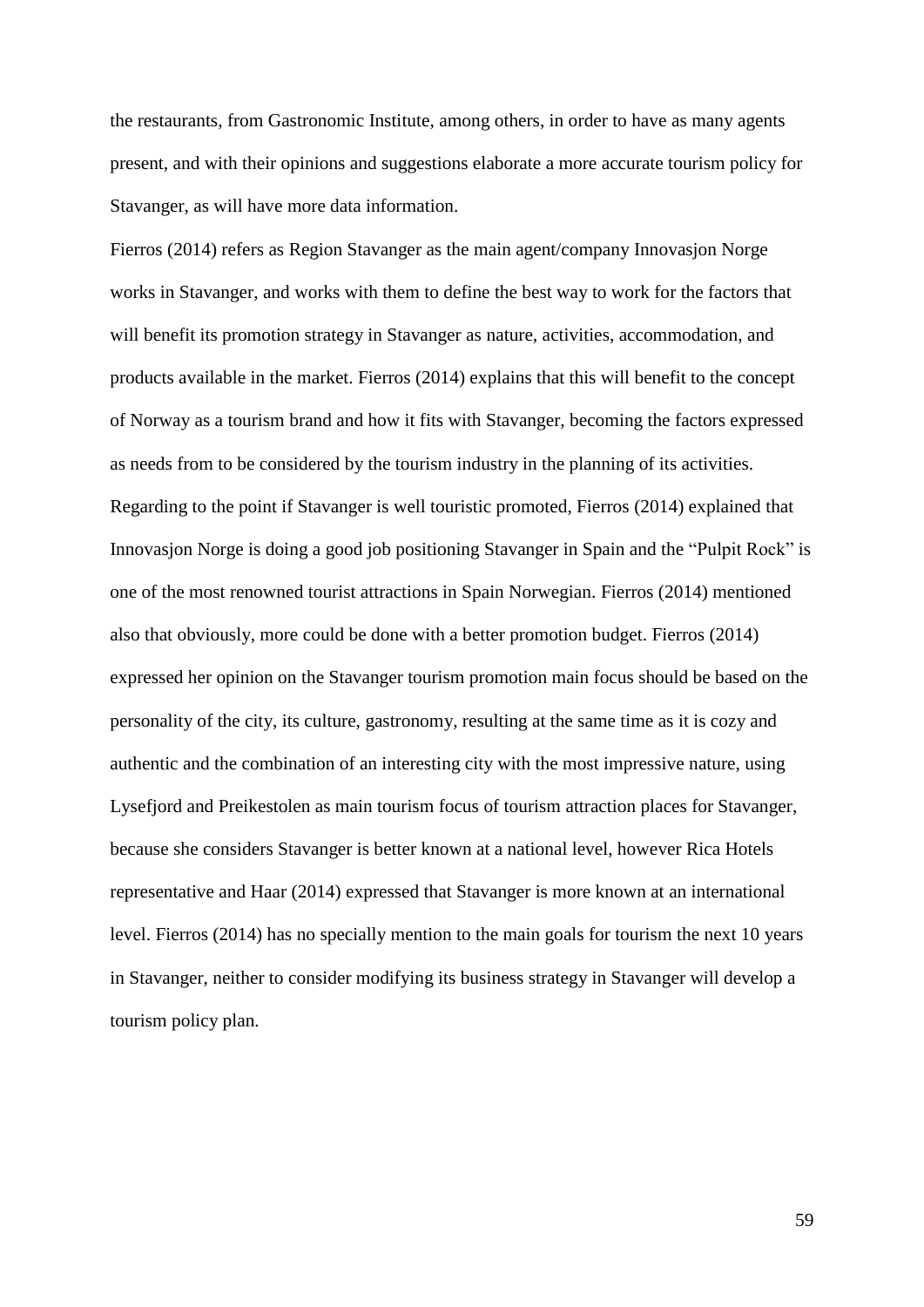the restaurants, from Gastronomic Institute, among others, in order to have as many agents present, and with their opinions and suggestions elaborate a more accurate tourism policy for Stavanger, as will have more data information.

Fierros (2014) refers as Region Stavanger as the main agent/company Innovasjon Norge works in Stavanger, and works with them to define the best way to work for the factors that will benefit its promotion strategy in Stavanger as nature, activities, accommodation, and products available in the market. Fierros (2014) explains that this will benefit to the concept of Norway as a tourism brand and how it fits with Stavanger, becoming the factors expressed as needs from to be considered by the tourism industry in the planning of its activities. Regarding to the point if Stavanger is well touristic promoted, Fierros (2014) explained that Innovasjon Norge is doing a good job positioning Stavanger in Spain and the "Pulpit Rock" is one of the most renowned tourist attractions in Spain Norwegian. Fierros (2014) mentioned also that obviously, more could be done with a better promotion budget. Fierros (2014) expressed her opinion on the Stavanger tourism promotion main focus should be based on the personality of the city, its culture, gastronomy, resulting at the same time as it is cozy and authentic and the combination of an interesting city with the most impressive nature, using Lysefjord and Preikestolen as main tourism focus of tourism attraction places for Stavanger, because she considers Stavanger is better known at a national level, however Rica Hotels representative and Haar (2014) expressed that Stavanger is more known at an international level. Fierros (2014) has no specially mention to the main goals for tourism the next 10 years in Stavanger, neither to consider modifying its business strategy in Stavanger will develop a tourism policy plan.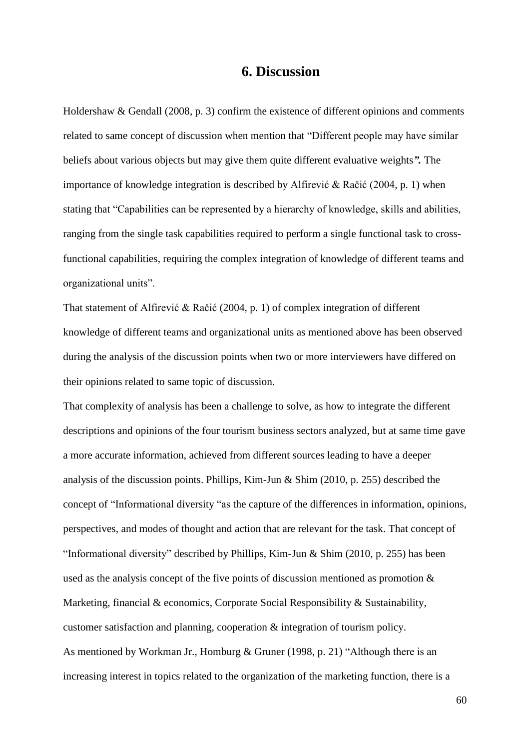# 6. Discussion

Holdershaw & Gendall (2008, p. 3) confirm the existence of different opinions and comments related to same concept of discussion when mention that "Different people may have similar beliefs about various objects but may give them quite different evaluative weights***".*** The importance of knowledge integration is described by Alfirević & Račić (2004, p. 1) when stating that "Capabilities can be represented by a hierarchy of knowledge, skills and abilities, ranging from the single task capabilities required to perform a single functional task to cross-functional capabilities, requiring the complex integration of knowledge of different teams and organizational units".

That statement of Alfirević & Račić (2004, p. 1) of complex integration of different knowledge of different teams and organizational units as mentioned above has been observed during the analysis of the discussion points when two or more interviewers have differed on their opinions related to same topic of discussion.

That complexity of analysis has been a challenge to solve, as how to integrate the different descriptions and opinions of the four tourism business sectors analyzed, but at same time gave a more accurate information, achieved from different sources leading to have a deeper analysis of the discussion points. Phillips, Kim-Jun & Shim (2010, p. 255) described the concept of "Informational diversity "as the capture of the differences in information, opinions, perspectives, and modes of thought and action that are relevant for the task. That concept of "Informational diversity" described by Phillips, Kim-Jun & Shim (2010, p. 255) has been used as the analysis concept of the five points of discussion mentioned as promotion & Marketing, financial & economics, Corporate Social Responsibility & Sustainability, customer satisfaction and planning, cooperation & integration of tourism policy.

As mentioned by Workman Jr., Homburg & Gruner (1998, p. 21) "Although there is an increasing interest in topics related to the organization of the marketing function, there is a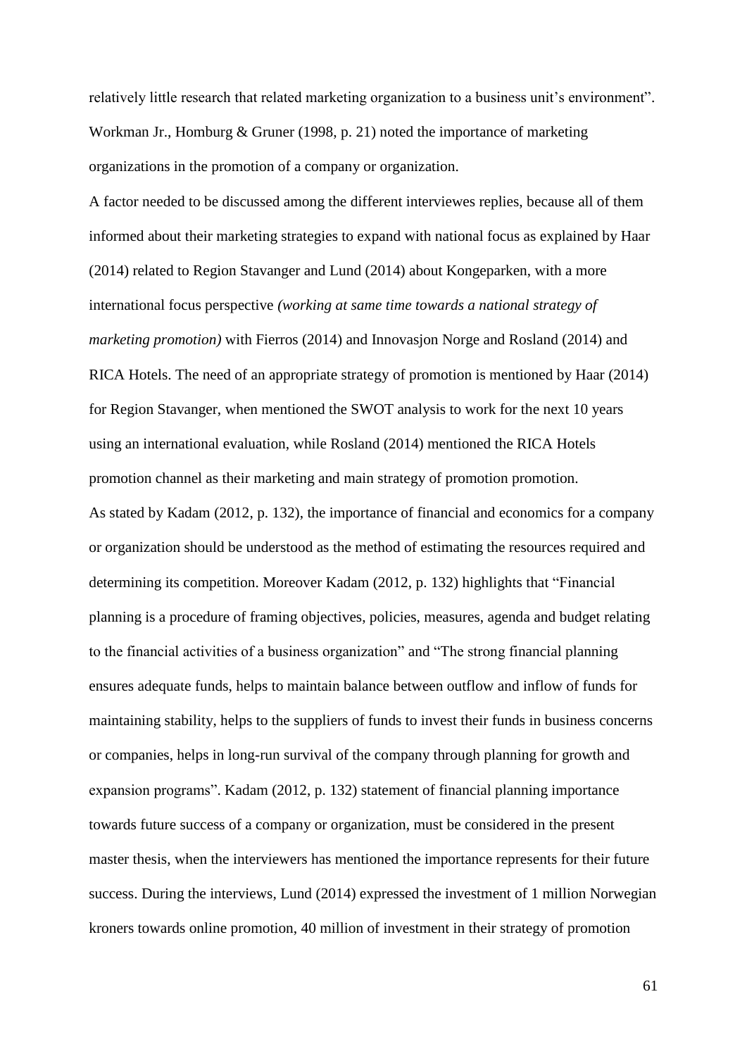relatively little research that related marketing organization to a business unit's environment". Workman Jr., Homburg & Gruner (1998, p. 21) noted the importance of marketing organizations in the promotion of a company or organization.

A factor needed to be discussed among the different interviewes replies, because all of them informed about their marketing strategies to expand with national focus as explained by Haar (2014) related to Region Stavanger and Lund (2014) about Kongeparken, with a more international focus perspective *(working at same time towards a national strategy of marketing promotion)* with Fierros (2014) and Innovasjon Norge and Rosland (2014) and RICA Hotels. The need of an appropriate strategy of promotion is mentioned by Haar (2014) for Region Stavanger, when mentioned the SWOT analysis to work for the next 10 years using an international evaluation, while Rosland (2014) mentioned the RICA Hotels promotion channel as their marketing and main strategy of promotion promotion.

As stated by Kadam (2012, p. 132), the importance of financial and economics for a company or organization should be understood as the method of estimating the resources required and determining its competition. Moreover Kadam (2012, p. 132) highlights that "Financial planning is a procedure of framing objectives, policies, measures, agenda and budget relating to the financial activities of a business organization" and "The strong financial planning ensures adequate funds, helps to maintain balance between outflow and inflow of funds for maintaining stability, helps to the suppliers of funds to invest their funds in business concerns or companies, helps in long-run survival of the company through planning for growth and expansion programs". Kadam (2012, p. 132) statement of financial planning importance towards future success of a company or organization, must be considered in the present master thesis, when the interviewers has mentioned the importance represents for their future success. During the interviews, Lund (2014) expressed the investment of 1 million Norwegian kroners towards online promotion, 40 million of investment in their strategy of promotion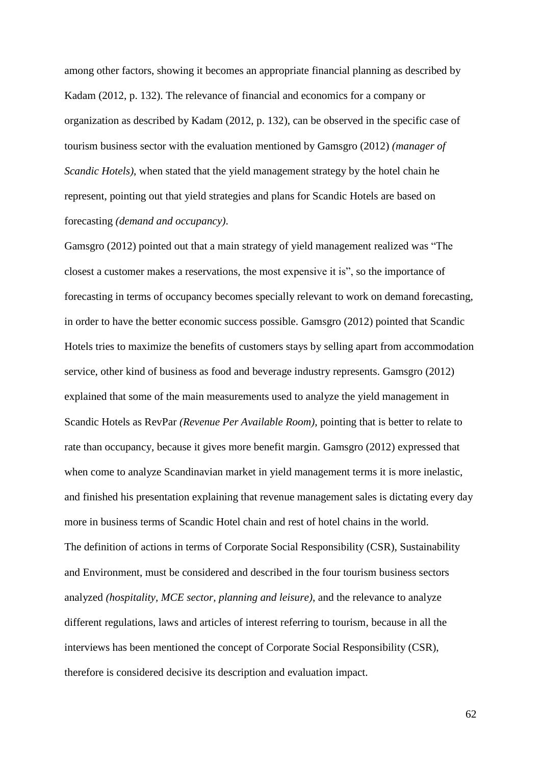among other factors, showing it becomes an appropriate financial planning as described by Kadam (2012, p. 132). The relevance of financial and economics for a company or organization as described by Kadam (2012, p. 132), can be observed in the specific case of tourism business sector with the evaluation mentioned by Gamsgro (2012) *(manager of Scandic Hotels)*, when stated that the yield management strategy by the hotel chain he represent, pointing out that yield strategies and plans for Scandic Hotels are based on forecasting *(demand and occupancy)*.

Gamsgro (2012) pointed out that a main strategy of yield management realized was "The closest a customer makes a reservations, the most expensive it is", so the importance of forecasting in terms of occupancy becomes specially relevant to work on demand forecasting, in order to have the better economic success possible. Gamsgro (2012) pointed that Scandic Hotels tries to maximize the benefits of customers stays by selling apart from accommodation service, other kind of business as food and beverage industry represents. Gamsgro (2012) explained that some of the main measurements used to analyze the yield management in Scandic Hotels as RevPar *(Revenue Per Available Room)*, pointing that is better to relate to rate than occupancy, because it gives more benefit margin. Gamsgro (2012) expressed that when come to analyze Scandinavian market in yield management terms it is more inelastic, and finished his presentation explaining that revenue management sales is dictating every day more in business terms of Scandic Hotel chain and rest of hotel chains in the world.

The definition of actions in terms of Corporate Social Responsibility (CSR), Sustainability and Environment, must be considered and described in the four tourism business sectors analyzed *(hospitality, MCE sector, planning and leisure)*, and the relevance to analyze different regulations, laws and articles of interest referring to tourism, because in all the interviews has been mentioned the concept of Corporate Social Responsibility (CSR), therefore is considered decisive its description and evaluation impact.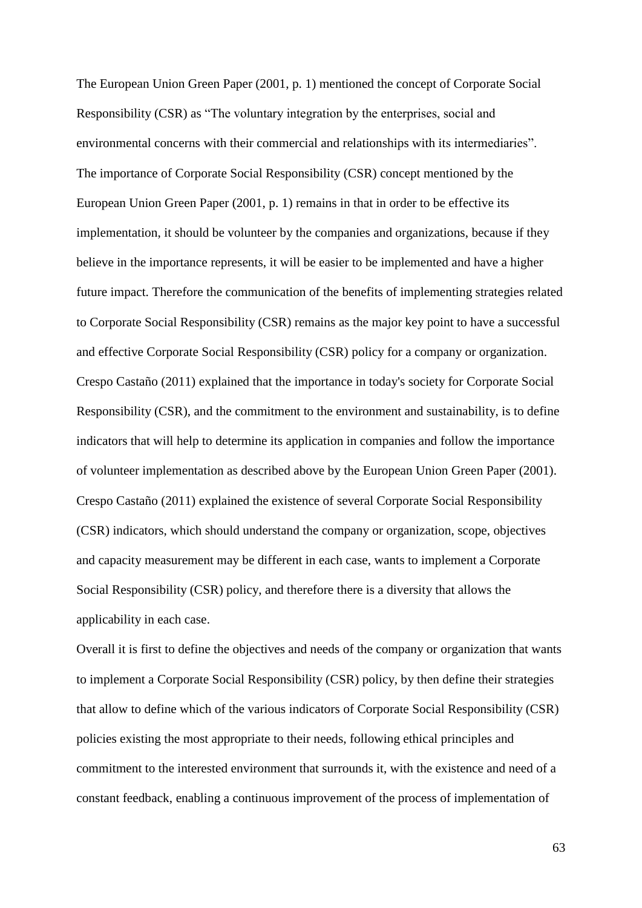The European Union Green Paper (2001, p. 1) mentioned the concept of Corporate Social Responsibility (CSR) as "The voluntary integration by the enterprises, social and environmental concerns with their commercial and relationships with its intermediaries". The importance of Corporate Social Responsibility (CSR) concept mentioned by the European Union Green Paper (2001, p. 1) remains in that in order to be effective its implementation, it should be volunteer by the companies and organizations, because if they believe in the importance represents, it will be easier to be implemented and have a higher future impact. Therefore the communication of the benefits of implementing strategies related to Corporate Social Responsibility (CSR) remains as the major key point to have a successful and effective Corporate Social Responsibility (CSR) policy for a company or organization. Crespo Castaño (2011) explained that the importance in today's society for Corporate Social Responsibility (CSR), and the commitment to the environment and sustainability, is to define indicators that will help to determine its application in companies and follow the importance of volunteer implementation as described above by the European Union Green Paper (2001). Crespo Castaño (2011) explained the existence of several Corporate Social Responsibility (CSR) indicators, which should understand the company or organization, scope, objectives and capacity measurement may be different in each case, wants to implement a Corporate Social Responsibility (CSR) policy, and therefore there is a diversity that allows the applicability in each case.

Overall it is first to define the objectives and needs of the company or organization that wants to implement a Corporate Social Responsibility (CSR) policy, by then define their strategies that allow to define which of the various indicators of Corporate Social Responsibility (CSR) policies existing the most appropriate to their needs, following ethical principles and commitment to the interested environment that surrounds it, with the existence and need of a constant feedback, enabling a continuous improvement of the process of implementation of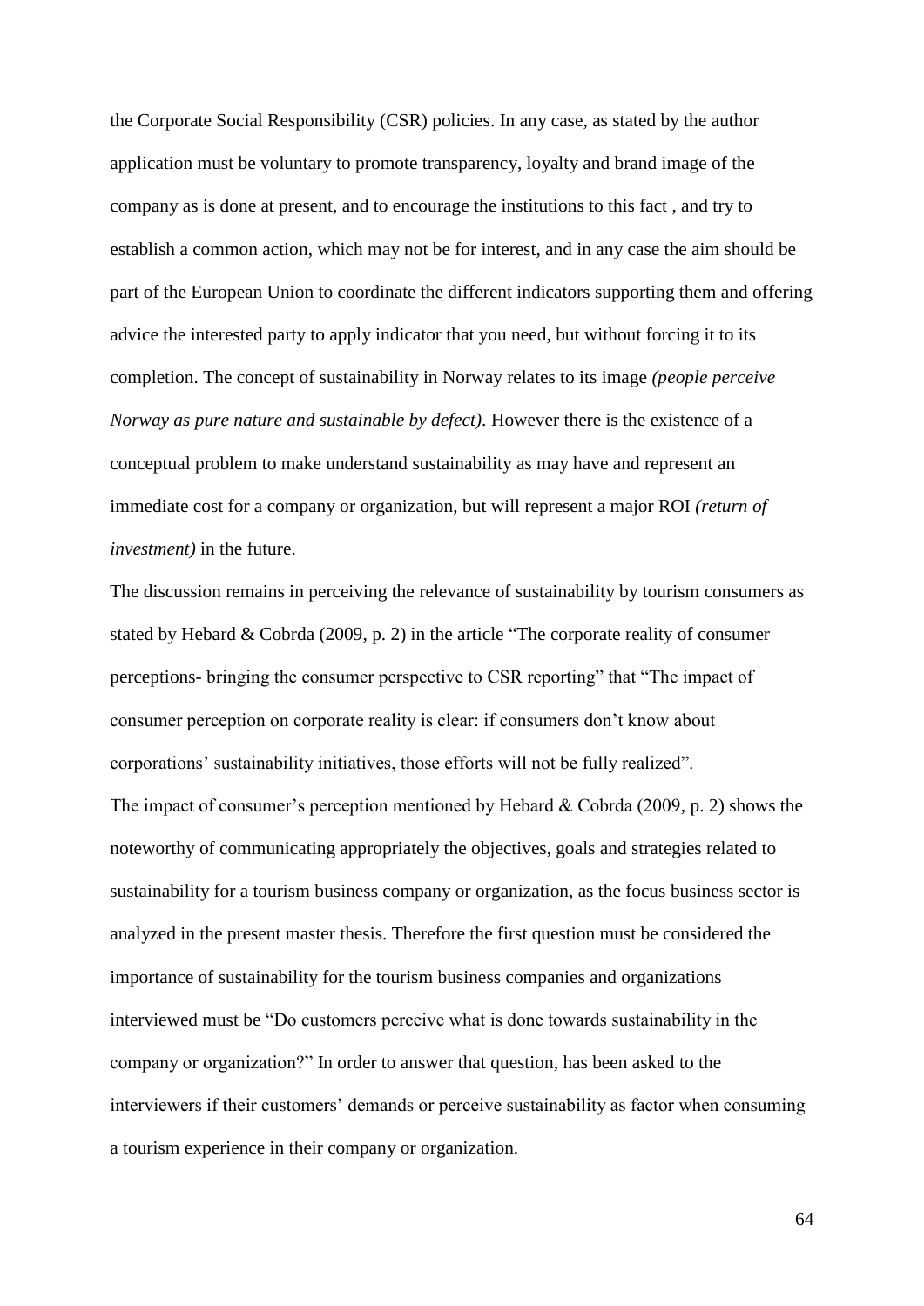the Corporate Social Responsibility (CSR) policies. In any case, as stated by the author application must be voluntary to promote transparency, loyalty and brand image of the company as is done at present, and to encourage the institutions to this fact , and try to establish a common action, which may not be for interest, and in any case the aim should be part of the European Union to coordinate the different indicators supporting them and offering advice the interested party to apply indicator that you need, but without forcing it to its completion. The concept of sustainability in Norway relates to its image *(people perceive Norway as pure nature and sustainable by defect)*. However there is the existence of a conceptual problem to make understand sustainability as may have and represent an immediate cost for a company or organization, but will represent a major ROI *(return of investment)* in the future.

The discussion remains in perceiving the relevance of sustainability by tourism consumers as stated by Hebard & Cobrda (2009, p. 2) in the article "The corporate reality of consumer perceptions- bringing the consumer perspective to CSR reporting" that "The impact of consumer perception on corporate reality is clear: if consumers don't know about corporations' sustainability initiatives, those efforts will not be fully realized".

The impact of consumer's perception mentioned by Hebard & Cobrda (2009, p. 2) shows the noteworthy of communicating appropriately the objectives, goals and strategies related to sustainability for a tourism business company or organization, as the focus business sector is analyzed in the present master thesis. Therefore the first question must be considered the importance of sustainability for the tourism business companies and organizations interviewed must be "Do customers perceive what is done towards sustainability in the company or organization?" In order to answer that question, has been asked to the interviewers if their customers' demands or perceive sustainability as factor when consuming a tourism experience in their company or organization.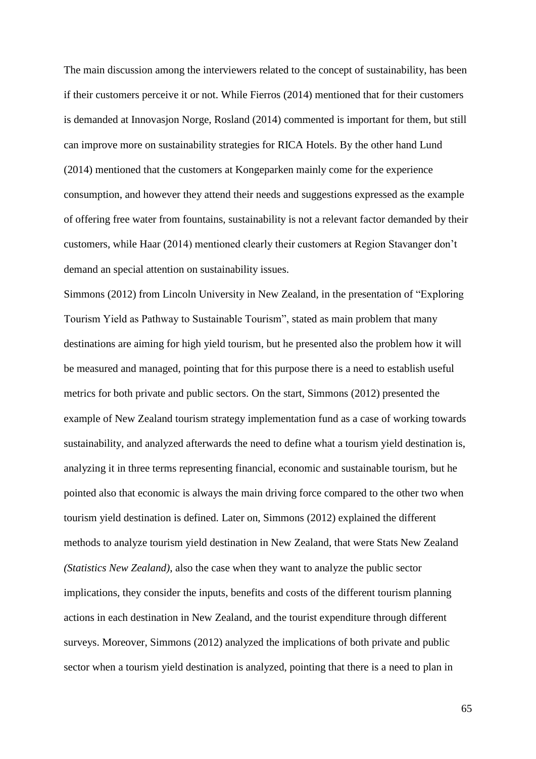The main discussion among the interviewers related to the concept of sustainability, has been if their customers perceive it or not. While Fierros (2014) mentioned that for their customers is demanded at Innovasjon Norge, Rosland (2014) commented is important for them, but still can improve more on sustainability strategies for RICA Hotels. By the other hand Lund (2014) mentioned that the customers at Kongeparken mainly come for the experience consumption, and however they attend their needs and suggestions expressed as the example of offering free water from fountains, sustainability is not a relevant factor demanded by their customers, while Haar (2014) mentioned clearly their customers at Region Stavanger don't demand an special attention on sustainability issues.

Simmons (2012) from Lincoln University in New Zealand, in the presentation of "Exploring Tourism Yield as Pathway to Sustainable Tourism", stated as main problem that many destinations are aiming for high yield tourism, but he presented also the problem how it will be measured and managed, pointing that for this purpose there is a need to establish useful metrics for both private and public sectors. On the start, Simmons (2012) presented the example of New Zealand tourism strategy implementation fund as a case of working towards sustainability, and analyzed afterwards the need to define what a tourism yield destination is, analyzing it in three terms representing financial, economic and sustainable tourism, but he pointed also that economic is always the main driving force compared to the other two when tourism yield destination is defined. Later on, Simmons (2012) explained the different methods to analyze tourism yield destination in New Zealand, that were Stats New Zealand *(Statistics New Zealand)*, also the case when they want to analyze the public sector implications, they consider the inputs, benefits and costs of the different tourism planning actions in each destination in New Zealand, and the tourist expenditure through different surveys. Moreover, Simmons (2012) analyzed the implications of both private and public sector when a tourism yield destination is analyzed, pointing that there is a need to plan in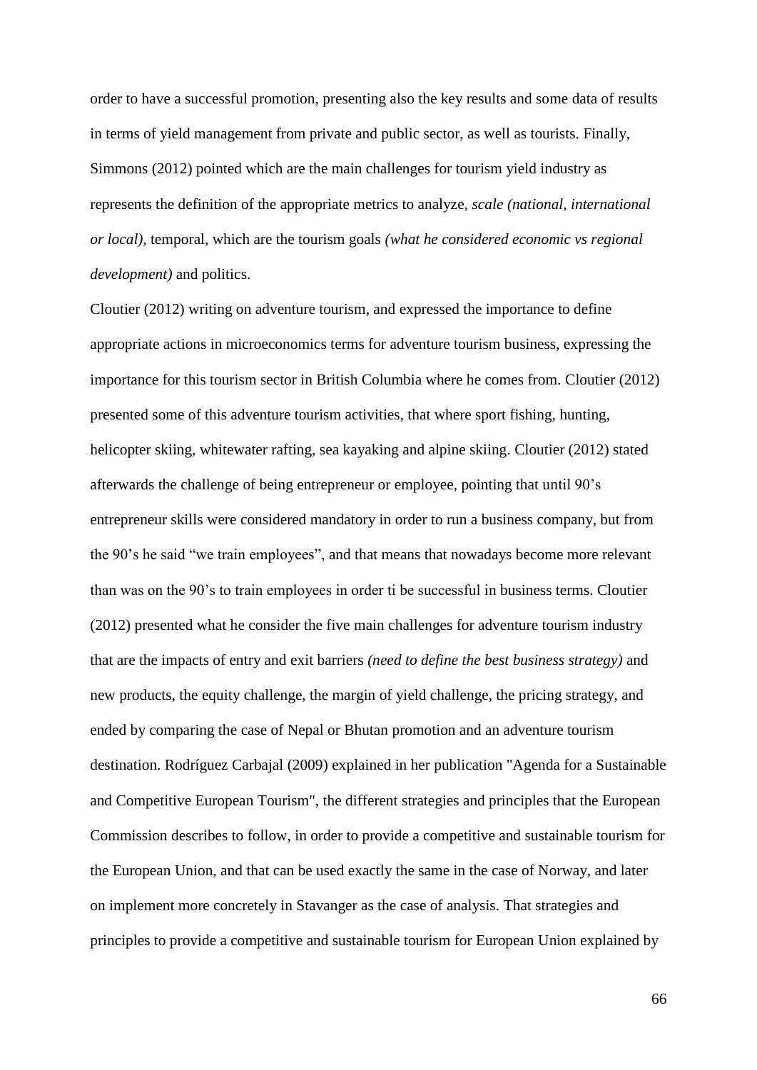order to have a successful promotion, presenting also the key results and some data of results in terms of yield management from private and public sector, as well as tourists. Finally, Simmons (2012) pointed which are the main challenges for tourism yield industry as represents the definition of the appropriate metrics to analyze, *scale (national, international or local)*, temporal, which are the tourism goals *(what he considered economic vs regional development)* and politics.

Cloutier (2012) writing on adventure tourism, and expressed the importance to define appropriate actions in microeconomics terms for adventure tourism business, expressing the importance for this tourism sector in British Columbia where he comes from. Cloutier (2012) presented some of this adventure tourism activities, that where sport fishing, hunting, helicopter skiing, whitewater rafting, sea kayaking and alpine skiing. Cloutier (2012) stated afterwards the challenge of being entrepreneur or employee, pointing that until 90's entrepreneur skills were considered mandatory in order to run a business company, but from the 90's he said "we train employees", and that means that nowadays become more relevant than was on the 90's to train employees in order ti be successful in business terms. Cloutier (2012) presented what he consider the five main challenges for adventure tourism industry that are the impacts of entry and exit barriers *(need to define the best business strategy)* and new products, the equity challenge, the margin of yield challenge, the pricing strategy, and ended by comparing the case of Nepal or Bhutan promotion and an adventure tourism destination. Rodríguez Carbajal (2009) explained in her publication "Agenda for a Sustainable and Competitive European Tourism", the different strategies and principles that the European Commission describes to follow, in order to provide a competitive and sustainable tourism for the European Union, and that can be used exactly the same in the case of Norway, and later on implement more concretely in Stavanger as the case of analysis. That strategies and principles to provide a competitive and sustainable tourism for European Union explained by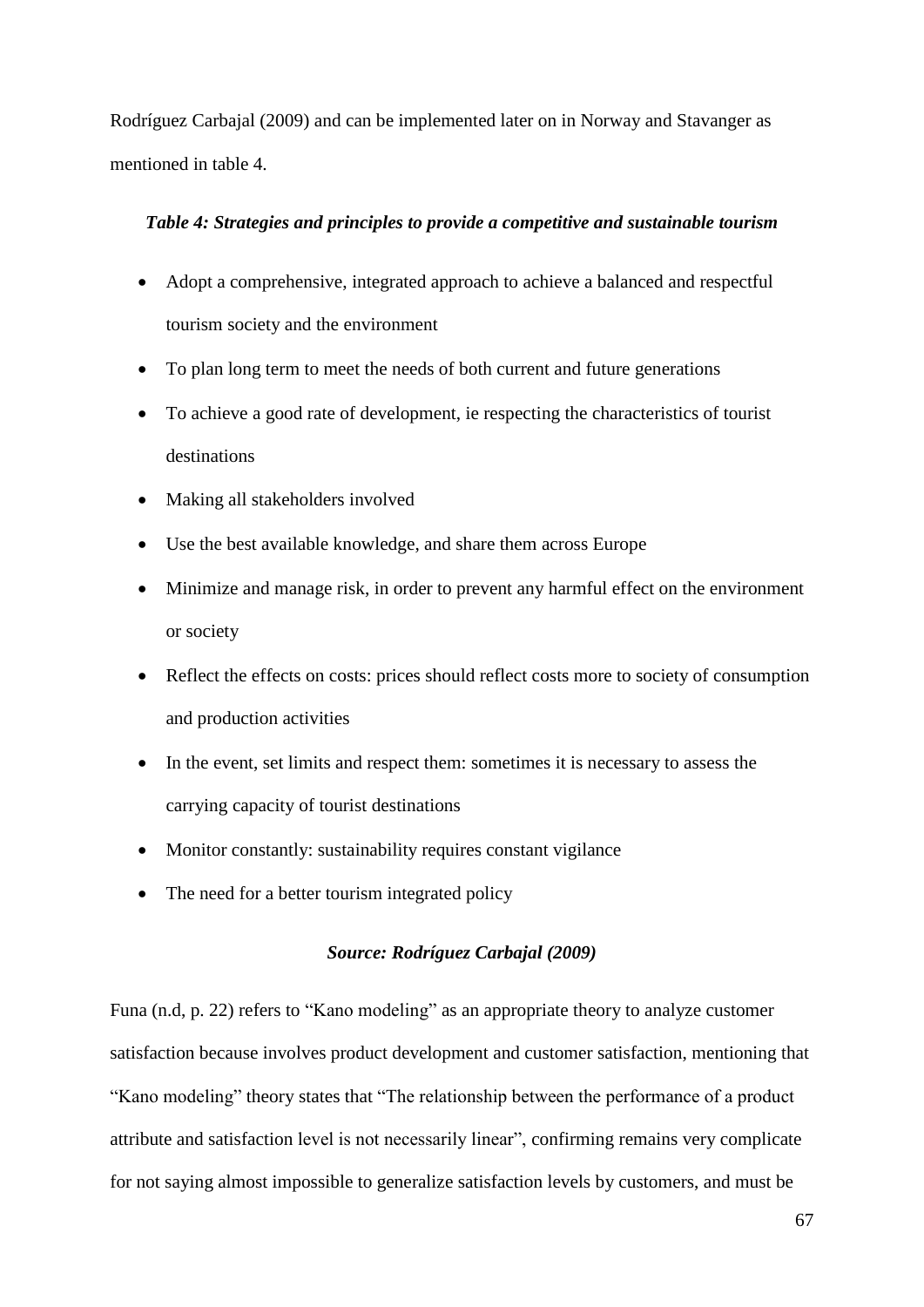Rodríguez Carbajal (2009) and can be implemented later on in Norway and Stavanger as mentioned in table 4.

***Table 4: Strategies and principles to provide a competitive and sustainable tourism***

- Adopt a comprehensive, integrated approach to achieve a balanced and respectful tourism society and the environment
- To plan long term to meet the needs of both current and future generations
- To achieve a good rate of development, ie respecting the characteristics of tourist destinations
- Making all stakeholders involved
- Use the best available knowledge, and share them across Europe
- Minimize and manage risk, in order to prevent any harmful effect on the environment or society
- Reflect the effects on costs: prices should reflect costs more to society of consumption and production activities
- In the event, set limits and respect them: sometimes it is necessary to assess the carrying capacity of tourist destinations
- Monitor constantly: sustainability requires constant vigilance
- The need for a better tourism integrated policy

***Source: Rodríguez Carbajal (2009)***

Funa (n.d, p. 22) refers to "Kano modeling" as an appropriate theory to analyze customer satisfaction because involves product development and customer satisfaction, mentioning that "Kano modeling" theory states that "The relationship between the performance of a product attribute and satisfaction level is not necessarily linear", confirming remains very complicate for not saying almost impossible to generalize satisfaction levels by customers, and must be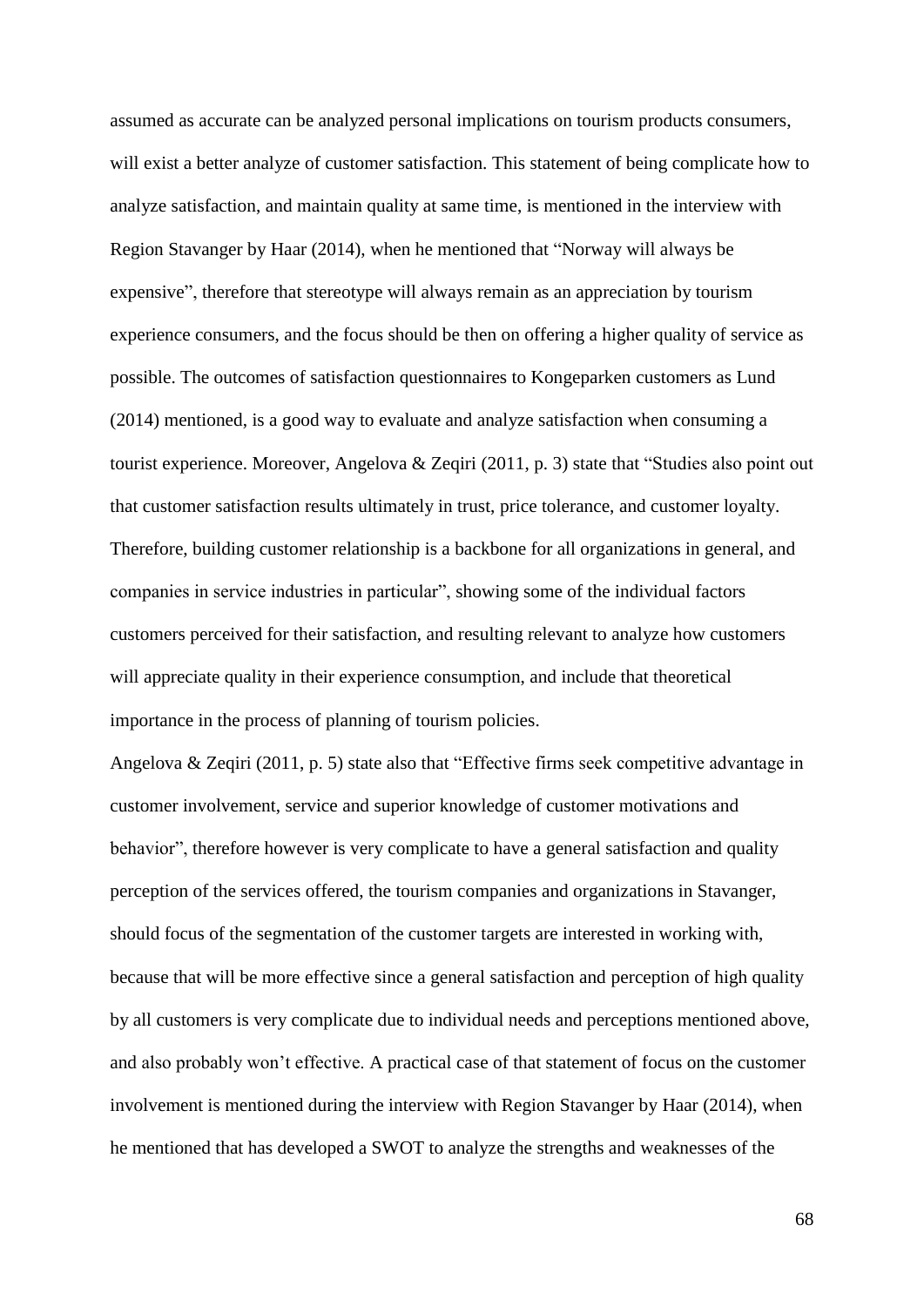assumed as accurate can be analyzed personal implications on tourism products consumers, will exist a better analyze of customer satisfaction. This statement of being complicate how to analyze satisfaction, and maintain quality at same time, is mentioned in the interview with Region Stavanger by Haar (2014), when he mentioned that "Norway will always be expensive", therefore that stereotype will always remain as an appreciation by tourism experience consumers, and the focus should be then on offering a higher quality of service as possible. The outcomes of satisfaction questionnaires to Kongeparken customers as Lund (2014) mentioned, is a good way to evaluate and analyze satisfaction when consuming a tourist experience. Moreover, Angelova & Zeqiri (2011, p. 3) state that "Studies also point out that customer satisfaction results ultimately in trust, price tolerance, and customer loyalty. Therefore, building customer relationship is a backbone for all organizations in general, and companies in service industries in particular", showing some of the individual factors customers perceived for their satisfaction, and resulting relevant to analyze how customers will appreciate quality in their experience consumption, and include that theoretical importance in the process of planning of tourism policies.

Angelova & Zeqiri (2011, p. 5) state also that "Effective firms seek competitive advantage in customer involvement, service and superior knowledge of customer motivations and behavior", therefore however is very complicate to have a general satisfaction and quality perception of the services offered, the tourism companies and organizations in Stavanger, should focus of the segmentation of the customer targets are interested in working with, because that will be more effective since a general satisfaction and perception of high quality by all customers is very complicate due to individual needs and perceptions mentioned above, and also probably won't effective. A practical case of that statement of focus on the customer involvement is mentioned during the interview with Region Stavanger by Haar (2014), when he mentioned that has developed a SWOT to analyze the strengths and weaknesses of the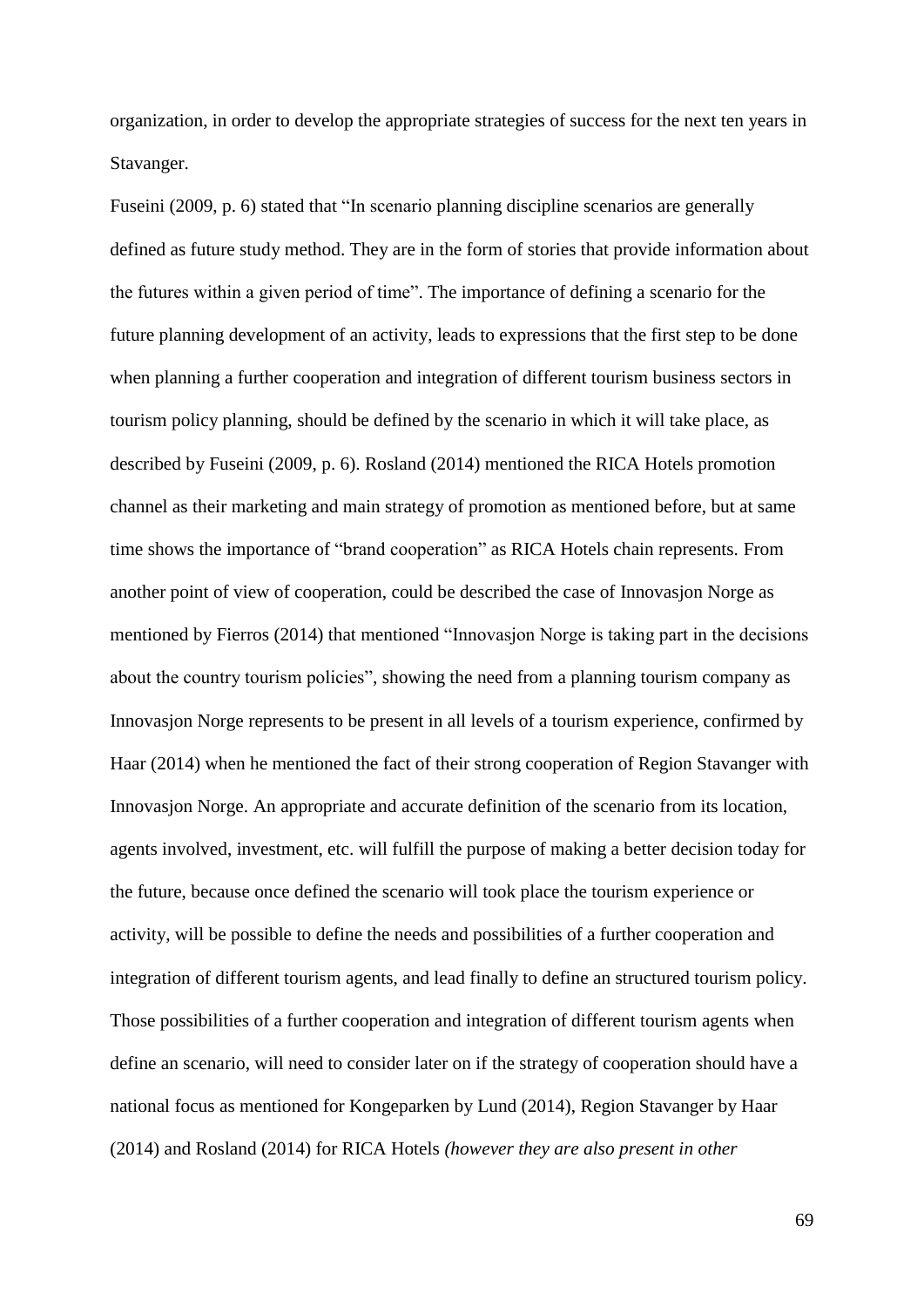organization, in order to develop the appropriate strategies of success for the next ten years in Stavanger.

Fuseini (2009, p. 6) stated that "In scenario planning discipline scenarios are generally defined as future study method. They are in the form of stories that provide information about the futures within a given period of time". The importance of defining a scenario for the future planning development of an activity, leads to expressions that the first step to be done when planning a further cooperation and integration of different tourism business sectors in tourism policy planning, should be defined by the scenario in which it will take place, as described by Fuseini (2009, p. 6). Rosland (2014) mentioned the RICA Hotels promotion channel as their marketing and main strategy of promotion as mentioned before, but at same time shows the importance of "brand cooperation" as RICA Hotels chain represents. From another point of view of cooperation, could be described the case of Innovasjon Norge as mentioned by Fierros (2014) that mentioned "Innovasjon Norge is taking part in the decisions about the country tourism policies", showing the need from a planning tourism company as Innovasjon Norge represents to be present in all levels of a tourism experience, confirmed by Haar (2014) when he mentioned the fact of their strong cooperation of Region Stavanger with Innovasjon Norge. An appropriate and accurate definition of the scenario from its location, agents involved, investment, etc. will fulfill the purpose of making a better decision today for the future, because once defined the scenario will took place the tourism experience or activity, will be possible to define the needs and possibilities of a further cooperation and integration of different tourism agents, and lead finally to define an structured tourism policy. Those possibilities of a further cooperation and integration of different tourism agents when define an scenario, will need to consider later on if the strategy of cooperation should have a national focus as mentioned for Kongeparken by Lund (2014), Region Stavanger by Haar (2014) and Rosland (2014) for RICA Hotels *(however they are also present in other*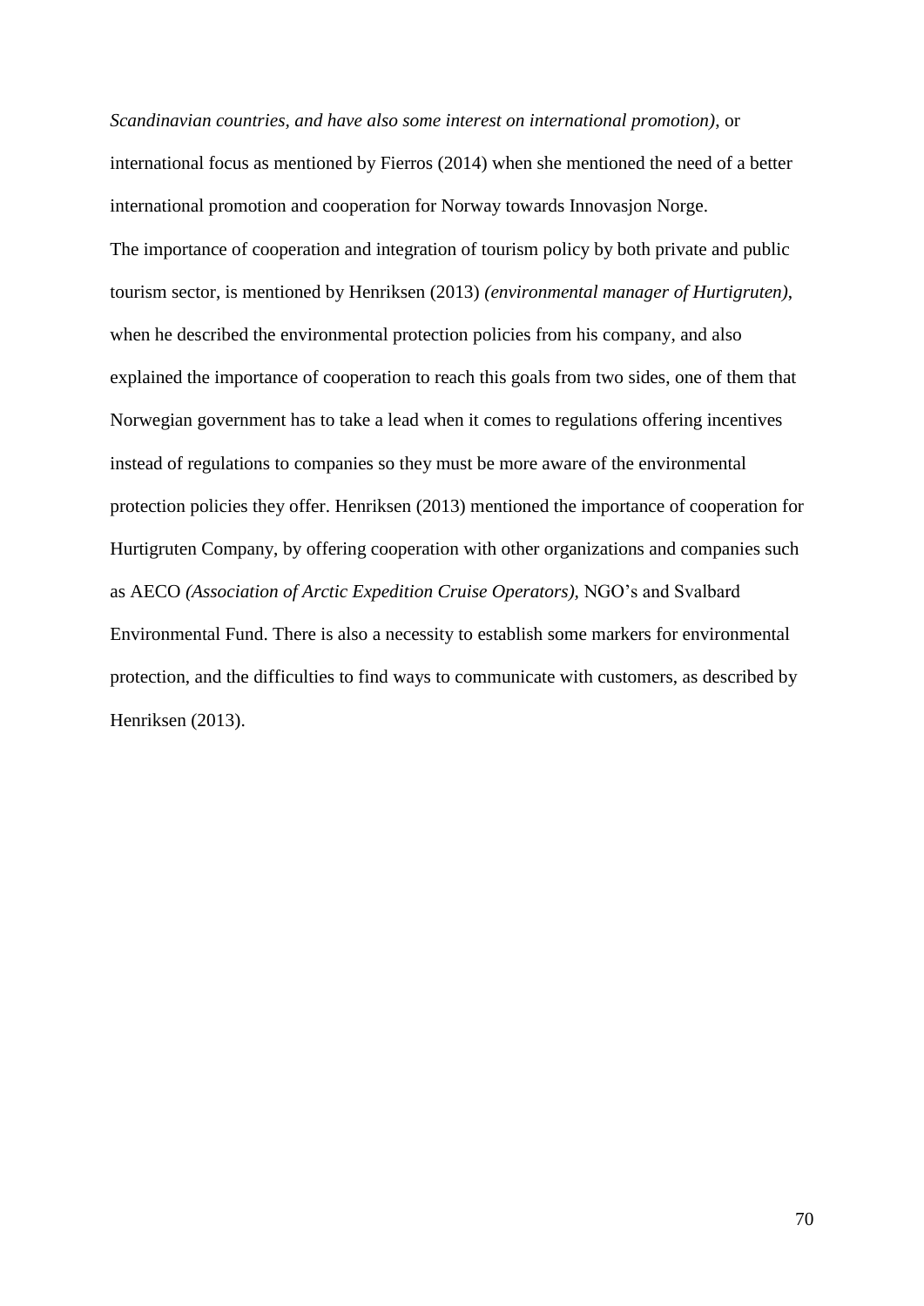*Scandinavian countries, and have also some interest on international promotion)*, or international focus as mentioned by Fierros (2014) when she mentioned the need of a better international promotion and cooperation for Norway towards Innovasjon Norge.

The importance of cooperation and integration of tourism policy by both private and public tourism sector, is mentioned by Henriksen (2013) *(environmental manager of Hurtigruten)*, when he described the environmental protection policies from his company, and also explained the importance of cooperation to reach this goals from two sides, one of them that Norwegian government has to take a lead when it comes to regulations offering incentives instead of regulations to companies so they must be more aware of the environmental protection policies they offer. Henriksen (2013) mentioned the importance of cooperation for Hurtigruten Company, by offering cooperation with other organizations and companies such as AECO *(Association of Arctic Expedition Cruise Operators)*, NGO's and Svalbard Environmental Fund. There is also a necessity to establish some markers for environmental protection, and the difficulties to find ways to communicate with customers, as described by Henriksen (2013).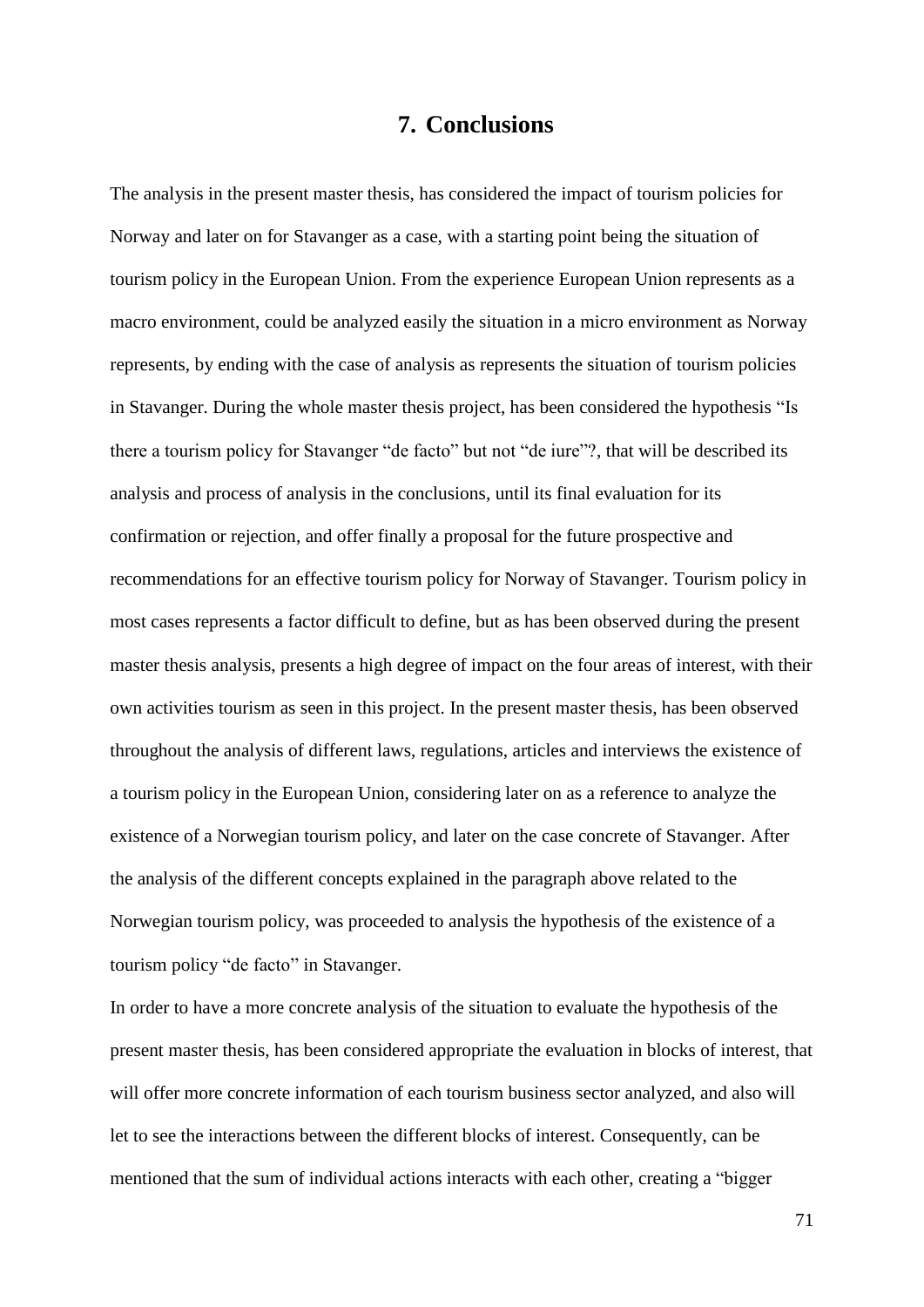# 7. Conclusions

The analysis in the present master thesis, has considered the impact of tourism policies for Norway and later on for Stavanger as a case, with a starting point being the situation of tourism policy in the European Union. From the experience European Union represents as a macro environment, could be analyzed easily the situation in a micro environment as Norway represents, by ending with the case of analysis as represents the situation of tourism policies in Stavanger. During the whole master thesis project, has been considered the hypothesis "Is there a tourism policy for Stavanger "de facto" but not "de iure"?, that will be described its analysis and process of analysis in the conclusions, until its final evaluation for its confirmation or rejection, and offer finally a proposal for the future prospective and recommendations for an effective tourism policy for Norway of Stavanger. Tourism policy in most cases represents a factor difficult to define, but as has been observed during the present master thesis analysis, presents a high degree of impact on the four areas of interest, with their own activities tourism as seen in this project. In the present master thesis, has been observed throughout the analysis of different laws, regulations, articles and interviews the existence of a tourism policy in the European Union, considering later on as a reference to analyze the existence of a Norwegian tourism policy, and later on the case concrete of Stavanger. After the analysis of the different concepts explained in the paragraph above related to the Norwegian tourism policy, was proceeded to analysis the hypothesis of the existence of a tourism policy "de facto" in Stavanger.

In order to have a more concrete analysis of the situation to evaluate the hypothesis of the present master thesis, has been considered appropriate the evaluation in blocks of interest, that will offer more concrete information of each tourism business sector analyzed, and also will let to see the interactions between the different blocks of interest. Consequently, can be mentioned that the sum of individual actions interacts with each other, creating a "bigger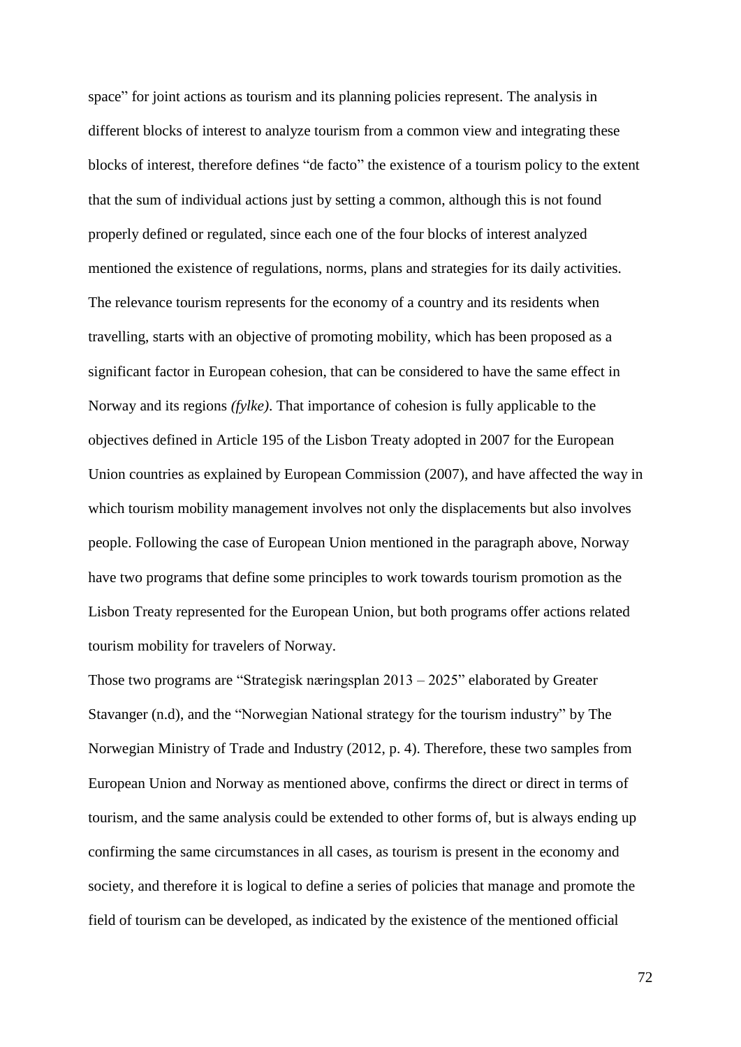space" for joint actions as tourism and its planning policies represent. The analysis in different blocks of interest to analyze tourism from a common view and integrating these blocks of interest, therefore defines "de facto" the existence of a tourism policy to the extent that the sum of individual actions just by setting a common, although this is not found properly defined or regulated, since each one of the four blocks of interest analyzed mentioned the existence of regulations, norms, plans and strategies for its daily activities. The relevance tourism represents for the economy of a country and its residents when travelling, starts with an objective of promoting mobility, which has been proposed as a significant factor in European cohesion, that can be considered to have the same effect in Norway and its regions *(fylke)*. That importance of cohesion is fully applicable to the objectives defined in Article 195 of the Lisbon Treaty adopted in 2007 for the European Union countries as explained by European Commission (2007), and have affected the way in which tourism mobility management involves not only the displacements but also involves people. Following the case of European Union mentioned in the paragraph above, Norway have two programs that define some principles to work towards tourism promotion as the Lisbon Treaty represented for the European Union, but both programs offer actions related tourism mobility for travelers of Norway.

Those two programs are "Strategisk næringsplan 2013 – 2025" elaborated by Greater Stavanger (n.d), and the "Norwegian National strategy for the tourism industry" by The Norwegian Ministry of Trade and Industry (2012, p. 4). Therefore, these two samples from European Union and Norway as mentioned above, confirms the direct or direct in terms of tourism, and the same analysis could be extended to other forms of, but is always ending up confirming the same circumstances in all cases, as tourism is present in the economy and society, and therefore it is logical to define a series of policies that manage and promote the field of tourism can be developed, as indicated by the existence of the mentioned official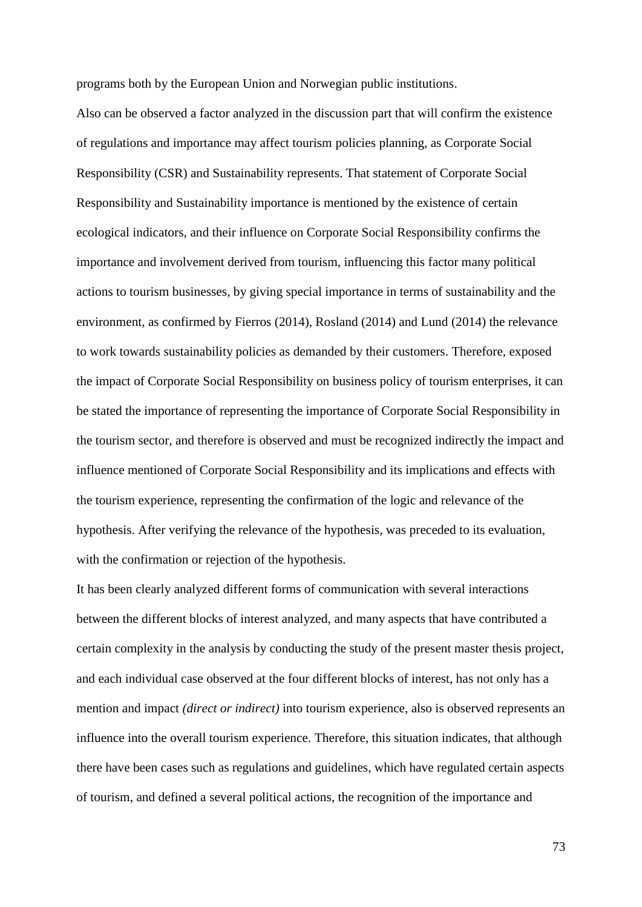programs both by the European Union and Norwegian public institutions.

Also can be observed a factor analyzed in the discussion part that will confirm the existence of regulations and importance may affect tourism policies planning, as Corporate Social Responsibility (CSR) and Sustainability represents. That statement of Corporate Social Responsibility and Sustainability importance is mentioned by the existence of certain ecological indicators, and their influence on Corporate Social Responsibility confirms the importance and involvement derived from tourism, influencing this factor many political actions to tourism businesses, by giving special importance in terms of sustainability and the environment, as confirmed by Fierros (2014), Rosland (2014) and Lund (2014) the relevance to work towards sustainability policies as demanded by their customers. Therefore, exposed the impact of Corporate Social Responsibility on business policy of tourism enterprises, it can be stated the importance of representing the importance of Corporate Social Responsibility in the tourism sector, and therefore is observed and must be recognized indirectly the impact and influence mentioned of Corporate Social Responsibility and its implications and effects with the tourism experience, representing the confirmation of the logic and relevance of the hypothesis. After verifying the relevance of the hypothesis, was preceded to its evaluation, with the confirmation or rejection of the hypothesis.

It has been clearly analyzed different forms of communication with several interactions between the different blocks of interest analyzed, and many aspects that have contributed a certain complexity in the analysis by conducting the study of the present master thesis project, and each individual case observed at the four different blocks of interest, has not only has a mention and impact *(direct or indirect)* into tourism experience, also is observed represents an influence into the overall tourism experience. Therefore, this situation indicates, that although there have been cases such as regulations and guidelines, which have regulated certain aspects of tourism, and defined a several political actions, the recognition of the importance and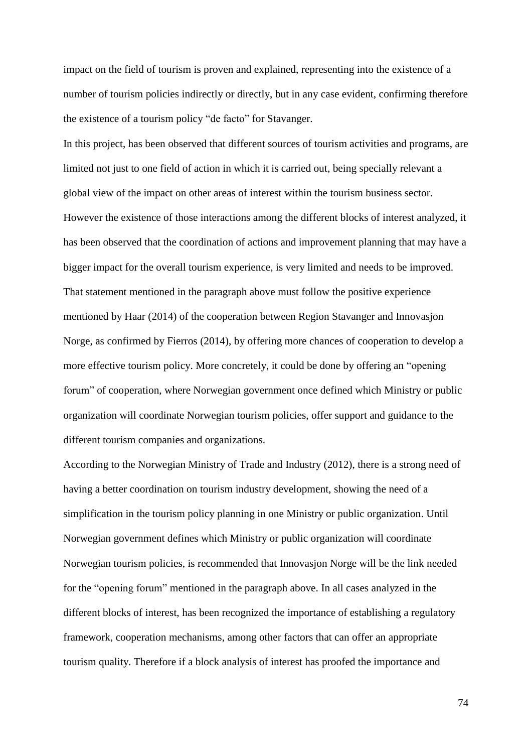impact on the field of tourism is proven and explained, representing into the existence of a number of tourism policies indirectly or directly, but in any case evident, confirming therefore the existence of a tourism policy "de facto" for Stavanger.

In this project, has been observed that different sources of tourism activities and programs, are limited not just to one field of action in which it is carried out, being specially relevant a global view of the impact on other areas of interest within the tourism business sector. However the existence of those interactions among the different blocks of interest analyzed, it has been observed that the coordination of actions and improvement planning that may have a bigger impact for the overall tourism experience, is very limited and needs to be improved.

That statement mentioned in the paragraph above must follow the positive experience mentioned by Haar (2014) of the cooperation between Region Stavanger and Innovasjon Norge, as confirmed by Fierros (2014), by offering more chances of cooperation to develop a more effective tourism policy. More concretely, it could be done by offering an "opening forum" of cooperation, where Norwegian government once defined which Ministry or public organization will coordinate Norwegian tourism policies, offer support and guidance to the different tourism companies and organizations.

According to the Norwegian Ministry of Trade and Industry (2012), there is a strong need of having a better coordination on tourism industry development, showing the need of a simplification in the tourism policy planning in one Ministry or public organization. Until Norwegian government defines which Ministry or public organization will coordinate Norwegian tourism policies, is recommended that Innovasjon Norge will be the link needed for the "opening forum" mentioned in the paragraph above. In all cases analyzed in the different blocks of interest, has been recognized the importance of establishing a regulatory framework, cooperation mechanisms, among other factors that can offer an appropriate tourism quality. Therefore if a block analysis of interest has proofed the importance and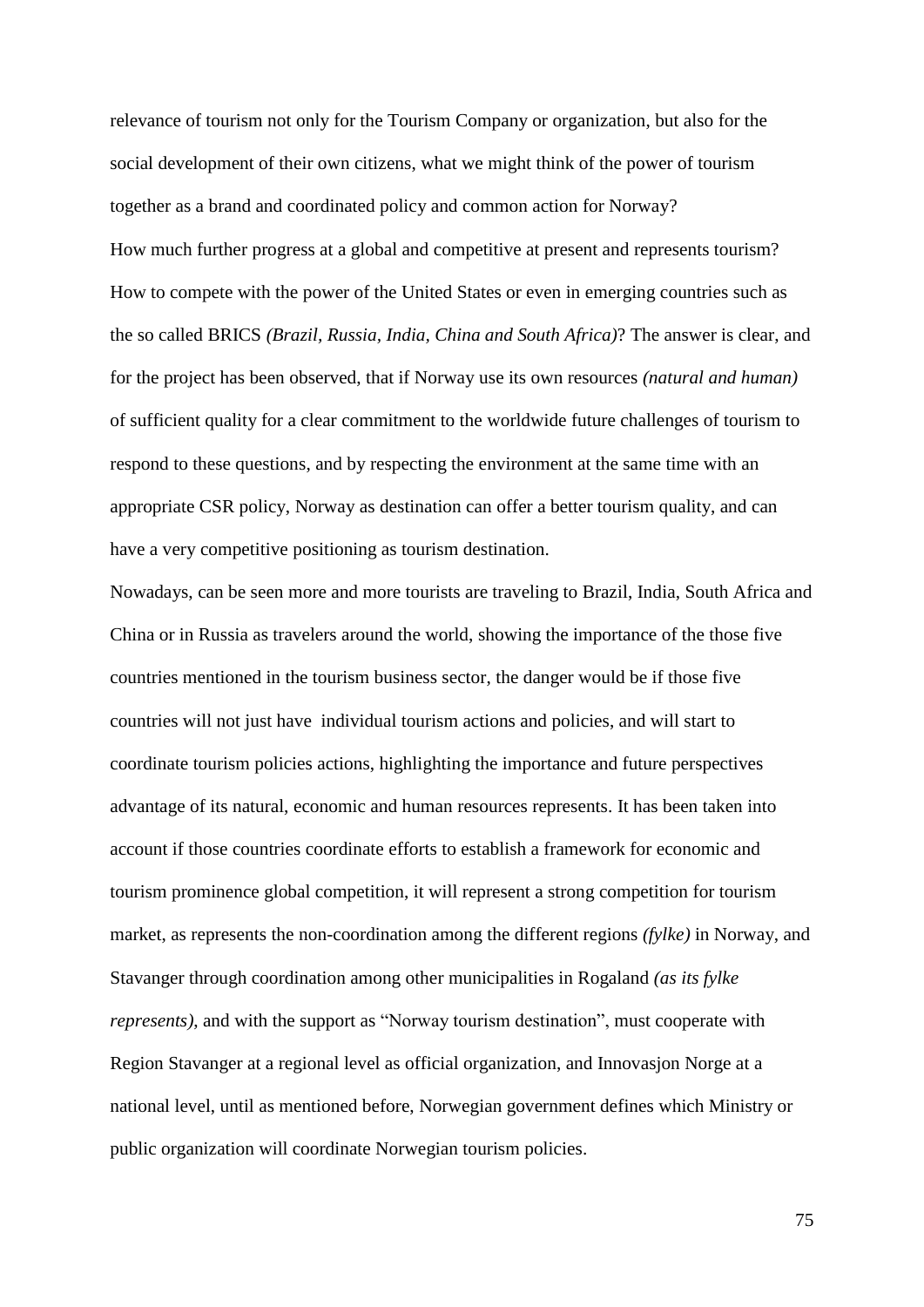relevance of tourism not only for the Tourism Company or organization, but also for the social development of their own citizens, what we might think of the power of tourism together as a brand and coordinated policy and common action for Norway?

How much further progress at a global and competitive at present and represents tourism? How to compete with the power of the United States or even in emerging countries such as the so called BRICS *(Brazil, Russia, India, China and South Africa)*? The answer is clear, and for the project has been observed, that if Norway use its own resources *(natural and human)* of sufficient quality for a clear commitment to the worldwide future challenges of tourism to respond to these questions, and by respecting the environment at the same time with an appropriate CSR policy, Norway as destination can offer a better tourism quality, and can have a very competitive positioning as tourism destination.

Nowadays, can be seen more and more tourists are traveling to Brazil, India, South Africa and China or in Russia as travelers around the world, showing the importance of the those five countries mentioned in the tourism business sector, the danger would be if those five countries will not just have individual tourism actions and policies, and will start to coordinate tourism policies actions, highlighting the importance and future perspectives advantage of its natural, economic and human resources represents. It has been taken into account if those countries coordinate efforts to establish a framework for economic and tourism prominence global competition, it will represent a strong competition for tourism market, as represents the non-coordination among the different regions *(fylke)* in Norway, and Stavanger through coordination among other municipalities in Rogaland *(as its fylke represents)*, and with the support as "Norway tourism destination", must cooperate with Region Stavanger at a regional level as official organization, and Innovasjon Norge at a national level, until as mentioned before, Norwegian government defines which Ministry or public organization will coordinate Norwegian tourism policies.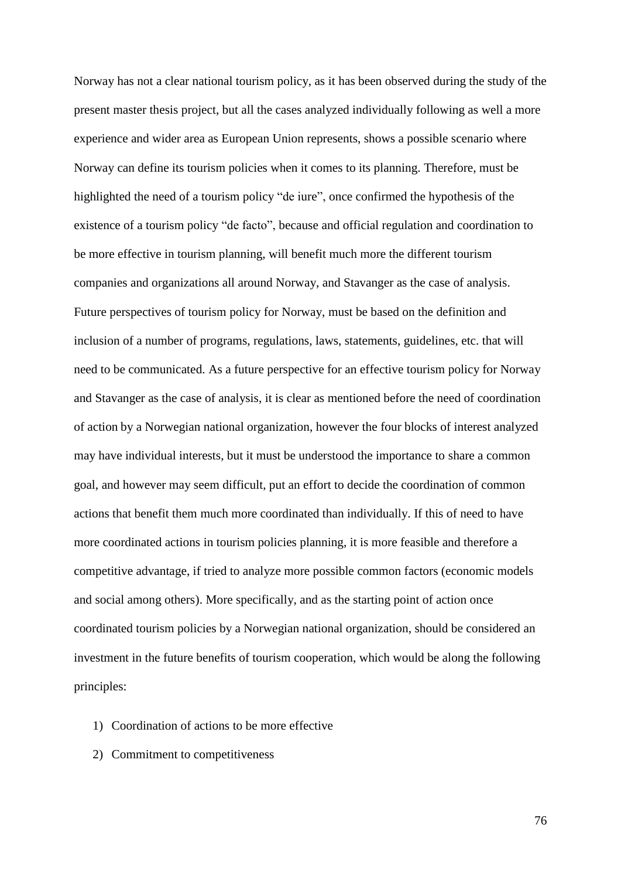Norway has not a clear national tourism policy, as it has been observed during the study of the present master thesis project, but all the cases analyzed individually following as well a more experience and wider area as European Union represents, shows a possible scenario where Norway can define its tourism policies when it comes to its planning. Therefore, must be highlighted the need of a tourism policy “de iure”, once confirmed the hypothesis of the existence of a tourism policy “de facto”, because and official regulation and coordination to be more effective in tourism planning, will benefit much more the different tourism companies and organizations all around Norway, and Stavanger as the case of analysis. Future perspectives of tourism policy for Norway, must be based on the definition and inclusion of a number of programs, regulations, laws, statements, guidelines, etc. that will need to be communicated. As a future perspective for an effective tourism policy for Norway and Stavanger as the case of analysis, it is clear as mentioned before the need of coordination of action by a Norwegian national organization, however the four blocks of interest analyzed may have individual interests, but it must be understood the importance to share a common goal, and however may seem difficult, put an effort to decide the coordination of common actions that benefit them much more coordinated than individually. If this of need to have more coordinated actions in tourism policies planning, it is more feasible and therefore a competitive advantage, if tried to analyze more possible common factors (economic models and social among others). More specifically, and as the starting point of action once coordinated tourism policies by a Norwegian national organization, should be considered an investment in the future benefits of tourism cooperation, which would be along the following principles:

1) Coordination of actions to be more effective
2) Commitment to competitiveness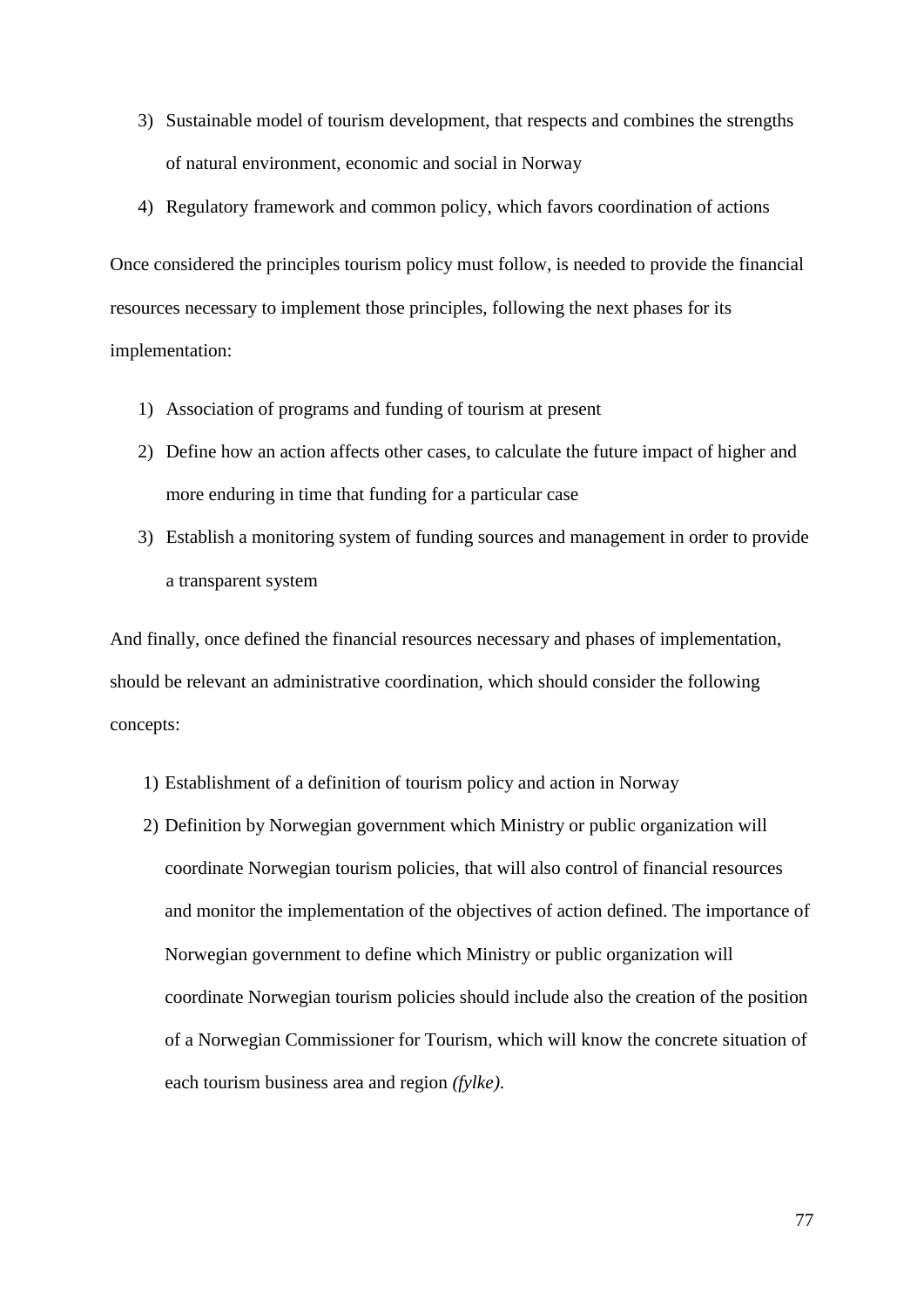3) Sustainable model of tourism development, that respects and combines the strengths of natural environment, economic and social in Norway
4) Regulatory framework and common policy, which favors coordination of actions

Once considered the principles tourism policy must follow, is needed to provide the financial resources necessary to implement those principles, following the next phases for its implementation:

1) Association of programs and funding of tourism at present
2) Define how an action affects other cases, to calculate the future impact of higher and more enduring in time that funding for a particular case
3) Establish a monitoring system of funding sources and management in order to provide a transparent system

And finally, once defined the financial resources necessary and phases of implementation, should be relevant an administrative coordination, which should consider the following concepts:

1) Establishment of a definition of tourism policy and action in Norway
2) Definition by Norwegian government which Ministry or public organization will coordinate Norwegian tourism policies, that will also control of financial resources and monitor the implementation of the objectives of action defined. The importance of Norwegian government to define which Ministry or public organization will coordinate Norwegian tourism policies should include also the creation of the position of a Norwegian Commissioner for Tourism, which will know the concrete situation of each tourism business area and region *(fylke)*.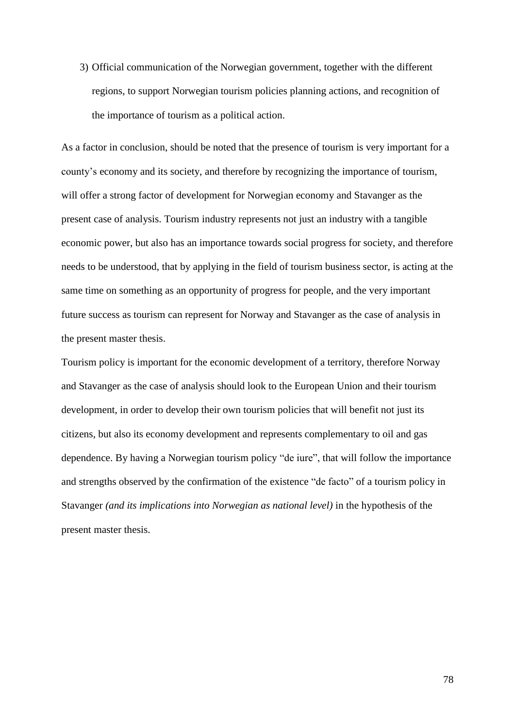3) Official communication of the Norwegian government, together with the different regions, to support Norwegian tourism policies planning actions, and recognition of the importance of tourism as a political action.

As a factor in conclusion, should be noted that the presence of tourism is very important for a county's economy and its society, and therefore by recognizing the importance of tourism, will offer a strong factor of development for Norwegian economy and Stavanger as the present case of analysis. Tourism industry represents not just an industry with a tangible economic power, but also has an importance towards social progress for society, and therefore needs to be understood, that by applying in the field of tourism business sector, is acting at the same time on something as an opportunity of progress for people, and the very important future success as tourism can represent for Norway and Stavanger as the case of analysis in the present master thesis.

Tourism policy is important for the economic development of a territory, therefore Norway and Stavanger as the case of analysis should look to the European Union and their tourism development, in order to develop their own tourism policies that will benefit not just its citizens, but also its economy development and represents complementary to oil and gas dependence. By having a Norwegian tourism policy "de iure", that will follow the importance and strengths observed by the confirmation of the existence "de facto" of a tourism policy in Stavanger *(and its implications into Norwegian as national level)* in the hypothesis of the present master thesis.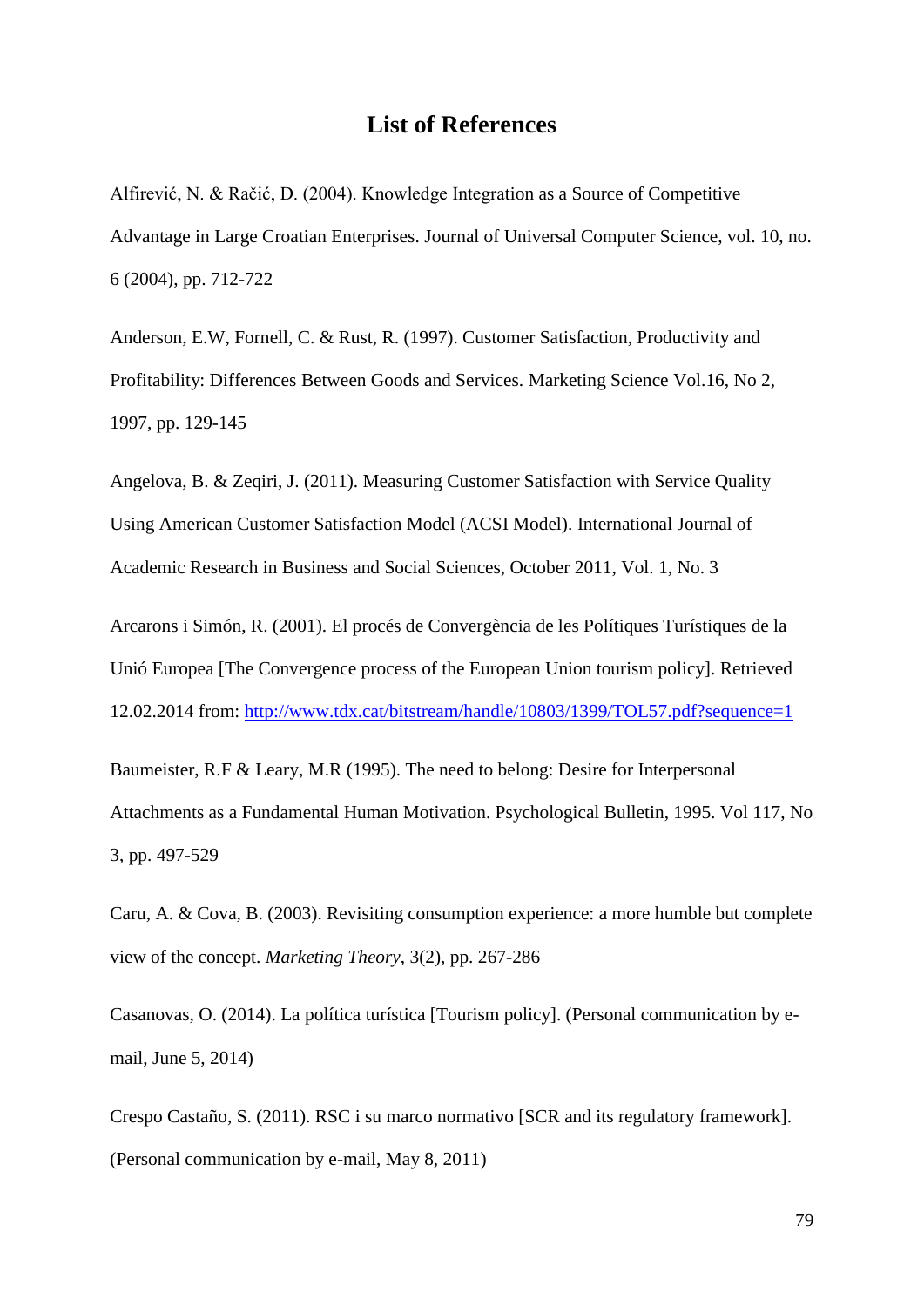# List of References

Alfirević, N. & Račić, D. (2004). Knowledge Integration as a Source of Competitive Advantage in Large Croatian Enterprises. Journal of Universal Computer Science, vol. 10, no. 6 (2004), pp. 712-722

Anderson, E.W, Fornell, C. & Rust, R. (1997). Customer Satisfaction, Productivity and Profitability: Differences Between Goods and Services. Marketing Science Vol.16, No 2, 1997, pp. 129-145

Angelova, B. & Zeqiri, J. (2011). Measuring Customer Satisfaction with Service Quality Using American Customer Satisfaction Model (ACSI Model). International Journal of Academic Research in Business and Social Sciences, October 2011, Vol. 1, No. 3

Arcarons i Simón, R. (2001). El procés de Convergència de les Polítiques Turístiques de la Unió Europea [The Convergence process of the European Union tourism policy]. Retrieved 12.02.2014 from: http://www.tdx.cat/bitstream/handle/10803/1399/TOL57.pdf?sequence=1

Baumeister, R.F & Leary, M.R (1995). The need to belong: Desire for Interpersonal Attachments as a Fundamental Human Motivation. Psychological Bulletin, 1995. Vol 117, No 3, pp. 497-529

Caru, A. & Cova, B. (2003). Revisiting consumption experience: a more humble but complete view of the concept. *Marketing Theory*, 3(2), pp. 267-286

Casanovas, O. (2014). La política turística [Tourism policy]. (Personal communication by e-mail, June 5, 2014)

Crespo Castaño, S. (2011). RSC i su marco normativo [SCR and its regulatory framework]. (Personal communication by e-mail, May 8, 2011)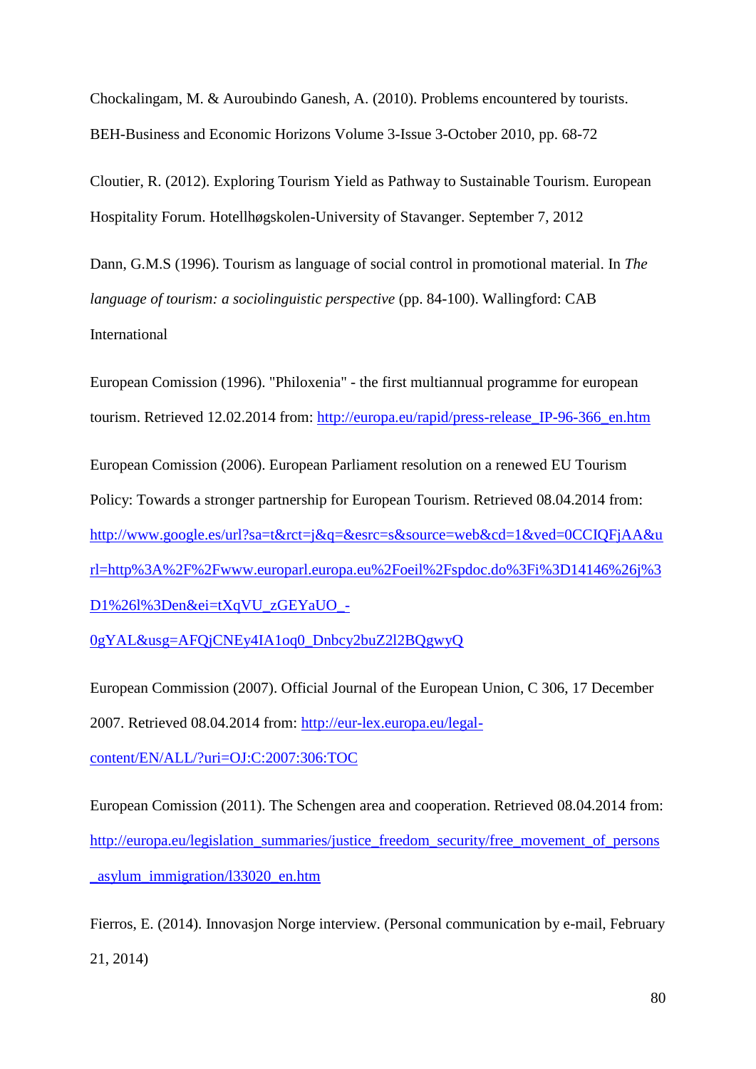Chockalingam, M. & Auroubindo Ganesh, A. (2010). Problems encountered by tourists. BEH-Business and Economic Horizons Volume 3-Issue 3-October 2010, pp. 68-72

Cloutier, R. (2012). Exploring Tourism Yield as Pathway to Sustainable Tourism. European Hospitality Forum. Hotellhøgskolen-University of Stavanger. September 7, 2012

Dann, G.M.S (1996). Tourism as language of social control in promotional material. In *The language of tourism: a sociolinguistic perspective* (pp. 84-100). Wallingford: CAB International

European Comission (1996). "Philoxenia" - the first multiannual programme for european tourism. Retrieved 12.02.2014 from: http://europa.eu/rapid/press-release_IP-96-366_en.htm

European Comission (2006). European Parliament resolution on a renewed EU Tourism Policy: Towards a stronger partnership for European Tourism. Retrieved 08.04.2014 from: http://www.google.es/url?sa=t&rct=j&q=&esrc=s&source=web&cd=1&ved=0CCIQFjAA&url=http%3A%2F%2Fwww.europarl.europa.eu%2Foeil%2Fspdoc.do%3Fi%3D14146%26j%3D1%26l%3Den&ei=tXqVU_zGEYaUO_-0gYAL&usg=AFQjCNEy4IA1oq0_Dnbcy2buZ2l2BQgwyQ

European Commission (2007). Official Journal of the European Union, C 306, 17 December 2007. Retrieved 08.04.2014 from: http://eur-lex.europa.eu/legal-content/EN/ALL/?uri=OJ:C:2007:306:TOC

European Comission (2011). The Schengen area and cooperation. Retrieved 08.04.2014 from: http://europa.eu/legislation_summaries/justice_freedom_security/free_movement_of_persons_asylum_immigration/l33020_en.htm

Fierros, E. (2014). Innovasjon Norge interview. (Personal communication by e-mail, February 21, 2014)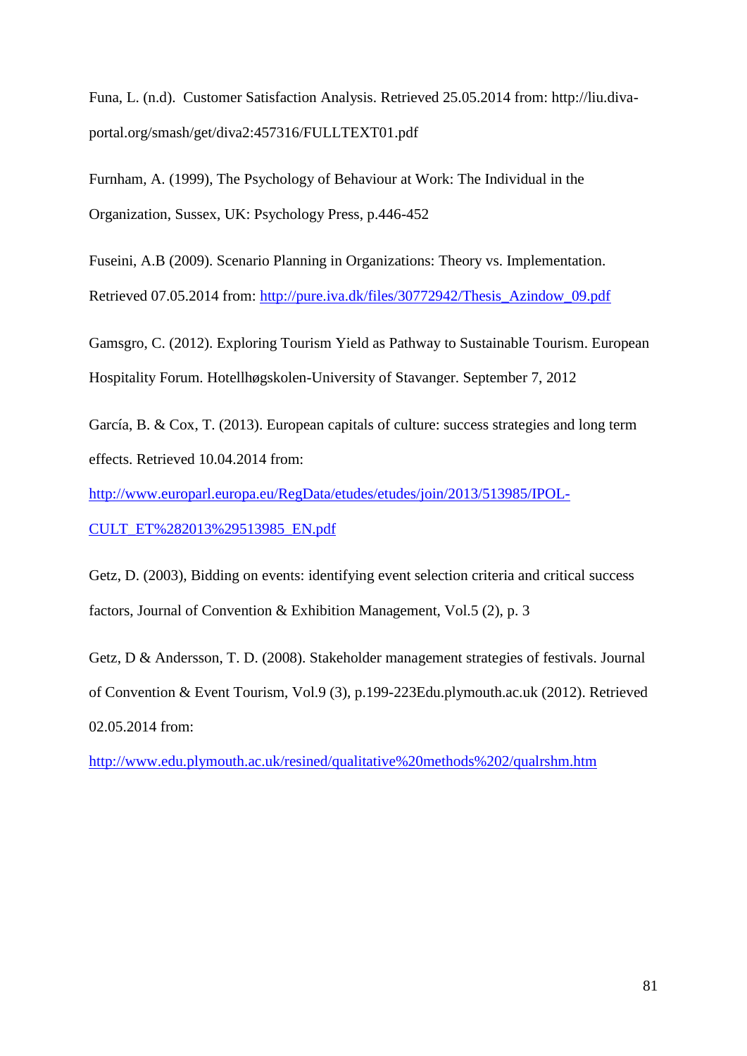Funa, L. (n.d). Customer Satisfaction Analysis. Retrieved 25.05.2014 from: http://liu.diva-portal.org/smash/get/diva2:457316/FULLTEXT01.pdf

Furnham, A. (1999), The Psychology of Behaviour at Work: The Individual in the Organization, Sussex, UK: Psychology Press, p.446-452

Fuseini, A.B (2009). Scenario Planning in Organizations: Theory vs. Implementation. Retrieved 07.05.2014 from: http://pure.iva.dk/files/30772942/Thesis_Azindow_09.pdf

Gamsgro, C. (2012). Exploring Tourism Yield as Pathway to Sustainable Tourism. European Hospitality Forum. Hotellhøgskolen-University of Stavanger. September 7, 2012

García, B. & Cox, T. (2013). European capitals of culture: success strategies and long term effects. Retrieved 10.04.2014 from: http://www.europarl.europa.eu/RegData/etudes/etudes/join/2013/513985/IPOL-CULT_ET%282013%29513985_EN.pdf

Getz, D. (2003), Bidding on events: identifying event selection criteria and critical success factors, Journal of Convention & Exhibition Management, Vol.5 (2), p. 3

Getz, D & Andersson, T. D. (2008). Stakeholder management strategies of festivals. Journal of Convention & Event Tourism, Vol.9 (3), p.199-223Edu.plymouth.ac.uk (2012). Retrieved 02.05.2014 from: http://www.edu.plymouth.ac.uk/resined/qualitative%20methods%202/qualrshm.htm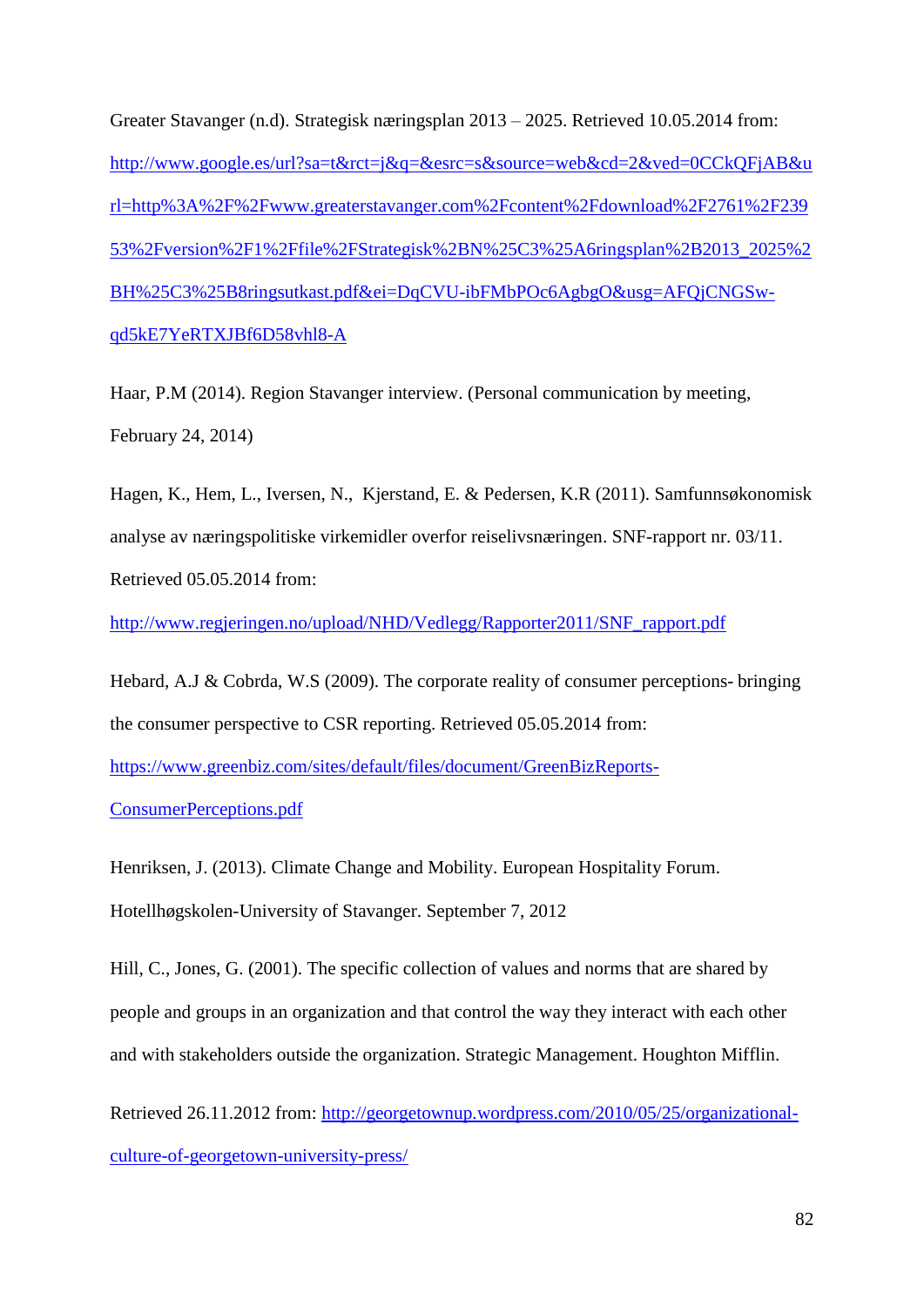Greater Stavanger (n.d). Strategisk næringsplan 2013 – 2025. Retrieved 10.05.2014 from: http://www.google.es/url?sa=t&rct=j&q=&esrc=s&source=web&cd=2&ved=0CCkQFjAB&url=http%3A%2F%2Fwww.greaterstavanger.com%2Fcontent%2Fdownload%2F2761%2F23953%2Fversion%2F1%2Ffile%2FStrategisk%2BN%25C3%25A6ringsplan%2B2013_2025%2BH%25C3%25B8ringsutkast.pdf&ei=DqCVU-ibFMbPOc6AgbgO&usg=AFQjCNGSw-qd5kE7YeRTXJBf6D58vhl8-A

Haar, P.M (2014). Region Stavanger interview. (Personal communication by meeting, February 24, 2014)

Hagen, K., Hem, L., Iversen, N., Kjerstand, E. & Pedersen, K.R (2011). Samfunnsøkonomisk analyse av næringspolitiske virkemidler overfor reiselivsnæringen. SNF-rapport nr. 03/11. Retrieved 05.05.2014 from: http://www.regjeringen.no/upload/NHD/Vedlegg/Rapporter2011/SNF_rapport.pdf

Hebard, A.J & Cobrda, W.S (2009). The corporate reality of consumer perceptions- bringing the consumer perspective to CSR reporting. Retrieved 05.05.2014 from: https://www.greenbiz.com/sites/default/files/document/GreenBizReports-ConsumerPerceptions.pdf

Henriksen, J. (2013). Climate Change and Mobility. European Hospitality Forum. Hotellhøgskolen-University of Stavanger. September 7, 2012

Hill, C., Jones, G. (2001). The specific collection of values and norms that are shared by people and groups in an organization and that control the way they interact with each other and with stakeholders outside the organization. Strategic Management. Houghton Mifflin.

Retrieved 26.11.2012 from: http://georgetownup.wordpress.com/2010/05/25/organizational-culture-of-georgetown-university-press/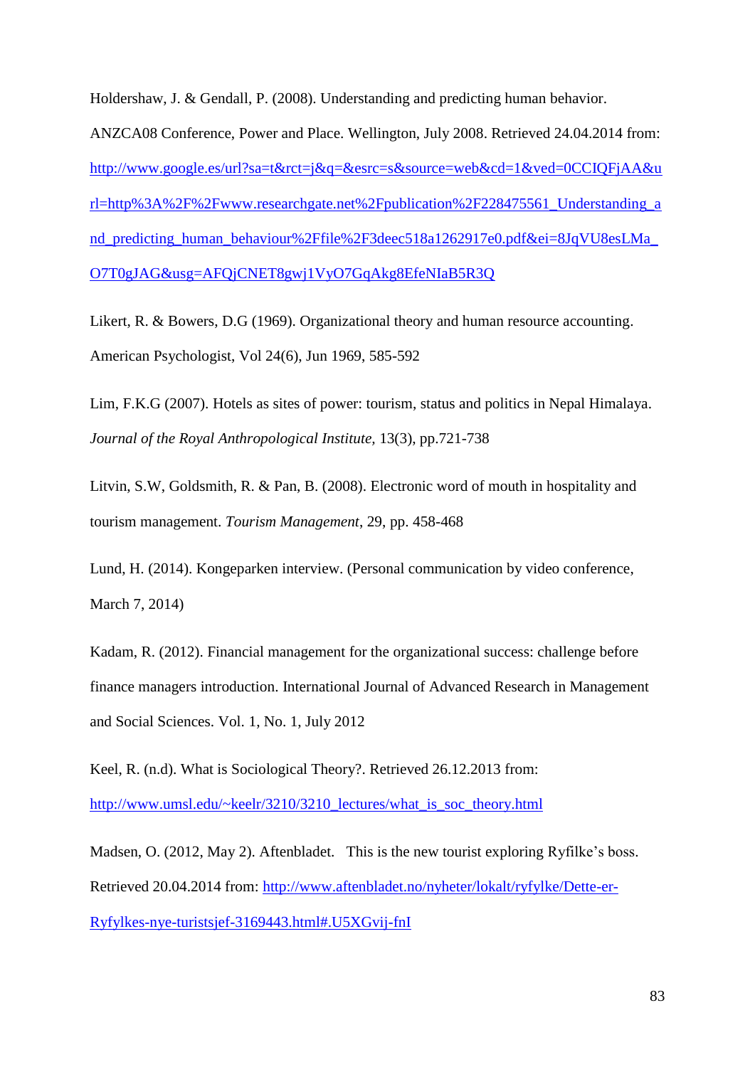Holdershaw, J. & Gendall, P. (2008). Understanding and predicting human behavior. ANZCA08 Conference, Power and Place. Wellington, July 2008. Retrieved 24.04.2014 from: http://www.google.es/url?sa=t&rct=j&q=&esrc=s&source=web&cd=1&ved=0CCIQFjAA&url=http%3A%2F%2Fwww.researchgate.net%2Fpublication%2F228475561_Understanding_and_predicting_human_behaviour%2Ffile%2F3deec518a1262917e0.pdf&ei=8JqVU8esLMa_O7T0gJAG&usg=AFQjCNET8gwj1VyO7GqAkg8EfeNIaB5R3Q

Likert, R. & Bowers, D.G (1969). Organizational theory and human resource accounting. American Psychologist, Vol 24(6), Jun 1969, 585-592

Lim, F.K.G (2007). Hotels as sites of power: tourism, status and politics in Nepal Himalaya. *Journal of the Royal Anthropological Institute,* 13(3), pp.721-738

Litvin, S.W, Goldsmith, R. & Pan, B. (2008). Electronic word of mouth in hospitality and tourism management. *Tourism Management*, 29, pp. 458-468

Lund, H. (2014). Kongeparken interview. (Personal communication by video conference, March 7, 2014)

Kadam, R. (2012). Financial management for the organizational success: challenge before finance managers introduction. International Journal of Advanced Research in Management and Social Sciences. Vol. 1, No. 1, July 2012

Keel, R. (n.d). What is Sociological Theory?. Retrieved 26.12.2013 from: http://www.umsl.edu/~keelr/3210/3210_lectures/what_is_soc_theory.html

Madsen, O. (2012, May 2). Aftenbladet. This is the new tourist exploring Ryfilke's boss. Retrieved 20.04.2014 from: http://www.aftenbladet.no/nyheter/lokalt/ryfylke/Dette-er-Ryfylkes-nye-turistsjef-3169443.html#.U5XGvij-fnI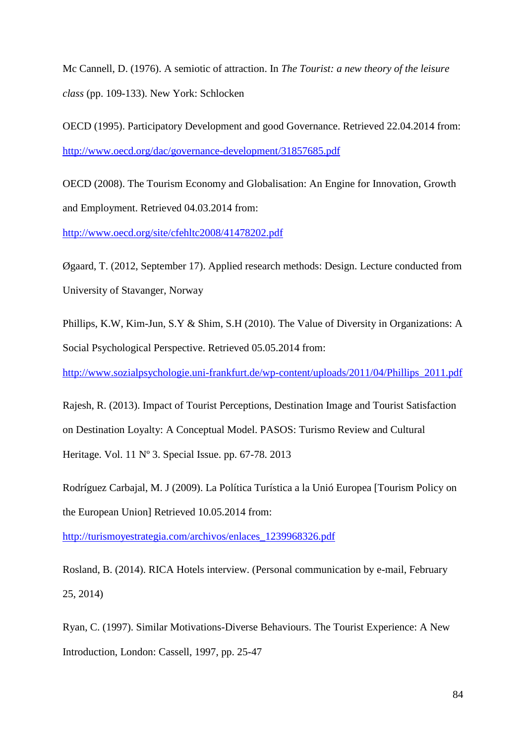Mc Cannell, D. (1976). A semiotic of attraction. In *The Tourist: a new theory of the leisure class* (pp. 109-133). New York: Schlocken

OECD (1995). Participatory Development and good Governance. Retrieved 22.04.2014 from: http://www.oecd.org/dac/governance-development/31857685.pdf

OECD (2008). The Tourism Economy and Globalisation: An Engine for Innovation, Growth and Employment. Retrieved 04.03.2014 from: http://www.oecd.org/site/cfehltc2008/41478202.pdf

Øgaard, T. (2012, September 17). Applied research methods: Design. Lecture conducted from University of Stavanger, Norway

Phillips, K.W, Kim-Jun, S.Y & Shim, S.H (2010). The Value of Diversity in Organizations: A Social Psychological Perspective. Retrieved 05.05.2014 from: http://www.sozialpsychologie.uni-frankfurt.de/wp-content/uploads/2011/04/Phillips_2011.pdf

Rajesh, R. (2013). Impact of Tourist Perceptions, Destination Image and Tourist Satisfaction on Destination Loyalty: A Conceptual Model. PASOS: Turismo Review and Cultural Heritage. Vol. 11 Nº 3. Special Issue. pp. 67-78. 2013

Rodríguez Carbajal, M. J (2009). La Política Turística a la Unió Europea [Tourism Policy on the European Union] Retrieved 10.05.2014 from: http://turismoyestrategia.com/archivos/enlaces_1239968326.pdf

Rosland, B. (2014). RICA Hotels interview. (Personal communication by e-mail, February 25, 2014)

Ryan, C. (1997). Similar Motivations-Diverse Behaviours. The Tourist Experience: A New Introduction, London: Cassell, 1997, pp. 25-47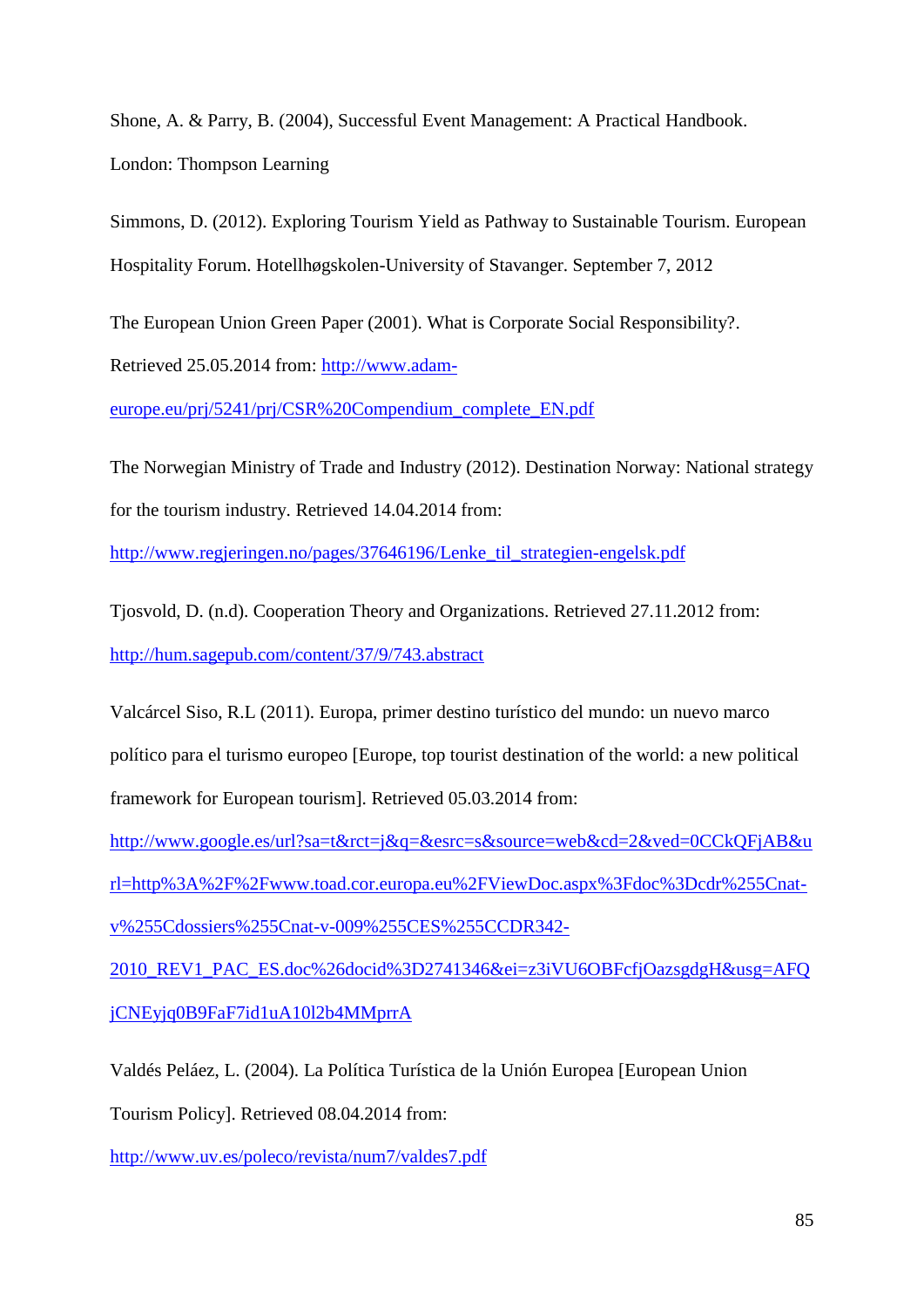Shone, A. & Parry, B. (2004), Successful Event Management: A Practical Handbook. London: Thompson Learning

Simmons, D. (2012). Exploring Tourism Yield as Pathway to Sustainable Tourism. European Hospitality Forum. Hotellhøgskolen-University of Stavanger. September 7, 2012

The European Union Green Paper (2001). What is Corporate Social Responsibility?. Retrieved 25.05.2014 from: http://www.adam-europe.eu/prj/5241/prj/CSR%20Compendium_complete_EN.pdf

The Norwegian Ministry of Trade and Industry (2012). Destination Norway: National strategy for the tourism industry. Retrieved 14.04.2014 from: http://www.regjeringen.no/pages/37646196/Lenke_til_strategien-engelsk.pdf

Tjosvold, D. (n.d). Cooperation Theory and Organizations. Retrieved 27.11.2012 from: http://hum.sagepub.com/content/37/9/743.abstract

Valcárcel Siso, R.L (2011). Europa, primer destino turístico del mundo: un nuevo marco político para el turismo europeo [Europe, top tourist destination of the world: a new political framework for European tourism]. Retrieved 05.03.2014 from: http://www.google.es/url?sa=t&rct=j&q=&esrc=s&source=web&cd=2&ved=0CCkQFjAB&url=http%3A%2F%2Fwww.toad.cor.europa.eu%2FViewDoc.aspx%3Fdoc%3Dcdr%255Cnat-v%255Cdossiers%255Cnat-v-009%255CES%255CCDR342-2010_REV1_PAC_ES.doc%26docid%3D2741346&ei=z3iVU6OBFcfjOazsgdgH&usg=AFQjCNEyjq0B9FaF7id1uA10l2b4MMprrA

Valdés Peláez, L. (2004). La Política Turística de la Unión Europea [European Union Tourism Policy]. Retrieved 08.04.2014 from: http://www.uv.es/poleco/revista/num7/valdes7.pdf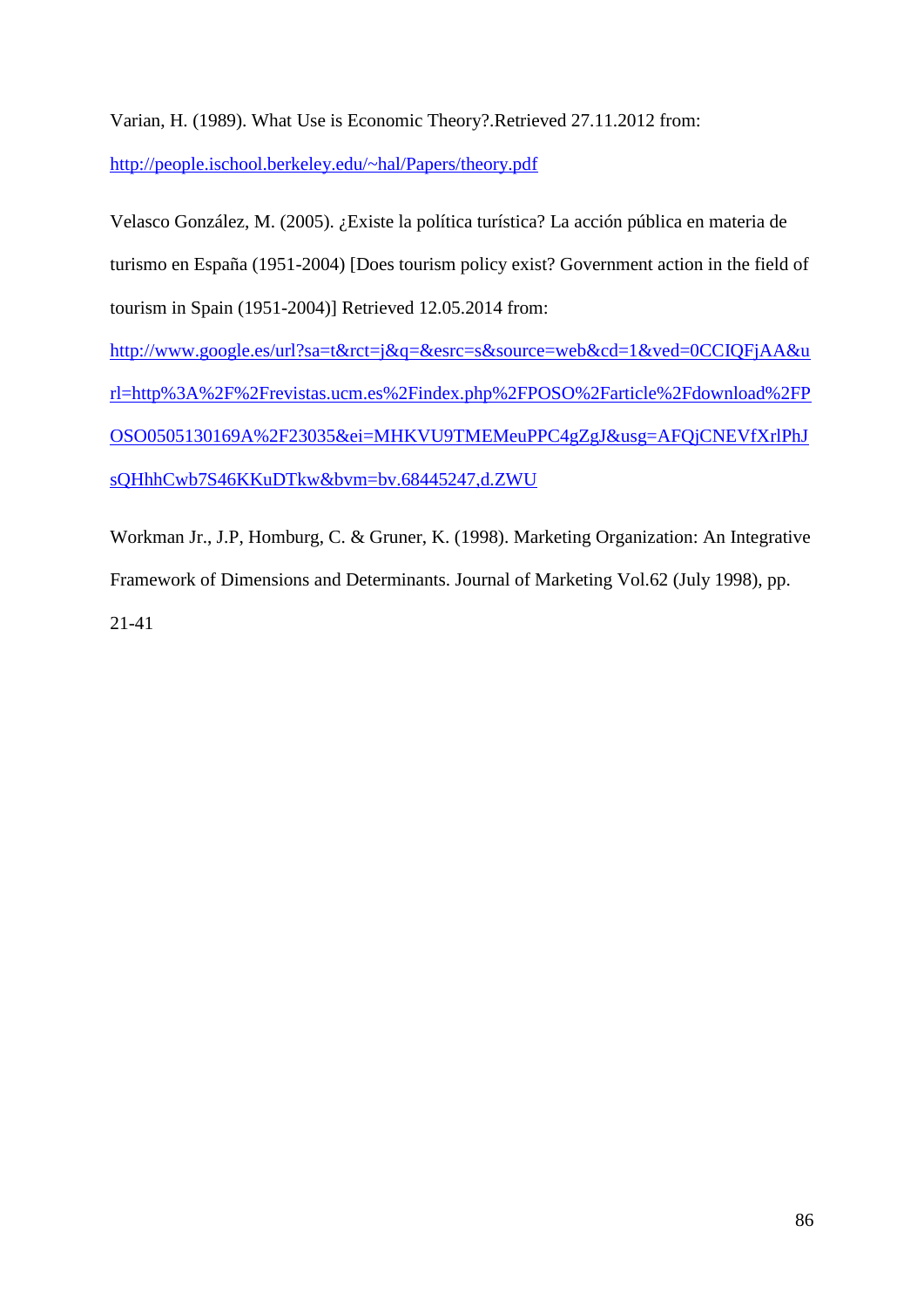Varian, H. (1989). What Use is Economic Theory?.Retrieved 27.11.2012 from: http://people.ischool.berkeley.edu/~hal/Papers/theory.pdf

Velasco González, M. (2005). ¿Existe la política turística? La acción pública en materia de turismo en España (1951-2004) [Does tourism policy exist? Government action in the field of tourism in Spain (1951-2004)] Retrieved 12.05.2014 from: http://www.google.es/url?sa=t&rct=j&q=&esrc=s&source=web&cd=1&ved=0CCIQFjAA&url=http%3A%2F%2Frevistas.ucm.es%2Findex.php%2FPOSO%2Farticle%2Fdownload%2FPOSO0505130169A%2F23035&ei=MHKVU9TMEMeuPPC4gZgJ&usg=AFQjCNEVfXrlPhJsQHhhCwb7S46KKuDTkw&bvm=bv.68445247,d.ZWU

Workman Jr., J.P, Homburg, C. & Gruner, K. (1998). Marketing Organization: An Integrative Framework of Dimensions and Determinants. Journal of Marketing Vol.62 (July 1998), pp. 21-41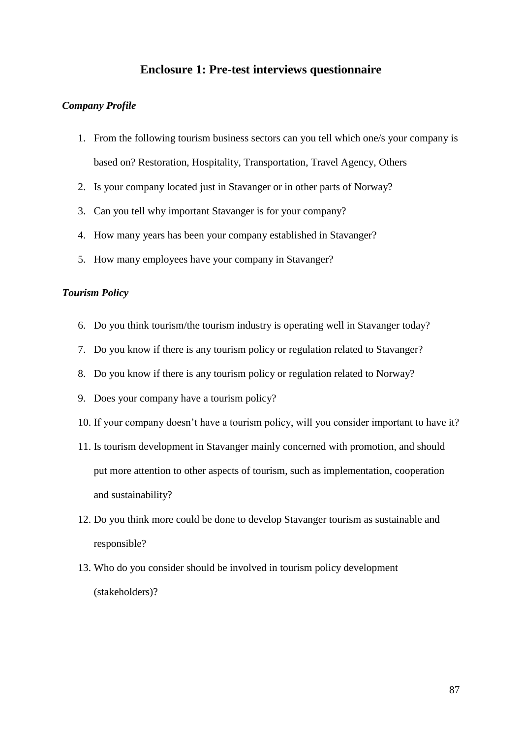## Enclosure 1: Pre-test interviews questionnaire

### *Company Profile*

1. From the following tourism business sectors can you tell which one/s your company is based on? Restoration, Hospitality, Transportation, Travel Agency, Others
2. Is your company located just in Stavanger or in other parts of Norway?
3. Can you tell why important Stavanger is for your company?
4. How many years has been your company established in Stavanger?
5. How many employees have your company in Stavanger?

### *Tourism Policy*

6. Do you think tourism/the tourism industry is operating well in Stavanger today?
7. Do you know if there is any tourism policy or regulation related to Stavanger?
8. Do you know if there is any tourism policy or regulation related to Norway?
9. Does your company have a tourism policy?
10. If your company doesn't have a tourism policy, will you consider important to have it?
11. Is tourism development in Stavanger mainly concerned with promotion, and should put more attention to other aspects of tourism, such as implementation, cooperation and sustainability?
12. Do you think more could be done to develop Stavanger tourism as sustainable and responsible?
13. Who do you consider should be involved in tourism policy development (stakeholders)?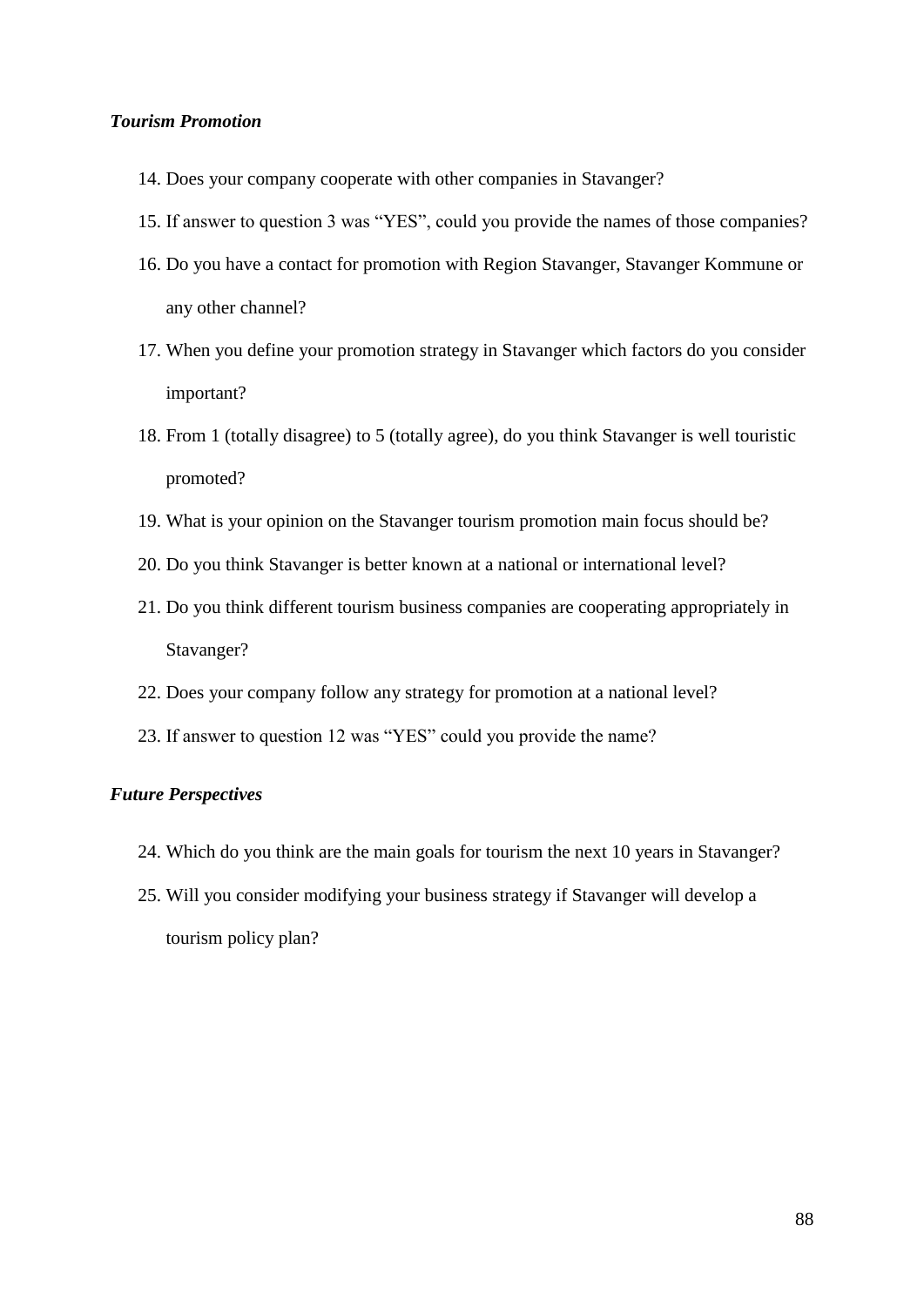***Tourism Promotion***

14. Does your company cooperate with other companies in Stavanger?
15. If answer to question 3 was "YES", could you provide the names of those companies?
16. Do you have a contact for promotion with Region Stavanger, Stavanger Kommune or any other channel?
17. When you define your promotion strategy in Stavanger which factors do you consider important?
18. From 1 (totally disagree) to 5 (totally agree), do you think Stavanger is well touristic promoted?
19. What is your opinion on the Stavanger tourism promotion main focus should be?
20. Do you think Stavanger is better known at a national or international level?
21. Do you think different tourism business companies are cooperating appropriately in Stavanger?
22. Does your company follow any strategy for promotion at a national level?
23. If answer to question 12 was "YES" could you provide the name?

***Future Perspectives***

24. Which do you think are the main goals for tourism the next 10 years in Stavanger?
25. Will you consider modifying your business strategy if Stavanger will develop a tourism policy plan?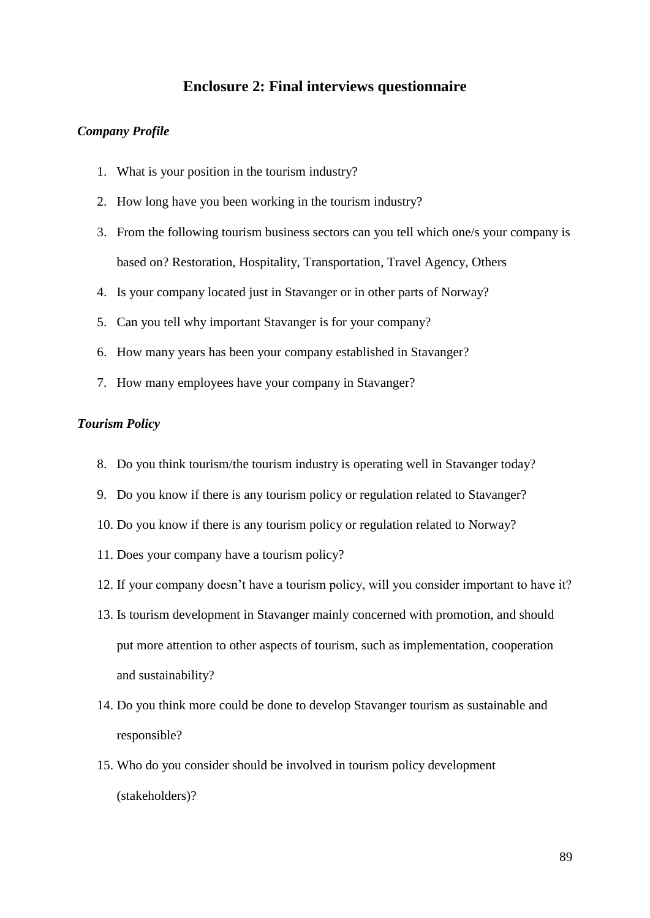## Enclosure 2: Final interviews questionnaire

***Company Profile***

1. What is your position in the tourism industry?
2. How long have you been working in the tourism industry?
3. From the following tourism business sectors can you tell which one/s your company is based on? Restoration, Hospitality, Transportation, Travel Agency, Others
4. Is your company located just in Stavanger or in other parts of Norway?
5. Can you tell why important Stavanger is for your company?
6. How many years has been your company established in Stavanger?
7. How many employees have your company in Stavanger?

***Tourism Policy***

8. Do you think tourism/the tourism industry is operating well in Stavanger today?
9. Do you know if there is any tourism policy or regulation related to Stavanger?
10. Do you know if there is any tourism policy or regulation related to Norway?
11. Does your company have a tourism policy?
12. If your company doesn't have a tourism policy, will you consider important to have it?
13. Is tourism development in Stavanger mainly concerned with promotion, and should put more attention to other aspects of tourism, such as implementation, cooperation and sustainability?
14. Do you think more could be done to develop Stavanger tourism as sustainable and responsible?
15. Who do you consider should be involved in tourism policy development (stakeholders)?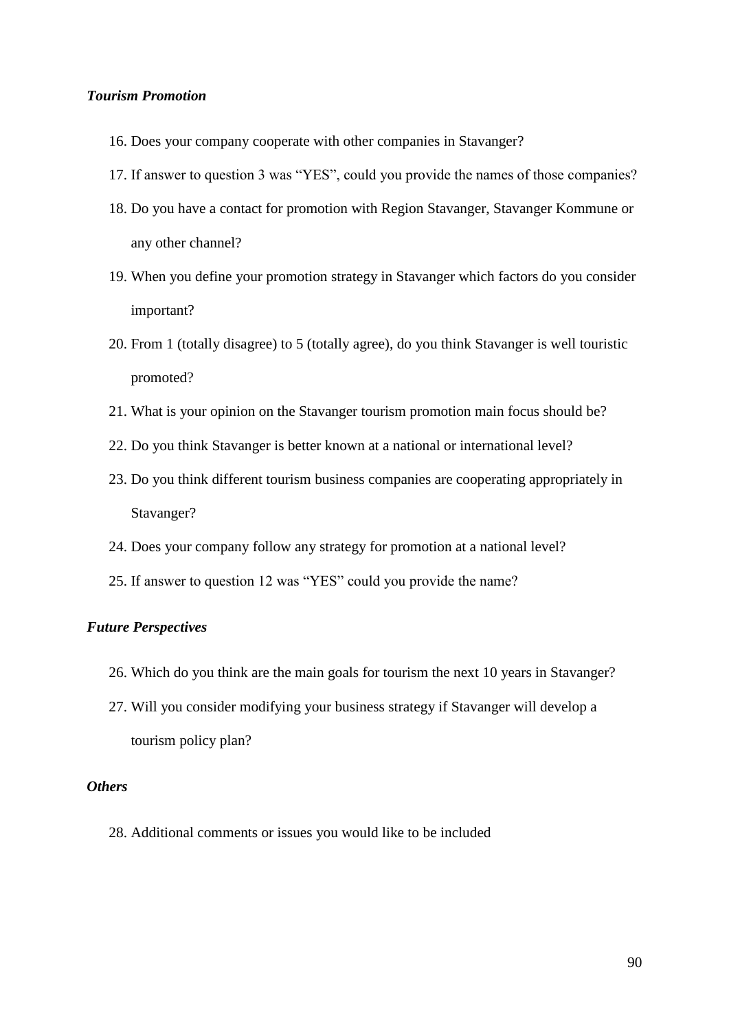***Tourism Promotion***

16. Does your company cooperate with other companies in Stavanger?
17. If answer to question 3 was "YES", could you provide the names of those companies?
18. Do you have a contact for promotion with Region Stavanger, Stavanger Kommune or any other channel?
19. When you define your promotion strategy in Stavanger which factors do you consider important?
20. From 1 (totally disagree) to 5 (totally agree), do you think Stavanger is well touristic promoted?
21. What is your opinion on the Stavanger tourism promotion main focus should be?
22. Do you think Stavanger is better known at a national or international level?
23. Do you think different tourism business companies are cooperating appropriately in Stavanger?
24. Does your company follow any strategy for promotion at a national level?
25. If answer to question 12 was "YES" could you provide the name?

***Future Perspectives***

26. Which do you think are the main goals for tourism the next 10 years in Stavanger?
27. Will you consider modifying your business strategy if Stavanger will develop a tourism policy plan?

***Others***

28. Additional comments or issues you would like to be included